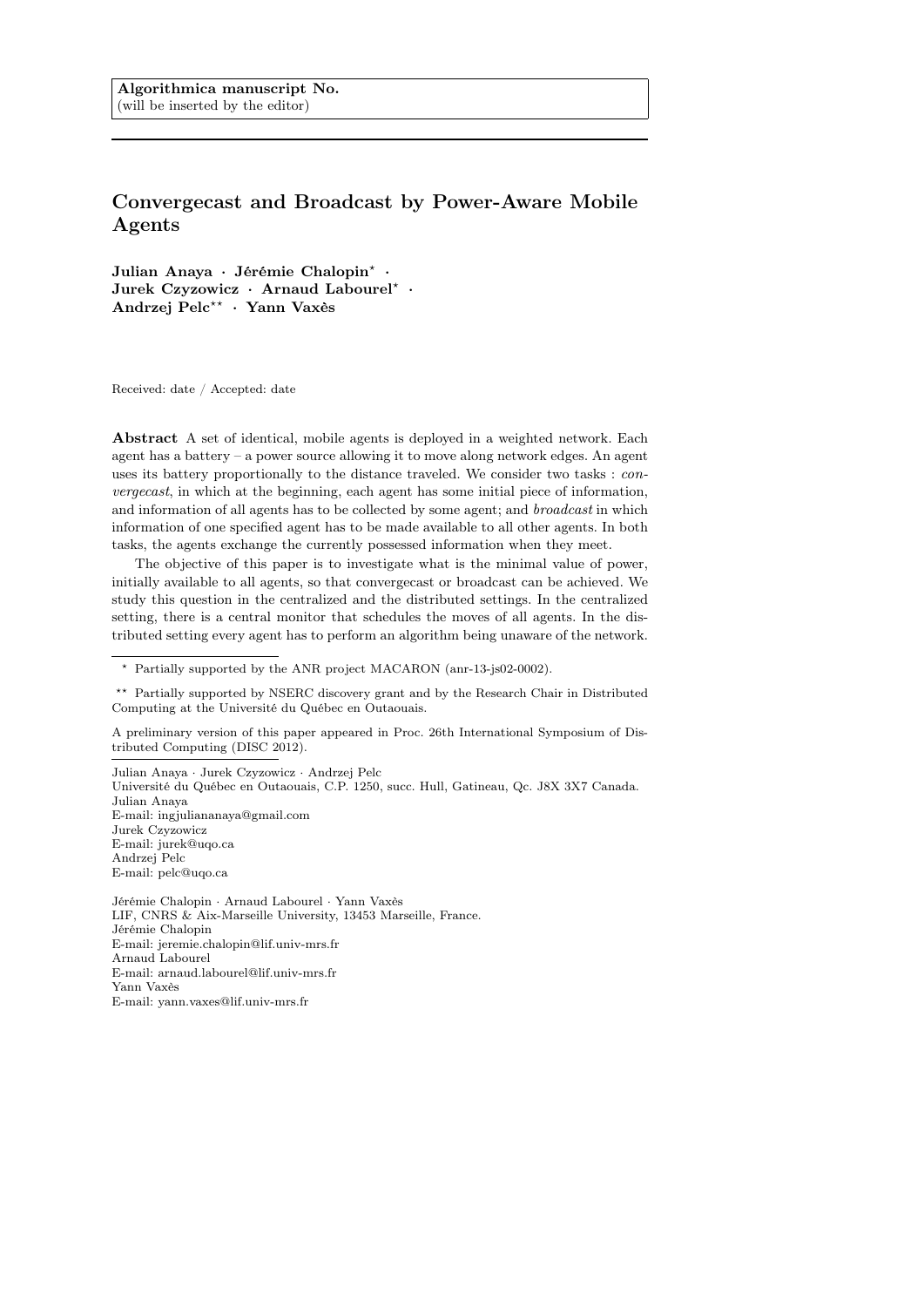**Algorithmica manuscript No.**
(will be inserted by the editor)

# Convergecast and Broadcast by Power-Aware Mobile Agents

**Julian Anaya · Jérémie Chalopin[*] · Jurek Czyzowicz · Arnaud Labourel[*] · Andrzej Pelc[**] · Yann Vaxès**

Received: date / Accepted: date

**Abstract** A set of identical, mobile agents is deployed in a weighted network. Each agent has a battery – a power source allowing it to move along network edges. An agent uses its battery proportionally to the distance traveled. We consider two tasks : *convergecast*, in which at the beginning, each agent has some initial piece of information, and information of all agents has to be collected by some agent; and *broadcast* in which information of one specified agent has to be made available to all other agents. In both tasks, the agents exchange the currently possessed information when they meet.

The objective of this paper is to investigate what is the minimal value of power, initially available to all agents, so that convergecast or broadcast can be achieved. We study this question in the centralized and the distributed settings. In the centralized setting, there is a central monitor that schedules the moves of all agents. In the distributed setting every agent has to perform an algorithm being unaware of the network.

[*] Partially supported by the ANR project MACARON (anr-13-js02-0002).

[**] Partially supported by NSERC discovery grant and by the Research Chair in Distributed Computing at the Université du Québec en Outaouais.

A preliminary version of this paper appeared in Proc. 26th International Symposium of Distributed Computing (DISC 2012).

Julian Anaya · Jurek Czyzowicz · Andrzej Pelc
Université du Québec en Outaouais, C.P. 1250, succ. Hull, Gatineau, Qc. J8X 3X7 Canada.
Julian Anaya
E-mail: ingjuliananaya@gmail.com
Jurek Czyzowicz
E-mail: jurek@uqo.ca
Andrzej Pelc
E-mail: pelc@uqo.ca

Jérémie Chalopin · Arnaud Labourel · Yann Vaxès
LIF, CNRS & Aix-Marseille University, 13453 Marseille, France.
Jérémie Chalopin
E-mail: jeremie.chalopin@lif.univ-mrs.fr
Arnaud Labourel
E-mail: arnaud.labourel@lif.univ-mrs.fr
Yann Vaxès
E-mail: yann.vaxes@lif.univ-mrs.fr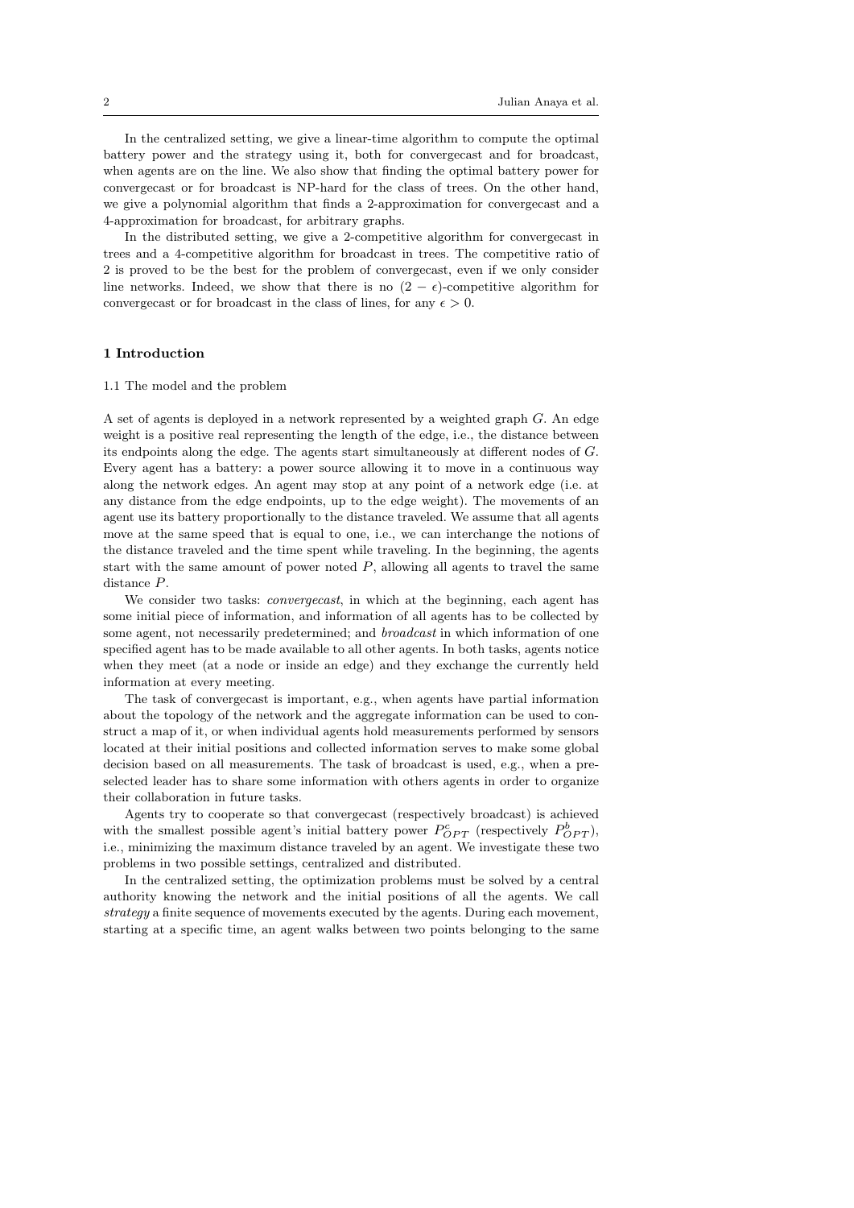In the centralized setting, we give a linear-time algorithm to compute the optimal battery power and the strategy using it, both for convergecast and for broadcast, when agents are on the line. We also show that finding the optimal battery power for convergecast or for broadcast is NP-hard for the class of trees. On the other hand, we give a polynomial algorithm that finds a 2-approximation for convergecast and a 4-approximation for broadcast, for arbitrary graphs.

In the distributed setting, we give a 2-competitive algorithm for convergecast in trees and a 4-competitive algorithm for broadcast in trees. The competitive ratio of 2 is proved to be the best for the problem of convergecast, even if we only consider line networks. Indeed, we show that there is no $(2 - \epsilon)$-competitive algorithm for convergecast or for broadcast in the class of lines, for any $\epsilon > 0$.

## 1 Introduction

### 1.1 The model and the problem

A set of agents is deployed in a network represented by a weighted graph $G$. An edge weight is a positive real representing the length of the edge, i.e., the distance between its endpoints along the edge. The agents start simultaneously at different nodes of $G$. Every agent has a battery: a power source allowing it to move in a continuous way along the network edges. An agent may stop at any point of a network edge (i.e. at any distance from the edge endpoints, up to the edge weight). The movements of an agent use its battery proportionally to the distance traveled. We assume that all agents move at the same speed that is equal to one, i.e., we can interchange the notions of the distance traveled and the time spent while traveling. In the beginning, the agents start with the same amount of power noted $P$, allowing all agents to travel the same distance $P$.

We consider two tasks: *convergecast*, in which at the beginning, each agent has some initial piece of information, and information of all agents has to be collected by some agent, not necessarily predetermined; and *broadcast* in which information of one specified agent has to be made available to all other agents. In both tasks, agents notice when they meet (at a node or inside an edge) and they exchange the currently held information at every meeting.

The task of convergecast is important, e.g., when agents have partial information about the topology of the network and the aggregate information can be used to construct a map of it, or when individual agents hold measurements performed by sensors located at their initial positions and collected information serves to make some global decision based on all measurements. The task of broadcast is used, e.g., when a preselected leader has to share some information with others agents in order to organize their collaboration in future tasks.

Agents try to cooperate so that convergecast (respectively broadcast) is achieved with the smallest possible agent's initial battery power $P^c_{OPT}$ (respectively $P^b_{OPT}$), i.e., minimizing the maximum distance traveled by an agent. We investigate these two problems in two possible settings, centralized and distributed.

In the centralized setting, the optimization problems must be solved by a central authority knowing the network and the initial positions of all the agents. We call *strategy* a finite sequence of movements executed by the agents. During each movement, starting at a specific time, an agent walks between two points belonging to the same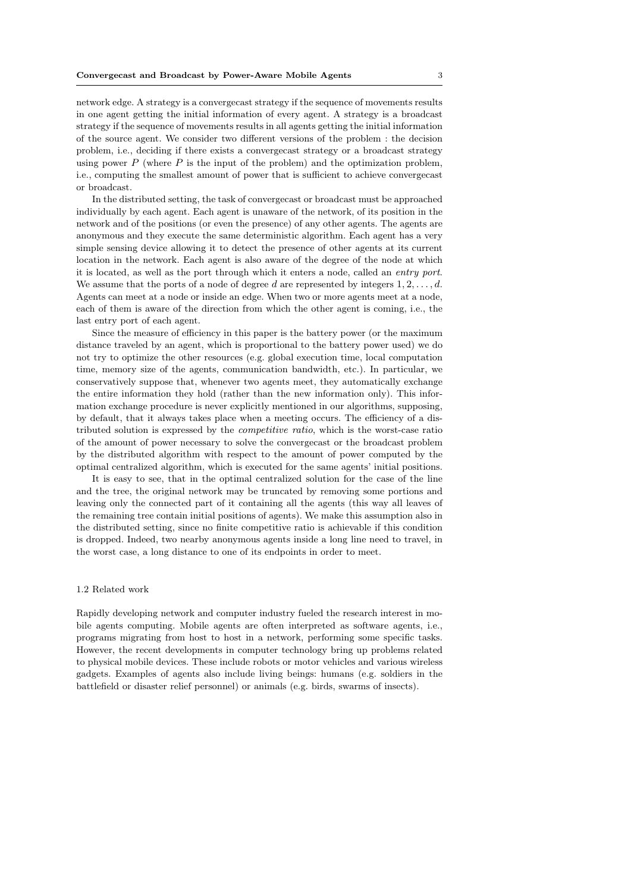network edge. A strategy is a convergecast strategy if the sequence of movements results in one agent getting the initial information of every agent. A strategy is a broadcast strategy if the sequence of movements results in all agents getting the initial information of the source agent. We consider two different versions of the problem : the decision problem, i.e., deciding if there exists a convergecast strategy or a broadcast strategy using power $P$ (where $P$ is the input of the problem) and the optimization problem, i.e., computing the smallest amount of power that is sufficient to achieve convergecast or broadcast.

In the distributed setting, the task of convergecast or broadcast must be approached individually by each agent. Each agent is unaware of the network, of its position in the network and of the positions (or even the presence) of any other agents. The agents are anonymous and they execute the same deterministic algorithm. Each agent has a very simple sensing device allowing it to detect the presence of other agents at its current location in the network. Each agent is also aware of the degree of the node at which it is located, as well as the port through which it enters a node, called an *entry port*. We assume that the ports of a node of degree $d$ are represented by integers $1, 2, \ldots, d$. Agents can meet at a node or inside an edge. When two or more agents meet at a node, each of them is aware of the direction from which the other agent is coming, i.e., the last entry port of each agent.

Since the measure of efficiency in this paper is the battery power (or the maximum distance traveled by an agent, which is proportional to the battery power used) we do not try to optimize the other resources (e.g. global execution time, local computation time, memory size of the agents, communication bandwidth, etc.). In particular, we conservatively suppose that, whenever two agents meet, they automatically exchange the entire information they hold (rather than the new information only). This information exchange procedure is never explicitly mentioned in our algorithms, supposing, by default, that it always takes place when a meeting occurs. The efficiency of a distributed solution is expressed by the *competitive ratio*, which is the worst-case ratio of the amount of power necessary to solve the convergecast or the broadcast problem by the distributed algorithm with respect to the amount of power computed by the optimal centralized algorithm, which is executed for the same agents' initial positions.

It is easy to see, that in the optimal centralized solution for the case of the line and the tree, the original network may be truncated by removing some portions and leaving only the connected part of it containing all the agents (this way all leaves of the remaining tree contain initial positions of agents). We make this assumption also in the distributed setting, since no finite competitive ratio is achievable if this condition is dropped. Indeed, two nearby anonymous agents inside a long line need to travel, in the worst case, a long distance to one of its endpoints in order to meet.

### 1.2 Related work

Rapidly developing network and computer industry fueled the research interest in mobile agents computing. Mobile agents are often interpreted as software agents, i.e., programs migrating from host to host in a network, performing some specific tasks. However, the recent developments in computer technology bring up problems related to physical mobile devices. These include robots or motor vehicles and various wireless gadgets. Examples of agents also include living beings: humans (e.g. soldiers in the battlefield or disaster relief personnel) or animals (e.g. birds, swarms of insects).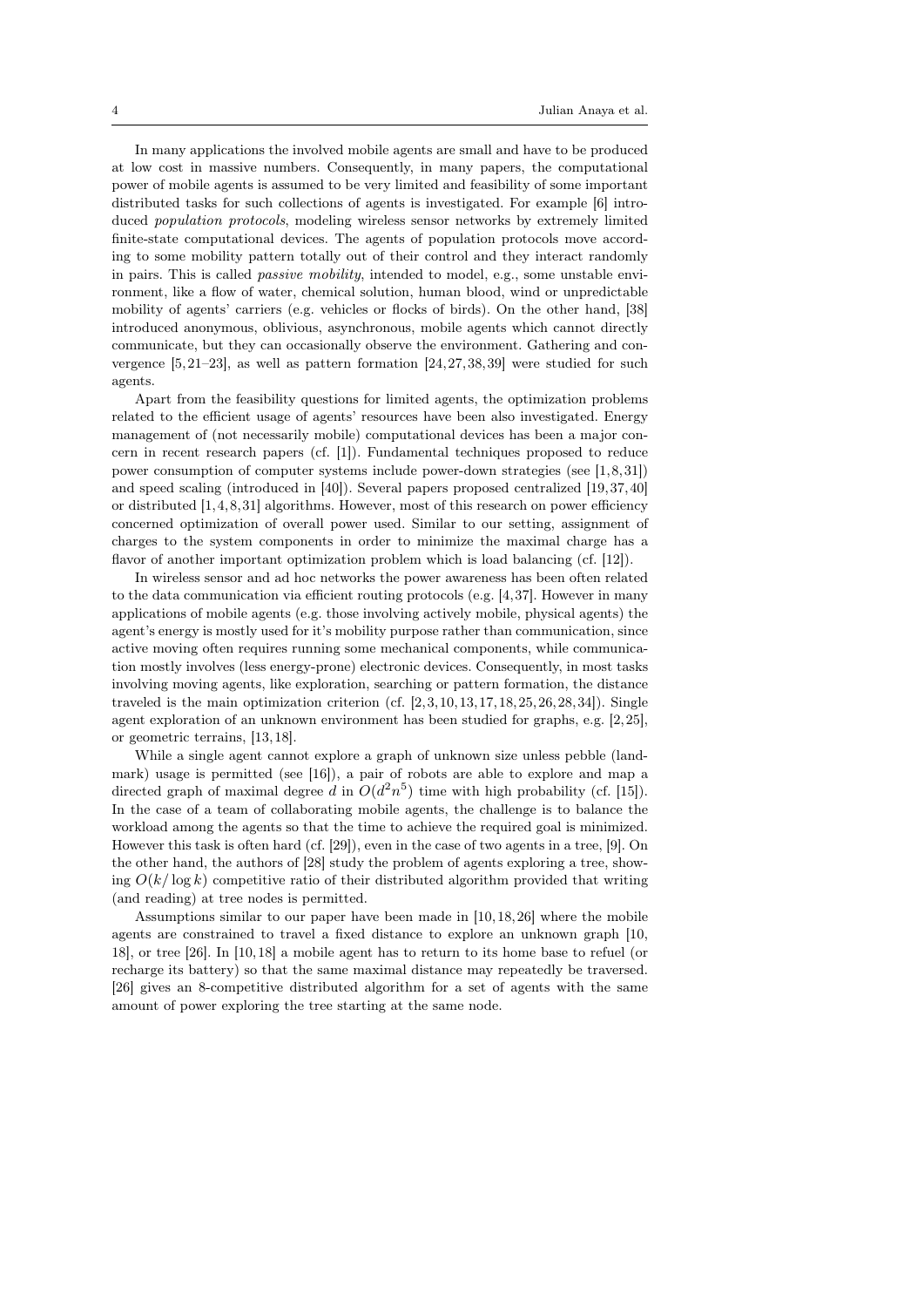In many applications the involved mobile agents are small and have to be produced at low cost in massive numbers. Consequently, in many papers, the computational power of mobile agents is assumed to be very limited and feasibility of some important distributed tasks for such collections of agents is investigated. For example [6] introduced *population protocols*, modeling wireless sensor networks by extremely limited finite-state computational devices. The agents of population protocols move according to some mobility pattern totally out of their control and they interact randomly in pairs. This is called *passive mobility*, intended to model, e.g., some unstable environment, like a flow of water, chemical solution, human blood, wind or unpredictable mobility of agents' carriers (e.g. vehicles or flocks of birds). On the other hand, [38] introduced anonymous, oblivious, asynchronous, mobile agents which cannot directly communicate, but they can occasionally observe the environment. Gathering and convergence [5, 21–23], as well as pattern formation [24, 27, 38, 39] were studied for such agents.

Apart from the feasibility questions for limited agents, the optimization problems related to the efficient usage of agents' resources have been also investigated. Energy management of (not necessarily mobile) computational devices has been a major concern in recent research papers (cf. [1]). Fundamental techniques proposed to reduce power consumption of computer systems include power-down strategies (see [1, 8, 31]) and speed scaling (introduced in [40]). Several papers proposed centralized [19, 37, 40] or distributed [1, 4, 8, 31] algorithms. However, most of this research on power efficiency concerned optimization of overall power used. Similar to our setting, assignment of charges to the system components in order to minimize the maximal charge has a flavor of another important optimization problem which is load balancing (cf. [12]).

In wireless sensor and ad hoc networks the power awareness has been often related to the data communication via efficient routing protocols (e.g. [4, 37]. However in many applications of mobile agents (e.g. those involving actively mobile, physical agents) the agent's energy is mostly used for it's mobility purpose rather than communication, since active moving often requires running some mechanical components, while communication mostly involves (less energy-prone) electronic devices. Consequently, in most tasks involving moving agents, like exploration, searching or pattern formation, the distance traveled is the main optimization criterion (cf. [2, 3, 10, 13, 17, 18, 25, 26, 28, 34]). Single agent exploration of an unknown environment has been studied for graphs, e.g. [2, 25], or geometric terrains, [13, 18].

While a single agent cannot explore a graph of unknown size unless pebble (landmark) usage is permitted (see [16]), a pair of robots are able to explore and map a directed graph of maximal degree $d$ in $O(d^2 n^5)$ time with high probability (cf. [15]). In the case of a team of collaborating mobile agents, the challenge is to balance the workload among the agents so that the time to achieve the required goal is minimized. However this task is often hard (cf. [29]), even in the case of two agents in a tree, [9]. On the other hand, the authors of [28] study the problem of agents exploring a tree, showing $O(k/\log k)$ competitive ratio of their distributed algorithm provided that writing (and reading) at tree nodes is permitted.

Assumptions similar to our paper have been made in [10, 18, 26] where the mobile agents are constrained to travel a fixed distance to explore an unknown graph [10, 18], or tree [26]. In [10, 18] a mobile agent has to return to its home base to refuel (or recharge its battery) so that the same maximal distance may repeatedly be traversed. [26] gives an 8-competitive distributed algorithm for a set of agents with the same amount of power exploring the tree starting at the same node.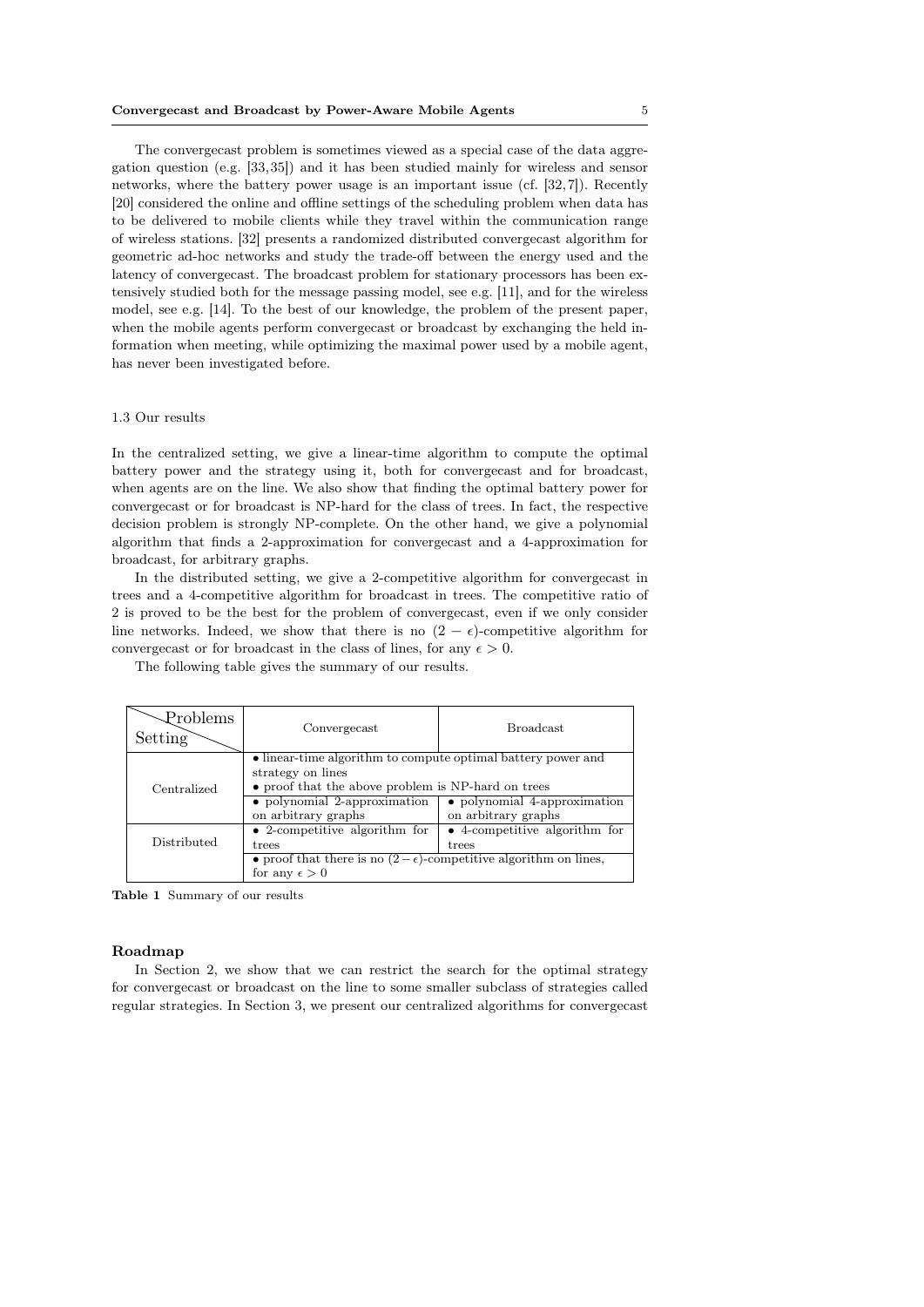The convergecast problem is sometimes viewed as a special case of the data aggregation question (e.g. [33,35]) and it has been studied mainly for wireless and sensor networks, where the battery power usage is an important issue (cf. [32,7]). Recently [20] considered the online and offline settings of the scheduling problem when data has to be delivered to mobile clients while they travel within the communication range of wireless stations. [32] presents a randomized distributed convergecast algorithm for geometric ad-hoc networks and study the trade-off between the energy used and the latency of convergecast. The broadcast problem for stationary processors has been extensively studied both for the message passing model, see e.g. [11], and for the wireless model, see e.g. [14]. To the best of our knowledge, the problem of the present paper, when the mobile agents perform convergecast or broadcast by exchanging the held information when meeting, while optimizing the maximal power used by a mobile agent, has never been investigated before.

### 1.3 Our results

In the centralized setting, we give a linear-time algorithm to compute the optimal battery power and the strategy using it, both for convergecast and for broadcast, when agents are on the line. We also show that finding the optimal battery power for convergecast or for broadcast is NP-hard for the class of trees. In fact, the respective decision problem is strongly NP-complete. On the other hand, we give a polynomial algorithm that finds a 2-approximation for convergecast and a 4-approximation for broadcast, for arbitrary graphs.

In the distributed setting, we give a 2-competitive algorithm for convergecast in trees and a 4-competitive algorithm for broadcast in trees. The competitive ratio of 2 is proved to be the best for the problem of convergecast, even if we only consider line networks. Indeed, we show that there is no $(2-\epsilon)$-competitive algorithm for convergecast or for broadcast in the class of lines, for any $\epsilon > 0$.

The following table gives the summary of our results.

| Setting \ Problems | Convergecast | Broadcast |
|---|---|---|
| Centralized | • linear-time algorithm to compute optimal battery power and strategy on lines<br>• proof that the above problem is NP-hard on trees | |
| | • polynomial 2-approximation on arbitrary graphs | • polynomial 4-approximation on arbitrary graphs |
| Distributed | • 2-competitive algorithm for trees | • 4-competitive algorithm for trees |
| | • proof that there is no $(2-\epsilon)$-competitive algorithm on lines, for any $\epsilon > 0$ | |

**Table 1** Summary of our results

**Roadmap**

In Section 2, we show that we can restrict the search for the optimal strategy for convergecast or broadcast on the line to some smaller subclass of strategies called regular strategies. In Section 3, we present our centralized algorithms for convergecast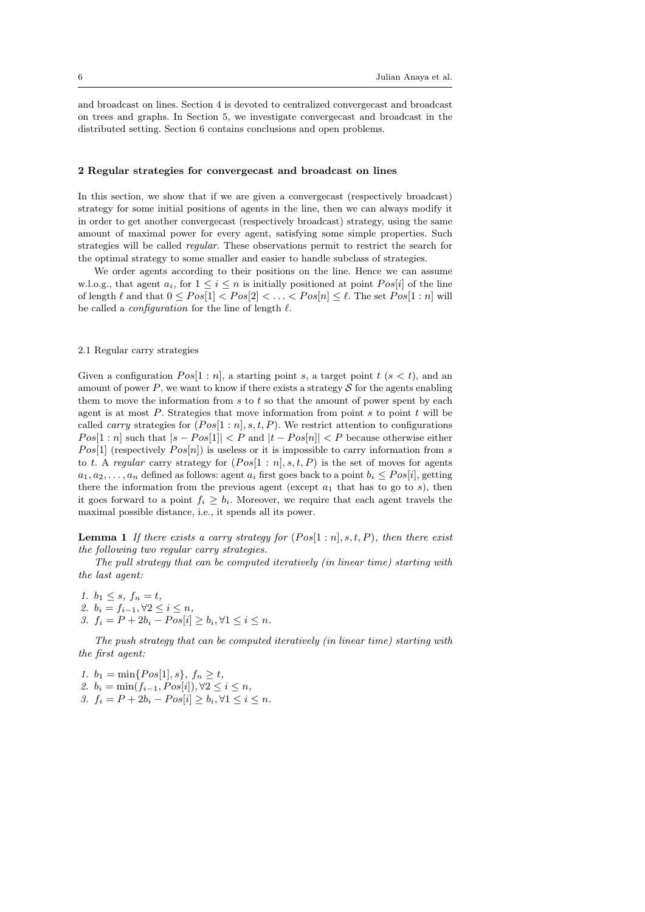and broadcast on lines. Section 4 is devoted to centralized convergecast and broadcast on trees and graphs. In Section 5, we investigate convergecast and broadcast in the distributed setting. Section 6 contains conclusions and open problems.

## 2 Regular strategies for convergecast and broadcast on lines

In this section, we show that if we are given a convergecast (respectively broadcast) strategy for some initial positions of agents in the line, then we can always modify it in order to get another convergecast (respectively broadcast) strategy, using the same amount of maximal power for every agent, satisfying some simple properties. Such strategies will be called *regular*. These observations permit to restrict the search for the optimal strategy to some smaller and easier to handle subclass of strategies.

We order agents according to their positions on the line. Hence we can assume w.l.o.g., that agent $a_i$, for $1 \leq i \leq n$ is initially positioned at point $Pos[i]$ of the line of length $\ell$ and that $0 \leq Pos[1] < Pos[2] < \ldots < Pos[n] \leq \ell$. The set $Pos[1:n]$ will be called a *configuration* for the line of length $\ell$.

### 2.1 Regular carry strategies

Given a configuration $Pos[1:n]$, a starting point $s$, a target point $t$ ($s < t$), and an amount of power $P$, we want to know if there exists a strategy $\mathcal{S}$ for the agents enabling them to move the information from $s$ to $t$ so that the amount of power spent by each agent is at most $P$. Strategies that move information from point $s$ to point $t$ will be called *carry* strategies for $(Pos[1:n], s, t, P)$. We restrict attention to configurations $Pos[1:n]$ such that $|s - Pos[1]| < P$ and $|t - Pos[n]| < P$ because otherwise either $Pos[1]$ (respectively $Pos[n]$) is useless or it is impossible to carry information from $s$ to $t$. A *regular* carry strategy for $(Pos[1:n], s, t, P)$ is the set of moves for agents $a_1, a_2, \ldots, a_n$ defined as follows: agent $a_i$ first goes back to a point $b_i \leq Pos[i]$, getting there the information from the previous agent (except $a_1$ that has to go to $s$), then it goes forward to a point $f_i \geq b_i$. Moreover, we require that each agent travels the maximal possible distance, i.e., it spends all its power.

**Lemma 1** *If there exists a carry strategy for $(Pos[1:n], s, t, P)$, then there exist the following two regular carry strategies.*

*The pull strategy that can be computed iteratively (in linear time) starting with the last agent:*

1. $b_1 \leq s$, $f_n = t$,
2. $b_i = f_{i-1}, \forall 2 \leq i \leq n$,
3. $f_i = P + 2b_i - Pos[i] \geq b_i, \forall 1 \leq i \leq n$.

*The push strategy that can be computed iteratively (in linear time) starting with the first agent:*

1. $b_1 = \min\{Pos[1], s\}$, $f_n \geq t$,
2. $b_i = \min(f_{i-1}, Pos[i]), \forall 2 \leq i \leq n$,
3. $f_i = P + 2b_i - Pos[i] \geq b_i, \forall 1 \leq i \leq n$.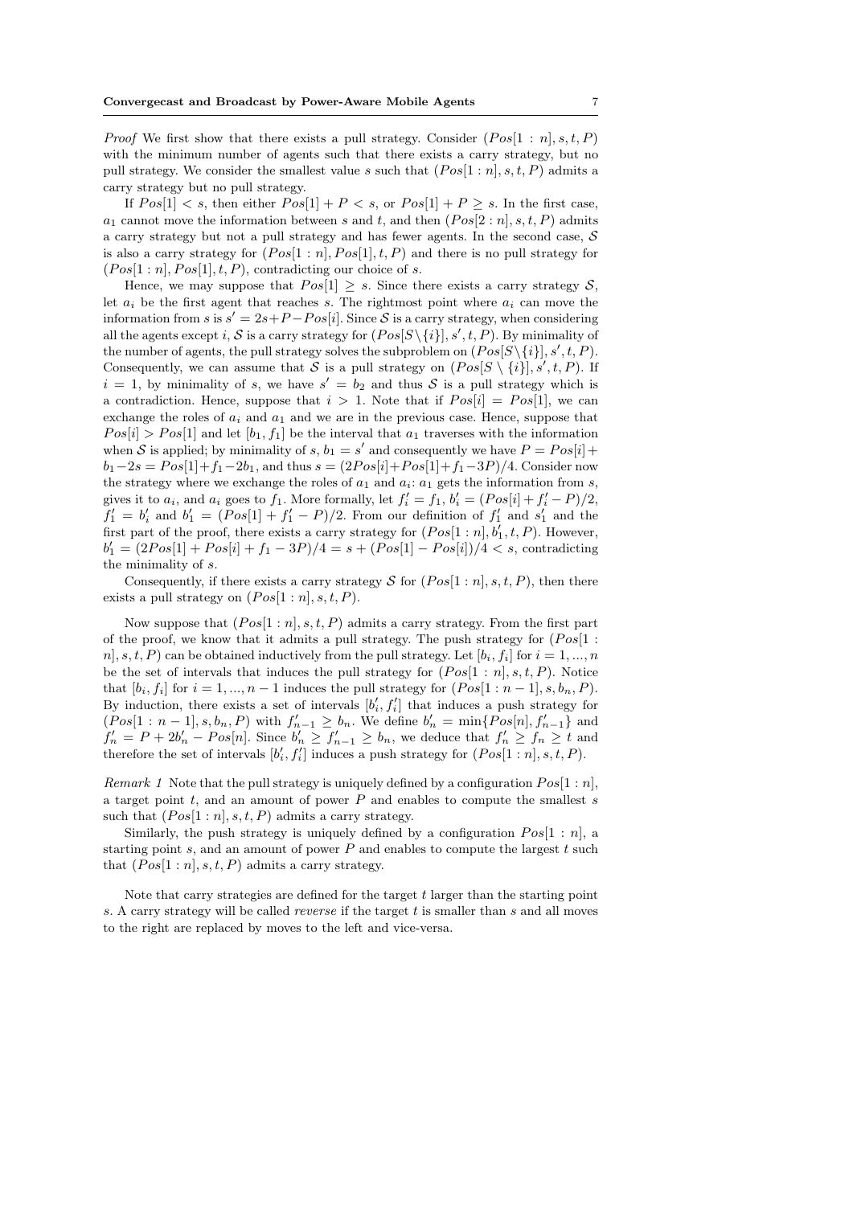*Proof* We first show that there exists a pull strategy. Consider $(Pos[1:n], s, t, P)$ with the minimum number of agents such that there exists a carry strategy, but no pull strategy. We consider the smallest value $s$ such that $(Pos[1:n], s, t, P)$ admits a carry strategy but no pull strategy.

If $Pos[1] < s$, then either $Pos[1] + P < s$, or $Pos[1] + P \geq s$. In the first case, $a_1$ cannot move the information between $s$ and $t$, and then $(Pos[2:n], s, t, P)$ admits a carry strategy but not a pull strategy and has fewer agents. In the second case, $\mathcal{S}$ is also a carry strategy for $(Pos[1:n], Pos[1], t, P)$ and there is no pull strategy for $(Pos[1:n], Pos[1], t, P)$, contradicting our choice of $s$.

Hence, we may suppose that $Pos[1] \geq s$. Since there exists a carry strategy $\mathcal{S}$, let $a_i$ be the first agent that reaches $s$. The rightmost point where $a_i$ can move the information from $s$ is $s' = 2s + P - Pos[i]$. Since $\mathcal{S}$ is a carry strategy, when considering all the agents except $i$, $\mathcal{S}$ is a carry strategy for $(Pos[S \setminus \{i\}], s', t, P)$. By minimality of the number of agents, the pull strategy solves the subproblem on $(Pos[S \setminus \{i\}], s', t, P)$. Consequently, we can assume that $\mathcal{S}$ is a pull strategy on $(Pos[S \setminus \{i\}], s', t, P)$. If $i = 1$, by minimality of $s$, we have $s' = b_2$ and thus $\mathcal{S}$ is a pull strategy which is a contradiction. Hence, suppose that $i > 1$. Note that if $Pos[i] = Pos[1]$, we can exchange the roles of $a_i$ and $a_1$ and we are in the previous case. Hence, suppose that $Pos[i] > Pos[1]$ and let $[b_1, f_1]$ be the interval that $a_1$ traverses with the information when $\mathcal{S}$ is applied; by minimality of $s$, $b_1 = s'$ and consequently we have $P = Pos[i] + b_1 - 2s = Pos[1] + f_1 - 2b_1$, and thus $s = (2Pos[i] + Pos[1] + f_1 - 3P)/4$. Consider now the strategy where we exchange the roles of $a_1$ and $a_i$: $a_1$ gets the information from $s$, gives it to $a_i$, and $a_i$ goes to $f_1$. More formally, let $f'_i = f_1$, $b'_i = (Pos[i] + f'_i - P)/2$, $f'_1 = b'_i$ and $b'_1 = (Pos[1] + f'_1 - P)/2$. From our definition of $f'_1$ and $s'_1$ and the first part of the proof, there exists a carry strategy for $(Pos[1:n], b'_1, t, P)$. However, $b'_1 = (2Pos[1] + Pos[i] + f_1 - 3P)/4 = s + (Pos[1] - Pos[i])/4 < s$, contradicting the minimality of $s$.

Consequently, if there exists a carry strategy $\mathcal{S}$ for $(Pos[1:n], s, t, P)$, then there exists a pull strategy on $(Pos[1:n], s, t, P)$.

Now suppose that $(Pos[1:n], s, t, P)$ admits a carry strategy. From the first part of the proof, we know that it admits a pull strategy. The push strategy for $(Pos[1:n], s, t, P)$ can be obtained inductively from the pull strategy. Let $[b_i, f_i]$ for $i = 1, ..., n$ be the set of intervals that induces the pull strategy for $(Pos[1:n], s, t, P)$. Notice that $[b_i, f_i]$ for $i = 1, ..., n-1$ induces the pull strategy for $(Pos[1:n-1], s, b_n, P)$. By induction, there exists a set of intervals $[b'_i, f'_i]$ that induces a push strategy for $(Pos[1:n-1], s, b_n, P)$ with $f'_{n-1} \geq b_n$. We define $b'_n = \min\{Pos[n], f'_{n-1}\}$ and $f'_n = P + 2b'_n - Pos[n]$. Since $b'_n \geq f'_{n-1} \geq b_n$, we deduce that $f'_n \geq f_n \geq t$ and therefore the set of intervals $[b'_i, f'_i]$ induces a push strategy for $(Pos[1:n], s, t, P)$.

*Remark 1* Note that the pull strategy is uniquely defined by a configuration $Pos[1:n]$, a target point $t$, and an amount of power $P$ and enables to compute the smallest $s$ such that $(Pos[1:n], s, t, P)$ admits a carry strategy.

Similarly, the push strategy is uniquely defined by a configuration $Pos[1:n]$, a starting point $s$, and an amount of power $P$ and enables to compute the largest $t$ such that $(Pos[1:n], s, t, P)$ admits a carry strategy.

Note that carry strategies are defined for the target $t$ larger than the starting point $s$. A carry strategy will be called *reverse* if the target $t$ is smaller than $s$ and all moves to the right are replaced by moves to the left and vice-versa.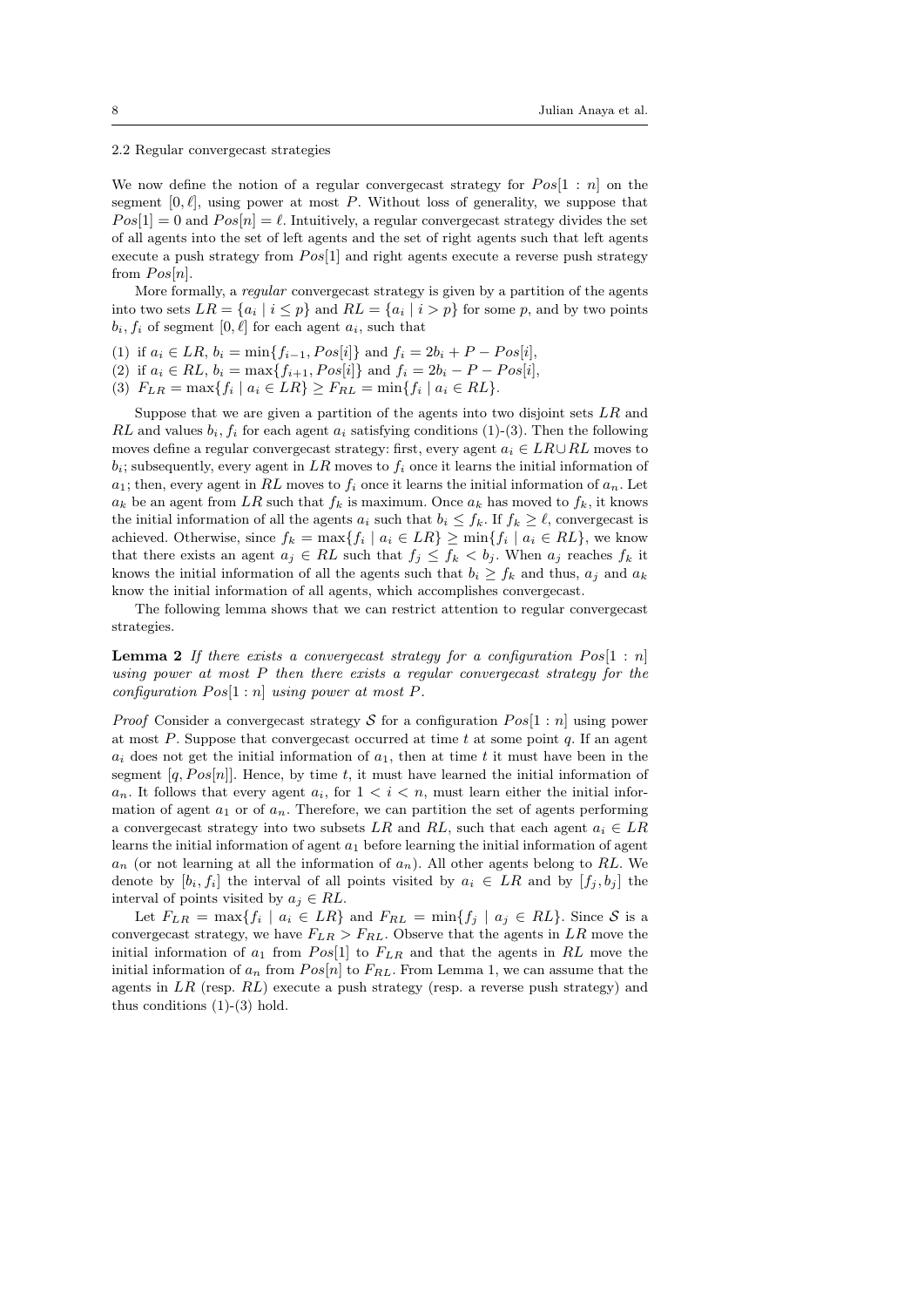### 2.2 Regular convergecast strategies

We now define the notion of a regular convergecast strategy for $Pos[1:n]$ on the segment $[0,\ell]$, using power at most $P$. Without loss of generality, we suppose that $Pos[1]=0$ and $Pos[n]=\ell$. Intuitively, a regular convergecast strategy divides the set of all agents into the set of left agents and the set of right agents such that left agents execute a push strategy from $Pos[1]$ and right agents execute a reverse push strategy from $Pos[n]$.

More formally, a *regular* convergecast strategy is given by a partition of the agents into two sets $LR=\{a_i \mid i \leq p\}$ and $RL=\{a_i \mid i > p\}$ for some $p$, and by two points $b_i, f_i$ of segment $[0,\ell]$ for each agent $a_i$, such that

(1) if $a_i \in LR$, $b_i = \min\{f_{i-1}, Pos[i]\}$ and $f_i = 2b_i + P - Pos[i]$,
(2) if $a_i \in RL$, $b_i = \max\{f_{i+1}, Pos[i]\}$ and $f_i = 2b_i - P - Pos[i]$,
(3) $F_{LR} = \max\{f_i \mid a_i \in LR\} \geq F_{RL} = \min\{f_i \mid a_i \in RL\}$.

Suppose that we are given a partition of the agents into two disjoint sets $LR$ and $RL$ and values $b_i, f_i$ for each agent $a_i$ satisfying conditions (1)-(3). Then the following moves define a regular convergecast strategy: first, every agent $a_i \in LR \cup RL$ moves to $b_i$; subsequently, every agent in $LR$ moves to $f_i$ once it learns the initial information of $a_1$; then, every agent in $RL$ moves to $f_i$ once it learns the initial information of $a_n$. Let $a_k$ be an agent from $LR$ such that $f_k$ is maximum. Once $a_k$ has moved to $f_k$, it knows the initial information of all the agents $a_i$ such that $b_i \leq f_k$. If $f_k \geq \ell$, convergecast is achieved. Otherwise, since $f_k = \max\{f_i \mid a_i \in LR\} \geq \min\{f_i \mid a_i \in RL\}$, we know that there exists an agent $a_j \in RL$ such that $f_j \leq f_k < b_j$. When $a_j$ reaches $f_k$ it knows the initial information of all the agents such that $b_i \geq f_k$ and thus, $a_j$ and $a_k$ know the initial information of all agents, which accomplishes convergecast.

The following lemma shows that we can restrict attention to regular convergecast strategies.

**Lemma 2** *If there exists a convergecast strategy for a configuration $Pos[1:n]$ using power at most $P$ then there exists a regular convergecast strategy for the configuration $Pos[1:n]$ using power at most $P$.*

*Proof* Consider a convergecast strategy $\mathcal{S}$ for a configuration $Pos[1:n]$ using power at most $P$. Suppose that convergecast occurred at time $t$ at some point $q$. If an agent $a_i$ does not get the initial information of $a_1$, then at time $t$ it must have been in the segment $[q, Pos[n]]$. Hence, by time $t$, it must have learned the initial information of $a_n$. It follows that every agent $a_i$, for $1 < i < n$, must learn either the initial information of agent $a_1$ or of $a_n$. Therefore, we can partition the set of agents performing a convergecast strategy into two subsets $LR$ and $RL$, such that each agent $a_i \in LR$ learns the initial information of agent $a_1$ before learning the initial information of agent $a_n$ (or not learning at all the information of $a_n$). All other agents belong to $RL$. We denote by $[b_i, f_i]$ the interval of all points visited by $a_i \in LR$ and by $[f_j, b_j]$ the interval of points visited by $a_j \in RL$.

Let $F_{LR} = \max\{f_i \mid a_i \in LR\}$ and $F_{RL} = \min\{f_j \mid a_j \in RL\}$. Since $\mathcal{S}$ is a convergecast strategy, we have $F_{LR} > F_{RL}$. Observe that the agents in $LR$ move the initial information of $a_1$ from $Pos[1]$ to $F_{LR}$ and that the agents in $RL$ move the initial information of $a_n$ from $Pos[n]$ to $F_{RL}$. From Lemma 1, we can assume that the agents in $LR$ (resp. $RL$) execute a push strategy (resp. a reverse push strategy) and thus conditions (1)-(3) hold.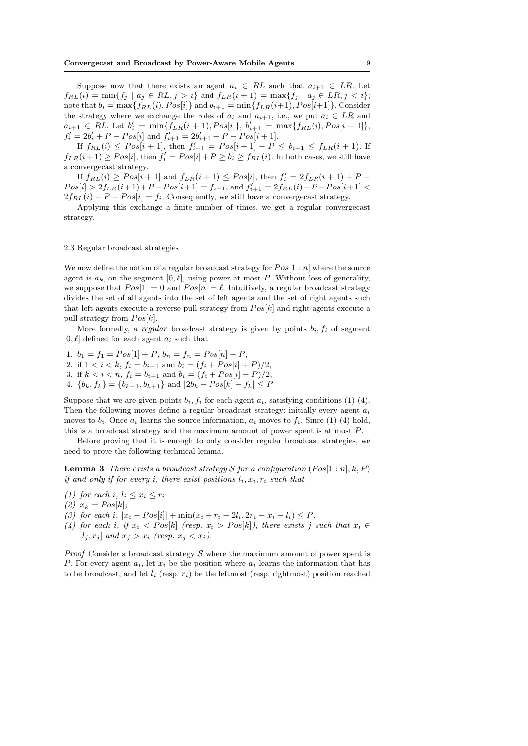Suppose now that there exists an agent $a_i \in RL$ such that $a_{i+1} \in LR$. Let $f_{RL}(i) = \min\{f_j \mid a_j \in RL, j > i\}$ and $f_{LR}(i+1) = \max\{f_j \mid a_j \in LR, j < i\}$; note that $b_i = \max\{f_{RL}(i), Pos[i]\}$ and $b_{i+1} = \min\{f_{LR}(i+1), Pos[i+1]\}$. Consider the strategy where we exchange the roles of $a_i$ and $a_{i+1}$, i.e., we put $a_i \in LR$ and $a_{i+1} \in RL$. Let $b'_i = \min\{f_{LR}(i+1), Pos[i]\}$, $b'_{i+1} = \max\{f_{RL}(i), Pos[i+1]\}$, $f'_i = 2b'_i + P - Pos[i]$ and $f'_{i+1} = 2b'_{i+1} - P - Pos[i+1]$.

If $f_{RL}(i) \leq Pos[i+1]$, then $f'_{i+1} = Pos[i+1] - P \leq b_{i+1} \leq f_{LR}(i+1)$. If $f_{LR}(i+1) \geq Pos[i]$, then $f'_i = Pos[i] + P \geq b_i \geq f_{RL}(i)$. In both cases, we still have a convergecast strategy.

If $f_{RL}(i) \geq Pos[i+1]$ and $f_{LR}(i+1) \leq Pos[i]$, then $f'_i = 2f_{LR}(i+1) + P - Pos[i] > 2f_{LR}(i+1) + P - Pos[i+1] = f_{i+1}$, and $f'_{i+1} = 2f_{RL}(i) - P - Pos[i+1] < 2f_{RL}(i) - P - Pos[i] = f_i$. Consequently, we still have a convergecast strategy.

Applying this exchange a finite number of times, we get a regular convergecast strategy.

### 2.3 Regular broadcast strategies

We now define the notion of a regular broadcast strategy for $Pos[1:n]$ where the source agent is $a_k$, on the segment $[0, \ell]$, using power at most $P$. Without loss of generality, we suppose that $Pos[1] = 0$ and $Pos[n] = \ell$. Intuitively, a regular broadcast strategy divides the set of all agents into the set of left agents and the set of right agents such that left agents execute a reverse pull strategy from $Pos[k]$ and right agents execute a pull strategy from $Pos[k]$.

More formally, a *regular* broadcast strategy is given by points $b_i, f_i$ of segment $[0, \ell]$ defined for each agent $a_i$ such that

1. $b_1 = f_1 = Pos[1] + P$, $b_n = f_n = Pos[n] - P$,
2. if $1 < i < k$, $f_i = b_{i-1}$ and $b_i = (f_i + Pos[i] + P)/2$,
3. if $k < i < n$, $f_i = b_{i+1}$ and $b_i = (f_i + Pos[i] - P)/2$,
4. $\{b_k, f_k\} = \{b_{k-1}, b_{k+1}\}$ and $|2b_k - Pos[k] - f_k| \leq P$

Suppose that we are given points $b_i, f_i$ for each agent $a_i$, satisfying conditions (1)-(4). Then the following moves define a regular broadcast strategy: initially every agent $a_i$ moves to $b_i$. Once $a_i$ learns the source information, $a_i$ moves to $f_i$. Since (1)-(4) hold, this is a broadcast strategy and the maximum amount of power spent is at most $P$.

Before proving that it is enough to only consider regular broadcast strategies, we need to prove the following technical lemma.

**Lemma 3** *There exists a broadcast strategy $\mathcal{S}$ for a configuration $(Pos[1:n], k, P)$ if and only if for every $i$, there exist positions $l_i, x_i, r_i$ such that*

*(1) for each $i$, $l_i \leq x_i \leq r_i$*
*(2) $x_k = Pos[k]$;*
*(3) for each $i$, $|x_i - Pos[i]| + \min(x_i + r_i - 2l_i, 2r_i - x_i - l_i) \leq P$.*
*(4) for each $i$, if $x_i < Pos[k]$ (resp. $x_i > Pos[k]$), there exists $j$ such that $x_i \in [l_j, r_j]$ and $x_j > x_i$ (resp. $x_j < x_i$).*

*Proof* Consider a broadcast strategy $\mathcal{S}$ where the maximum amount of power spent is $P$. For every agent $a_i$, let $x_i$ be the position where $a_i$ learns the information that has to be broadcast, and let $l_i$ (resp. $r_i$) be the leftmost (resp. rightmost) position reached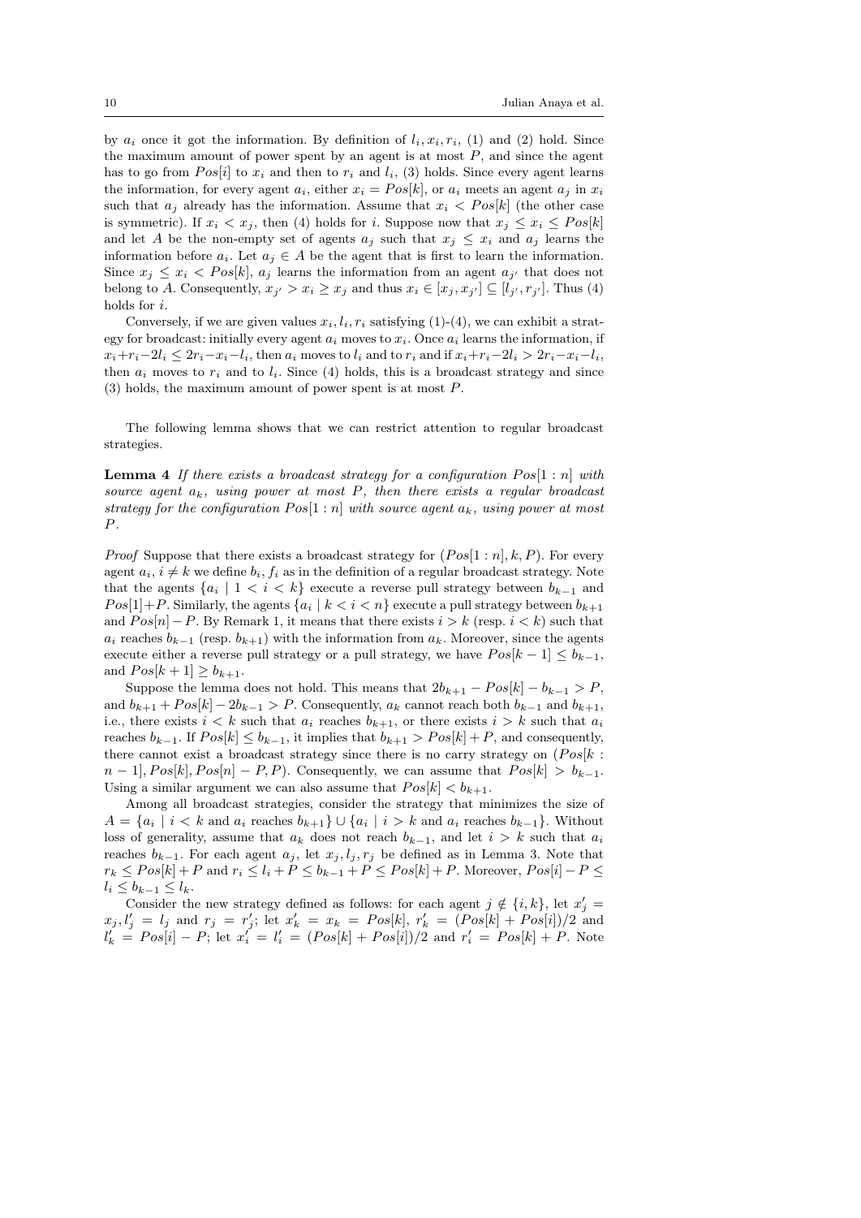by $a_i$ once it got the information. By definition of $l_i, x_i, r_i$, (1) and (2) hold. Since the maximum amount of power spent by an agent is at most $P$, and since the agent has to go from $Pos[i]$ to $x_i$ and then to $r_i$ and $l_i$, (3) holds. Since every agent learns the information, for every agent $a_i$, either $x_i = Pos[k]$, or $a_i$ meets an agent $a_j$ in $x_i$ such that $a_j$ already has the information. Assume that $x_i < Pos[k]$ (the other case is symmetric). If $x_i < x_j$, then (4) holds for $i$. Suppose now that $x_j \leq x_i \leq Pos[k]$ and let $A$ be the non-empty set of agents $a_j$ such that $x_j \leq x_i$ and $a_j$ learns the information before $a_i$. Let $a_j \in A$ be the agent that is first to learn the information. Since $x_j \leq x_i < Pos[k]$, $a_j$ learns the information from an agent $a_{j'}$ that does not belong to $A$. Consequently, $x_{j'} > x_i \geq x_j$ and thus $x_i \in [x_j, x_{j'}] \subseteq [l_{j'}, r_{j'}]$. Thus (4) holds for $i$.

Conversely, if we are given values $x_i, l_i, r_i$ satisfying (1)-(4), we can exhibit a strategy for broadcast: initially every agent $a_i$ moves to $x_i$. Once $a_i$ learns the information, if $x_i + r_i - 2l_i \leq 2r_i - x_i - l_i$, then $a_i$ moves to $l_i$ and to $r_i$ and if $x_i + r_i - 2l_i > 2r_i - x_i - l_i$, then $a_i$ moves to $r_i$ and to $l_i$. Since (4) holds, this is a broadcast strategy and since (3) holds, the maximum amount of power spent is at most $P$.

The following lemma shows that we can restrict attention to regular broadcast strategies.

**Lemma 4** *If there exists a broadcast strategy for a configuration $Pos[1:n]$ with source agent $a_k$, using power at most $P$, then there exists a regular broadcast strategy for the configuration $Pos[1:n]$ with source agent $a_k$, using power at most $P$.*

*Proof* Suppose that there exists a broadcast strategy for $(Pos[1:n], k, P)$. For every agent $a_i$, $i \neq k$ we define $b_i, f_i$ as in the definition of a regular broadcast strategy. Note that the agents $\{a_i \mid 1 < i < k\}$ execute a reverse pull strategy between $b_{k-1}$ and $Pos[1]+P$. Similarly, the agents $\{a_i \mid k < i < n\}$ execute a pull strategy between $b_{k+1}$ and $Pos[n]-P$. By Remark 1, it means that there exists $i > k$ (resp. $i < k$) such that $a_i$ reaches $b_{k-1}$ (resp. $b_{k+1}$) with the information from $a_k$. Moreover, since the agents execute either a reverse pull strategy or a pull strategy, we have $Pos[k-1] \leq b_{k-1}$, and $Pos[k+1] \geq b_{k+1}$.

Suppose the lemma does not hold. This means that $2b_{k+1} - Pos[k] - b_{k-1} > P$, and $b_{k+1} + Pos[k] - 2b_{k-1} > P$. Consequently, $a_k$ cannot reach both $b_{k-1}$ and $b_{k+1}$, i.e., there exists $i < k$ such that $a_i$ reaches $b_{k+1}$, or there exists $i > k$ such that $a_i$ reaches $b_{k-1}$. If $Pos[k] \leq b_{k-1}$, it implies that $b_{k+1} > Pos[k] + P$, and consequently, there cannot exist a broadcast strategy since there is no carry strategy on $(Pos[k : n-1], Pos[k], Pos[n] - P, P)$. Consequently, we can assume that $Pos[k] > b_{k-1}$. Using a similar argument we can also assume that $Pos[k] < b_{k+1}$.

Among all broadcast strategies, consider the strategy that minimizes the size of $A = \{a_i \mid i < k \text{ and } a_i \text{ reaches } b_{k+1}\} \cup \{a_i \mid i > k \text{ and } a_i \text{ reaches } b_{k-1}\}$. Without loss of generality, assume that $a_k$ does not reach $b_{k-1}$, and let $i > k$ such that $a_i$ reaches $b_{k-1}$. For each agent $a_j$, let $x_j, l_j, r_j$ be defined as in Lemma 3. Note that $r_k \leq Pos[k] + P$ and $r_i \leq l_i + P \leq b_{k-1} + P \leq Pos[k] + P$. Moreover, $Pos[i] - P \leq l_i \leq b_{k-1} \leq l_k$.

Consider the new strategy defined as follows: for each agent $j \notin \{i, k\}$, let $x'_j = x_j, l'_j = l_j$ and $r_j = r'_j$; let $x'_k = x_k = Pos[k]$, $r'_k = (Pos[k] + Pos[i])/2$ and $l'_k = Pos[i] - P$; let $x'_i = l'_i = (Pos[k] + Pos[i])/2$ and $r'_i = Pos[k] + P$. Note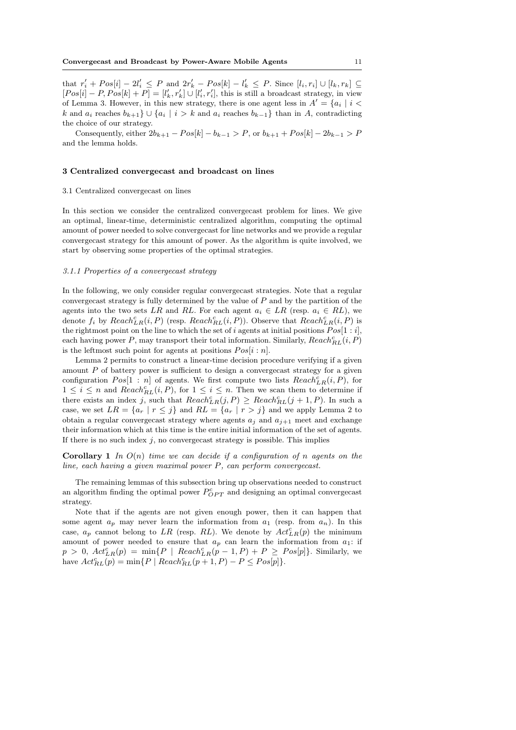that $r'_i + Pos[i] - 2l'_i \leq P$ and $2r'_k - Pos[k] - l'_k \leq P$. Since $[l_i, r_i] \cup [l_k, r_k] \subseteq [Pos[i] - P, Pos[k] + P] = [l'_k, r'_k] \cup [l'_i, r'_i]$, this is still a broadcast strategy, in view of Lemma 3. However, in this new strategy, there is one agent less in $A' = \{a_i \mid i < k \text{ and } a_i \text{ reaches } b_{k+1}\} \cup \{a_i \mid i > k \text{ and } a_i \text{ reaches } b_{k-1}\}$ than in $A$, contradicting the choice of our strategy.

Consequently, either $2b_{k+1} - Pos[k] - b_{k-1} > P$, or $b_{k+1} + Pos[k] - 2b_{k-1} > P$ and the lemma holds.

## 3 Centralized convergecast and broadcast on lines

### 3.1 Centralized convergecast on lines

In this section we consider the centralized convergecast problem for lines. We give an optimal, linear-time, deterministic centralized algorithm, computing the optimal amount of power needed to solve convergecast for line networks and we provide a regular convergecast strategy for this amount of power. As the algorithm is quite involved, we start by observing some properties of the optimal strategies.

#### *3.1.1 Properties of a convergecast strategy*

In the following, we only consider regular convergecast strategies. Note that a regular convergecast strategy is fully determined by the value of $P$ and by the partition of the agents into the two sets $LR$ and $RL$. For each agent $a_i \in LR$ (resp. $a_i \in RL$), we denote $f_i$ by $Reach^c_{LR}(i, P)$ (resp. $Reach^c_{RL}(i, P)$). Observe that $Reach^c_{LR}(i, P)$ is the rightmost point on the line to which the set of $i$ agents at initial positions $Pos[1 : i]$, each having power $P$, may transport their total information. Similarly, $Reach^c_{RL}(i, P)$ is the leftmost such point for agents at positions $Pos[i : n]$.

Lemma 2 permits to construct a linear-time decision procedure verifying if a given amount $P$ of battery power is sufficient to design a convergecast strategy for a given configuration $Pos[1 : n]$ of agents. We first compute two lists $Reach^c_{LR}(i, P)$, for $1 \leq i \leq n$ and $Reach^c_{RL}(i, P)$, for $1 \leq i \leq n$. Then we scan them to determine if there exists an index $j$, such that $Reach^c_{LR}(j, P) \geq Reach^c_{RL}(j + 1, P)$. In such a case, we set $LR = \{a_r \mid r \leq j\}$ and $RL = \{a_r \mid r > j\}$ and we apply Lemma 2 to obtain a regular convergecast strategy where agents $a_j$ and $a_{j+1}$ meet and exchange their information which at this time is the entire initial information of the set of agents. If there is no such index $j$, no convergecast strategy is possible. This implies

**Corollary 1** *In $O(n)$ time we can decide if a configuration of $n$ agents on the line, each having a given maximal power $P$, can perform convergecast.*

The remaining lemmas of this subsection bring up observations needed to construct an algorithm finding the optimal power $P^c_{OPT}$ and designing an optimal convergecast strategy.

Note that if the agents are not given enough power, then it can happen that some agent $a_p$ may never learn the information from $a_1$ (resp. from $a_n$). In this case, $a_p$ cannot belong to $LR$ (resp. $RL$). We denote by $Act^c_{LR}(p)$ the minimum amount of power needed to ensure that $a_p$ can learn the information from $a_1$: if $p > 0$, $Act^c_{LR}(p) = \min\{P \mid Reach^c_{LR}(p - 1, P) + P \geq Pos[p]\}$. Similarly, we have $Act^c_{RL}(p) = \min\{P \mid Reach^c_{RL}(p + 1, P) - P \leq Pos[p]\}$.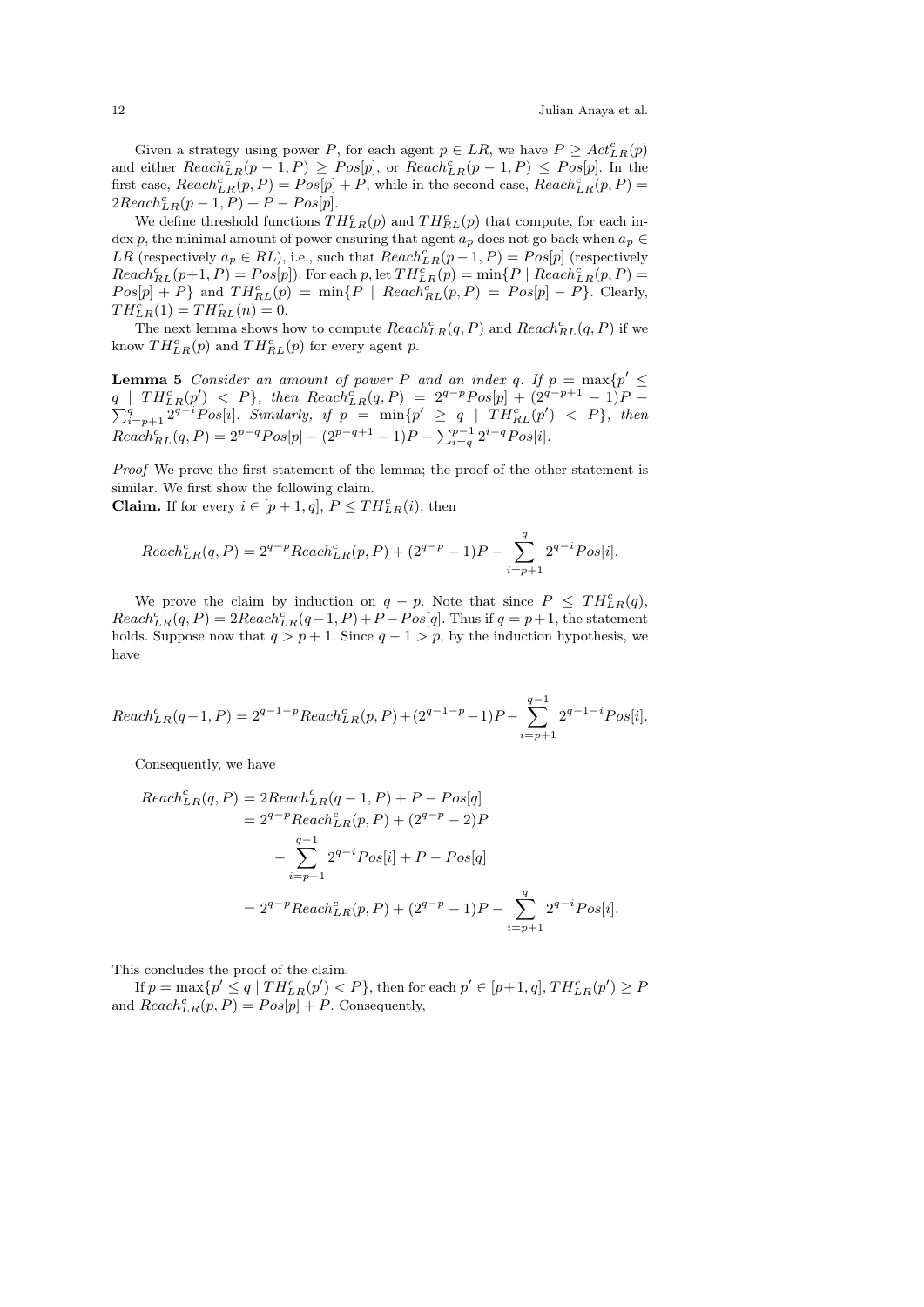Given a strategy using power $P$, for each agent $p \in LR$, we have $P \geq Act^c_{LR}(p)$ and either $Reach^c_{LR}(p-1, P) \geq Pos[p]$, or $Reach^c_{LR}(p-1, P) \leq Pos[p]$. In the first case, $Reach^c_{LR}(p, P) = Pos[p] + P$, while in the second case, $Reach^c_{LR}(p, P) = 2Reach^c_{LR}(p-1, P) + P - Pos[p]$.

We define threshold functions $TH^c_{LR}(p)$ and $TH^c_{RL}(p)$ that compute, for each index $p$, the minimal amount of power ensuring that agent $a_p$ does not go back when $a_p \in LR$ (respectively $a_p \in RL$), i.e., such that $Reach^c_{LR}(p-1, P) = Pos[p]$ (respectively $Reach^c_{RL}(p+1, P) = Pos[p]$). For each $p$, let $TH^c_{LR}(p) = \min\{P \mid Reach^c_{LR}(p, P) = Pos[p] + P\}$ and $TH^c_{RL}(p) = \min\{P \mid Reach^c_{RL}(p, P) = Pos[p] - P\}$. Clearly, $TH^c_{LR}(1) = TH^c_{RL}(n) = 0$.

The next lemma shows how to compute $Reach^c_{LR}(q, P)$ and $Reach^c_{RL}(q, P)$ if we know $TH^c_{LR}(p)$ and $TH^c_{RL}(p)$ for every agent $p$.

**Lemma 5** *Consider an amount of power $P$ and an index $q$. If $p = \max\{p' \leq q \mid TH^c_{LR}(p') < P\}$, then $Reach^c_{LR}(q, P) = 2^{q-p} Pos[p] + (2^{q-p+1} - 1)P - \sum_{i=p+1}^{q} 2^{q-i} Pos[i]$. Similarly, if $p = \min\{p' \geq q \mid TH^c_{RL}(p') < P\}$, then $Reach^c_{RL}(q, P) = 2^{p-q} Pos[p] - (2^{p-q+1} - 1)P - \sum_{i=q}^{p-1} 2^{i-q} Pos[i]$.*

*Proof* We prove the first statement of the lemma; the proof of the other statement is similar. We first show the following claim.

**Claim.** If for every $i \in [p+1, q]$, $P \leq TH^c_{LR}(i)$, then

$$Reach^c_{LR}(q, P) = 2^{q-p} Reach^c_{LR}(p, P) + (2^{q-p} - 1)P - \sum_{i=p+1}^{q} 2^{q-i} Pos[i].$$

We prove the claim by induction on $q - p$. Note that since $P \leq TH^c_{LR}(q)$, $Reach^c_{LR}(q, P) = 2Reach^c_{LR}(q-1, P) + P - Pos[q]$. Thus if $q = p+1$, the statement holds. Suppose now that $q > p+1$. Since $q - 1 > p$, by the induction hypothesis, we have

$$Reach^c_{LR}(q-1, P) = 2^{q-1-p} Reach^c_{LR}(p, P) + (2^{q-1-p} - 1)P - \sum_{i=p+1}^{q-1} 2^{q-1-i} Pos[i].$$

Consequently, we have

$$\begin{aligned}
Reach^c_{LR}(q, P) &= 2Reach^c_{LR}(q-1, P) + P - Pos[q] \\
&= 2^{q-p} Reach^c_{LR}(p, P) + (2^{q-p} - 2)P \\
&\quad - \sum_{i=p+1}^{q-1} 2^{q-i} Pos[i] + P - Pos[q] \\
&= 2^{q-p} Reach^c_{LR}(p, P) + (2^{q-p} - 1)P - \sum_{i=p+1}^{q} 2^{q-i} Pos[i].
\end{aligned}$$

This concludes the proof of the claim.

If $p = \max\{p' \leq q \mid TH^c_{LR}(p') < P\}$, then for each $p' \in [p+1, q]$, $TH^c_{LR}(p') \geq P$ and $Reach^c_{LR}(p, P) = Pos[p] + P$. Consequently,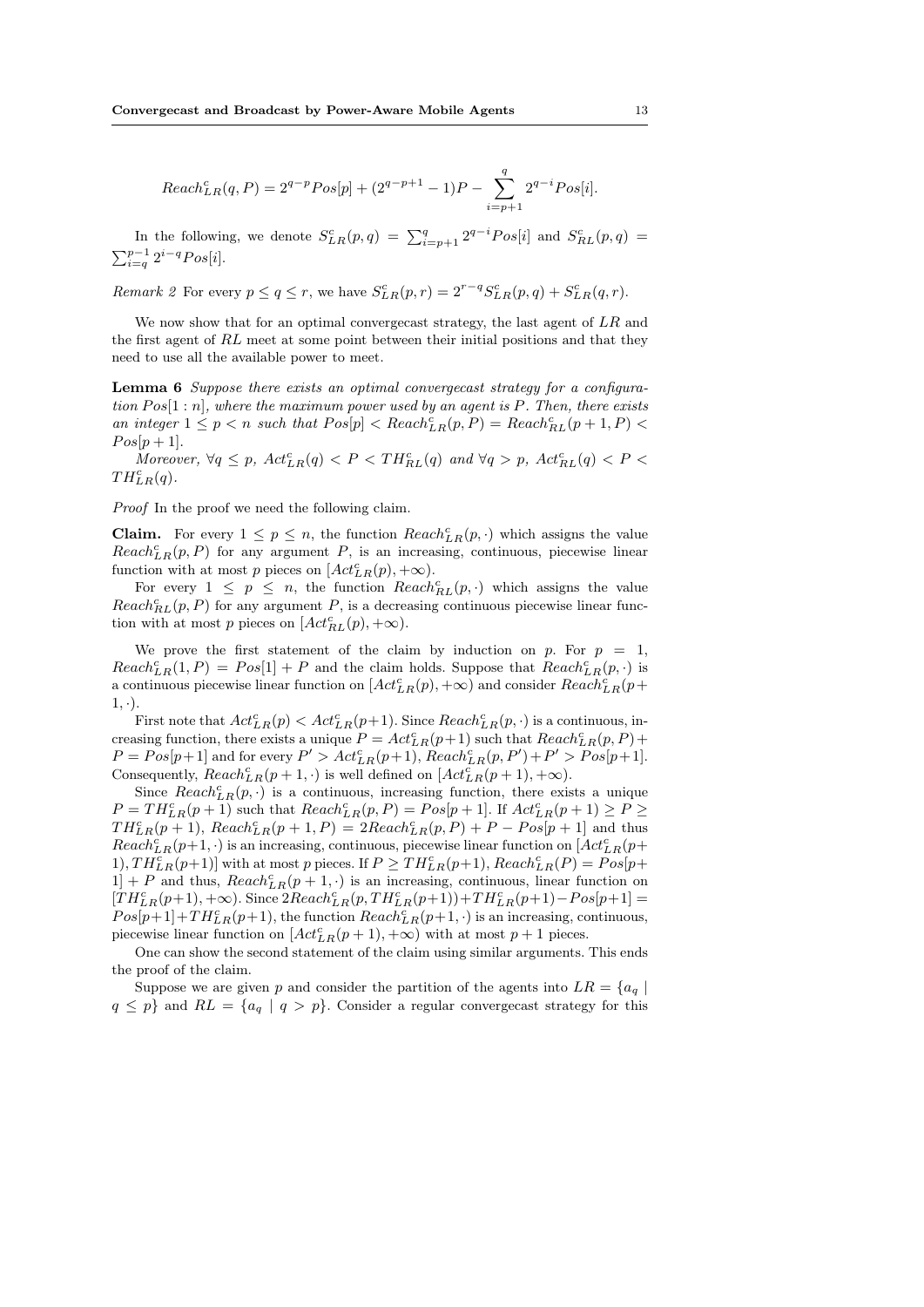$$Reach^c_{LR}(q, P) = 2^{q-p}Pos[p] + (2^{q-p+1} - 1)P - \sum_{i=p+1}^{q} 2^{q-i}Pos[i].$$

In the following, we denote $S^c_{LR}(p, q) = \sum_{i=p+1}^{q} 2^{q-i}Pos[i]$ and $S^c_{RL}(p, q) = \sum_{i=q}^{p-1} 2^{i-q}Pos[i]$.

*Remark 2* For every $p \leq q \leq r$, we have $S^c_{LR}(p, r) = 2^{r-q}S^c_{LR}(p, q) + S^c_{LR}(q, r)$.

We now show that for an optimal convergecast strategy, the last agent of $LR$ and the first agent of $RL$ meet at some point between their initial positions and that they need to use all the available power to meet.

**Lemma 6** *Suppose there exists an optimal convergecast strategy for a configuration $Pos[1 : n]$, where the maximum power used by an agent is $P$. Then, there exists an integer $1 \leq p < n$ such that $Pos[p] < Reach^c_{LR}(p, P) = Reach^c_{RL}(p + 1, P) < Pos[p + 1]$.*

*Moreover, $\forall q \leq p$, $Act^c_{LR}(q) < P < TH^c_{RL}(q)$ and $\forall q > p$, $Act^c_{RL}(q) < P < TH^c_{LR}(q)$.*

*Proof* In the proof we need the following claim.

**Claim.** For every $1 \leq p \leq n$, the function $Reach^c_{LR}(p, \cdot)$ which assigns the value $Reach^c_{LR}(p, P)$ for any argument $P$, is an increasing, continuous, piecewise linear function with at most $p$ pieces on $[Act^c_{LR}(p), +\infty)$.

For every $1 \leq p \leq n$, the function $Reach^c_{RL}(p, \cdot)$ which assigns the value $Reach^c_{RL}(p, P)$ for any argument $P$, is a decreasing continuous piecewise linear function with at most $p$ pieces on $[Act^c_{RL}(p), +\infty)$.

We prove the first statement of the claim by induction on $p$. For $p = 1$, $Reach^c_{LR}(1, P) = Pos[1] + P$ and the claim holds. Suppose that $Reach^c_{LR}(p, \cdot)$ is a continuous piecewise linear function on $[Act^c_{LR}(p), +\infty)$ and consider $Reach^c_{LR}(p + 1, \cdot)$.

First note that $Act^c_{LR}(p) < Act^c_{LR}(p+1)$. Since $Reach^c_{LR}(p, \cdot)$ is a continuous, increasing function, there exists a unique $P = Act^c_{LR}(p+1)$ such that $Reach^c_{LR}(p, P) + P = Pos[p+1]$ and for every $P' > Act^c_{LR}(p+1)$, $Reach^c_{LR}(p, P') + P' > Pos[p+1]$. Consequently, $Reach^c_{LR}(p + 1, \cdot)$ is well defined on $[Act^c_{LR}(p + 1), +\infty)$.

Since $Reach^c_{LR}(p, \cdot)$ is a continuous, increasing function, there exists a unique $P = TH^c_{LR}(p + 1)$ such that $Reach^c_{LR}(p, P) = Pos[p + 1]$. If $Act^c_{LR}(p + 1) \geq P \geq TH^c_{LR}(p + 1)$, $Reach^c_{LR}(p + 1, P) = 2Reach^c_{LR}(p, P) + P - Pos[p + 1]$ and thus $Reach^c_{LR}(p+1, \cdot)$ is an increasing, continuous, piecewise linear function on $[Act^c_{LR}(p+1), TH^c_{LR}(p+1)]$ with at most $p$ pieces. If $P \geq TH^c_{LR}(p+1)$, $Reach^c_{LR}(P) = Pos[p+1] + P$ and thus, $Reach^c_{LR}(p + 1, \cdot)$ is an increasing, continuous, linear function on $[TH^c_{LR}(p+1), +\infty)$. Since $2Reach^c_{LR}(p, TH^c_{LR}(p+1)) + TH^c_{LR}(p+1) - Pos[p+1] = Pos[p+1] + TH^c_{LR}(p+1)$, the function $Reach^c_{LR}(p+1, \cdot)$ is an increasing, continuous, piecewise linear function on $[Act^c_{LR}(p + 1), +\infty)$ with at most $p + 1$ pieces.

One can show the second statement of the claim using similar arguments. This ends the proof of the claim.

Suppose we are given $p$ and consider the partition of the agents into $LR = \{a_q \mid q \leq p\}$ and $RL = \{a_q \mid q > p\}$. Consider a regular convergecast strategy for this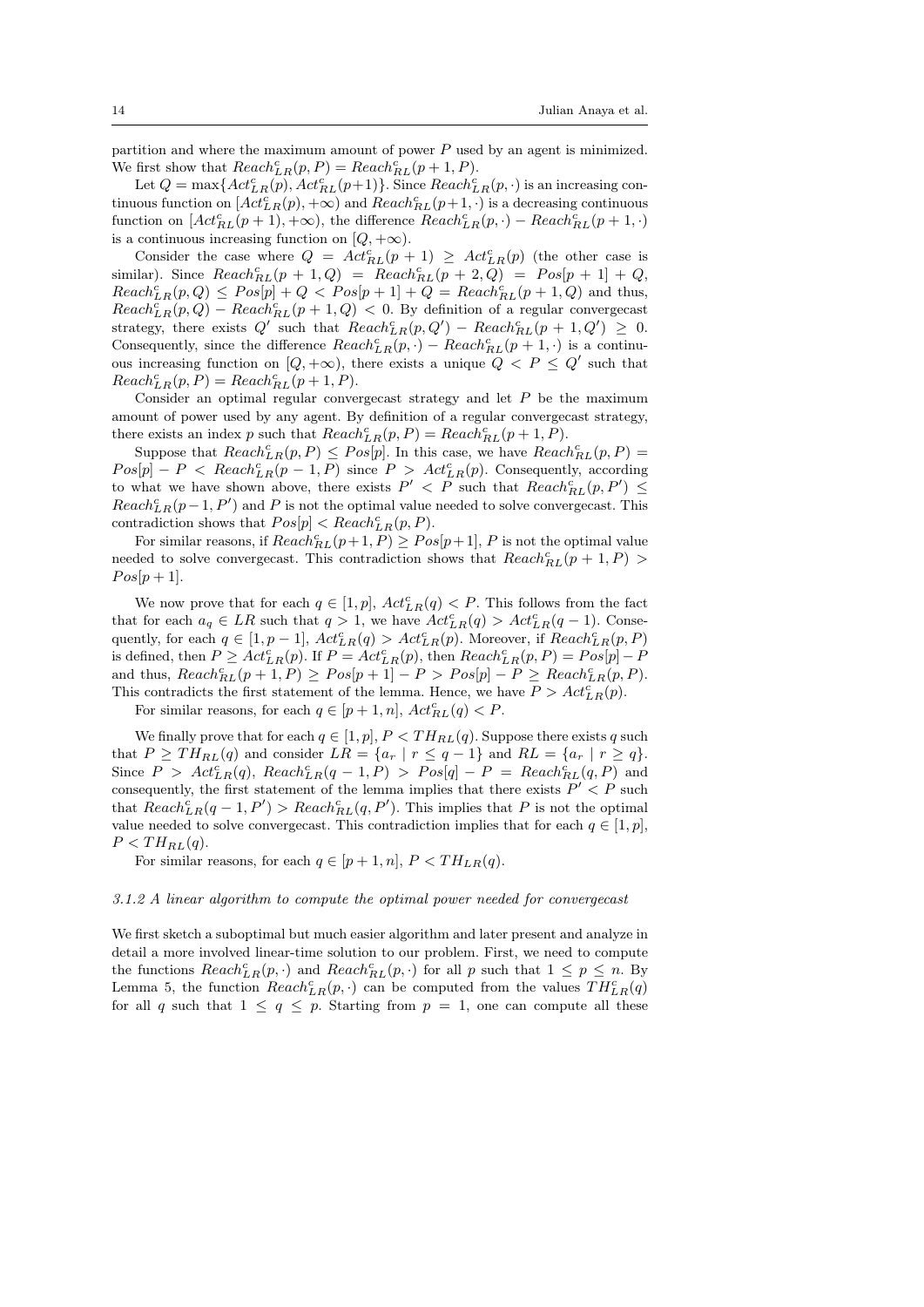partition and where the maximum amount of power $P$ used by an agent is minimized. We first show that $Reach^c_{LR}(p, P) = Reach^c_{RL}(p+1, P)$.

Let $Q = \max\{Act^c_{LR}(p), Act^c_{RL}(p+1)\}$. Since $Reach^c_{LR}(p, \cdot)$ is an increasing continuous function on $[Act^c_{LR}(p), +\infty)$ and $Reach^c_{RL}(p+1, \cdot)$ is a decreasing continuous function on $[Act^c_{RL}(p+1), +\infty)$, the difference $Reach^c_{LR}(p, \cdot) - Reach^c_{RL}(p+1, \cdot)$ is a continuous increasing function on $[Q, +\infty)$.

Consider the case where $Q = Act^c_{RL}(p+1) \geq Act^c_{LR}(p)$ (the other case is similar). Since $Reach^c_{RL}(p+1, Q) = Reach^c_{RL}(p+2, Q) = Pos[p+1] + Q$, $Reach^c_{LR}(p, Q) \leq Pos[p] + Q < Pos[p+1] + Q = Reach^c_{RL}(p+1, Q)$ and thus, $Reach^c_{LR}(p, Q) - Reach^c_{RL}(p+1, Q) < 0$. By definition of a regular convergecast strategy, there exists $Q'$ such that $Reach^c_{LR}(p, Q') - Reach^c_{RL}(p+1, Q') \geq 0$. Consequently, since the difference $Reach^c_{LR}(p, \cdot) - Reach^c_{RL}(p+1, \cdot)$ is a continuous increasing function on $[Q, +\infty)$, there exists a unique $Q < P \leq Q'$ such that $Reach^c_{LR}(p, P) = Reach^c_{RL}(p+1, P)$.

Consider an optimal regular convergecast strategy and let $P$ be the maximum amount of power used by any agent. By definition of a regular convergecast strategy, there exists an index $p$ such that $Reach^c_{LR}(p, P) = Reach^c_{RL}(p+1, P)$.

Suppose that $Reach^c_{LR}(p, P) \leq Pos[p]$. In this case, we have $Reach^c_{RL}(p, P) = Pos[p] - P < Reach^c_{LR}(p-1, P)$ since $P > Act^c_{LR}(p)$. Consequently, according to what we have shown above, there exists $P' < P$ such that $Reach^c_{RL}(p, P') \leq Reach^c_{LR}(p-1, P')$ and $P$ is not the optimal value needed to solve convergecast. This contradiction shows that $Pos[p] < Reach^c_{LR}(p, P)$.

For similar reasons, if $Reach^c_{RL}(p+1, P) \geq Pos[p+1]$, $P$ is not the optimal value needed to solve convergecast. This contradiction shows that $Reach^c_{RL}(p+1, P) > Pos[p+1]$.

We now prove that for each $q \in [1, p]$, $Act^c_{LR}(q) < P$. This follows from the fact that for each $a_q \in LR$ such that $q > 1$, we have $Act^c_{LR}(q) > Act^c_{LR}(q-1)$. Consequently, for each $q \in [1, p-1]$, $Act^c_{LR}(q) > Act^c_{LR}(p)$. Moreover, if $Reach^c_{LR}(p, P)$ is defined, then $P \geq Act^c_{LR}(p)$. If $P = Act^c_{LR}(p)$, then $Reach^c_{LR}(p, P) = Pos[p] - P$ and thus, $Reach^c_{RL}(p+1, P) \geq Pos[p+1] - P > Pos[p] - P \geq Reach^c_{LR}(p, P)$. This contradicts the first statement of the lemma. Hence, we have $P > Act^c_{LR}(p)$.

For similar reasons, for each $q \in [p+1, n]$, $Act^c_{RL}(q) < P$.

We finally prove that for each $q \in [1, p]$, $P < TH_{RL}(q)$. Suppose there exists $q$ such that $P \geq TH_{RL}(q)$ and consider $LR = \{a_r \mid r \leq q-1\}$ and $RL = \{a_r \mid r \geq q\}$. Since $P > Act^c_{LR}(q)$, $Reach^c_{LR}(q-1, P) > Pos[q] - P = Reach^c_{RL}(q, P)$ and consequently, the first statement of the lemma implies that there exists $P' < P$ such that $Reach^c_{LR}(q-1, P') > Reach^c_{RL}(q, P')$. This implies that $P$ is not the optimal value needed to solve convergecast. This contradiction implies that for each $q \in [1, p]$, $P < TH_{RL}(q)$.

For similar reasons, for each $q \in [p+1, n]$, $P < TH_{LR}(q)$.

#### *3.1.2 A linear algorithm to compute the optimal power needed for convergecast*

We first sketch a suboptimal but much easier algorithm and later present and analyze in detail a more involved linear-time solution to our problem. First, we need to compute the functions $Reach^c_{LR}(p, \cdot)$ and $Reach^c_{RL}(p, \cdot)$ for all $p$ such that $1 \leq p \leq n$. By Lemma 5, the function $Reach^c_{LR}(p, \cdot)$ can be computed from the values $TH^c_{LR}(q)$ for all $q$ such that $1 \leq q \leq p$. Starting from $p = 1$, one can compute all these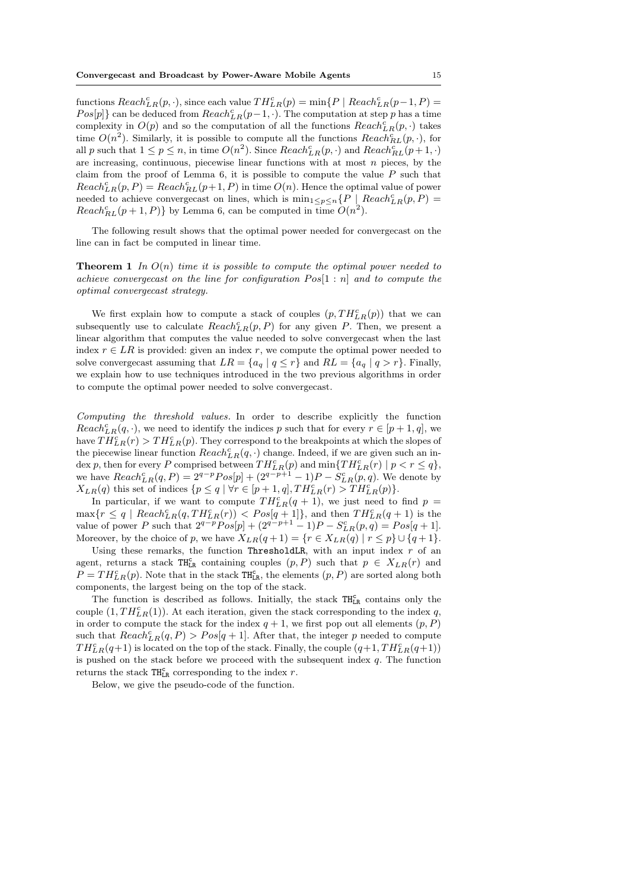functions $Reach^c_{LR}(p,\cdot)$, since each value $TH^c_{LR}(p) = \min\{P \mid Reach^c_{LR}(p-1,P) = Pos[p]\}$ can be deduced from $Reach^c_{LR}(p-1,\cdot)$. The computation at step $p$ has a time complexity in $O(p)$ and so the computation of all the functions $Reach^c_{LR}(p,\cdot)$ takes time $O(n^2)$. Similarly, it is possible to compute all the functions $Reach^c_{RL}(p,\cdot)$, for all $p$ such that $1 \leq p \leq n$, in time $O(n^2)$. Since $Reach^c_{LR}(p,\cdot)$ and $Reach^c_{RL}(p+1,\cdot)$ are increasing, continuous, piecewise linear functions with at most $n$ pieces, by the claim from the proof of Lemma 6, it is possible to compute the value $P$ such that $Reach^c_{LR}(p,P) = Reach^c_{RL}(p+1,P)$ in time $O(n)$. Hence the optimal value of power needed to achieve convergecast on lines, which is $\min_{1 \leq p \leq n}\{P \mid Reach^c_{LR}(p,P) = Reach^c_{RL}(p+1,P)\}$ by Lemma 6, can be computed in time $O(n^2)$.

The following result shows that the optimal power needed for convergecast on the line can in fact be computed in linear time.

**Theorem 1** *In $O(n)$ time it is possible to compute the optimal power needed to achieve convergecast on the line for configuration $Pos[1:n]$ and to compute the optimal convergecast strategy.*

We first explain how to compute a stack of couples $(p, TH^c_{LR}(p))$ that we can subsequently use to calculate $Reach^c_{LR}(p,P)$ for any given $P$. Then, we present a linear algorithm that computes the value needed to solve convergecast when the last index $r \in LR$ is provided: given an index $r$, we compute the optimal power needed to solve convergecast assuming that $LR = \{a_q \mid q \leq r\}$ and $RL = \{a_q \mid q > r\}$. Finally, we explain how to use techniques introduced in the two previous algorithms in order to compute the optimal power needed to solve convergecast.

*Computing the threshold values.* In order to describe explicitly the function $Reach^c_{LR}(q,\cdot)$, we need to identify the indices $p$ such that for every $r \in [p+1,q]$, we have $TH^c_{LR}(r) > TH^c_{LR}(p)$. They correspond to the breakpoints at which the slopes of the piecewise linear function $Reach^c_{LR}(q,\cdot)$ change. Indeed, if we are given such an index $p$, then for every $P$ comprised between $TH^c_{LR}(p)$ and $\min\{TH^c_{LR}(r) \mid p < r \leq q\}$, we have $Reach^c_{LR}(q,P) = 2^{q-p}Pos[p] + (2^{q-p+1}-1)P - S^c_{LR}(p,q)$. We denote by $X_{LR}(q)$ this set of indices $\{p \leq q \mid \forall r \in [p+1,q], TH^c_{LR}(r) > TH^c_{LR}(p)\}$.

In particular, if we want to compute $TH^c_{LR}(q+1)$, we just need to find $p = \max\{r \leq q \mid Reach^c_{LR}(q, TH^c_{LR}(r)) < Pos[q+1]\}$, and then $TH^c_{LR}(q+1)$ is the value of power $P$ such that $2^{q-p}Pos[p] + (2^{q-p+1}-1)P - S^c_{LR}(p,q) = Pos[q+1]$. Moreover, by the choice of $p$, we have $X_{LR}(q+1) = \{r \in X_{LR}(q) \mid r \leq p\} \cup \{q+1\}$.

Using these remarks, the function `ThresholdLR`, with an input index $r$ of an agent, returns a stack $\texttt{TH}^{\texttt{c}}_{\texttt{LR}}$ containing couples $(p,P)$ such that $p \in X_{LR}(r)$ and $P = TH^c_{LR}(p)$. Note that in the stack $\texttt{TH}^{\texttt{c}}_{\texttt{LR}}$, the elements $(p,P)$ are sorted along both components, the largest being on the top of the stack.

The function is described as follows. Initially, the stack $\texttt{TH}^{\texttt{c}}_{\texttt{LR}}$ contains only the couple $(1, TH^c_{LR}(1))$. At each iteration, given the stack corresponding to the index $q$, in order to compute the stack for the index $q+1$, we first pop out all elements $(p,P)$ such that $Reach^c_{LR}(q,P) > Pos[q+1]$. After that, the integer $p$ needed to compute $TH^c_{LR}(q+1)$ is located on the top of the stack. Finally, the couple $(q+1, TH^c_{LR}(q+1))$ is pushed on the stack before we proceed with the subsequent index $q$. The function returns the stack $\texttt{TH}^{\texttt{c}}_{\texttt{LR}}$ corresponding to the index $r$.

Below, we give the pseudo-code of the function.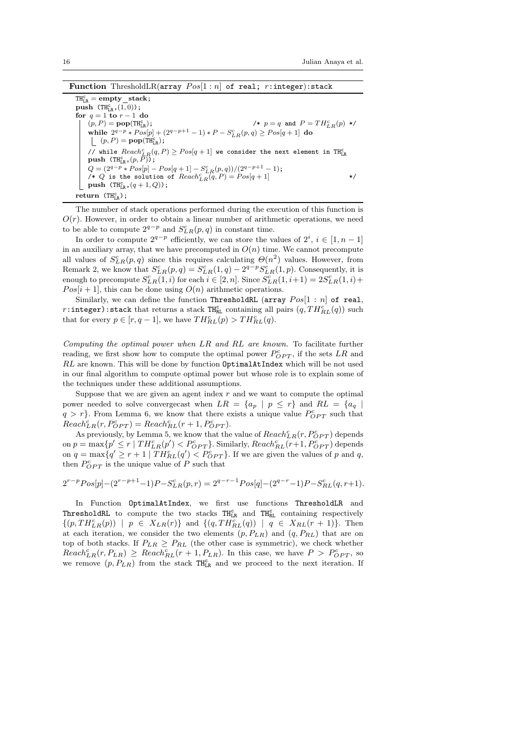**Function** ThresholdLR(array $Pos[1:n]$ of real; $r$:integer):stack

```
TH^c_LR = empty_stack;
push (TH^c_LR, (1, 0));
for q = 1 to r − 1 do
    (p, P) = pop(TH^c_LR);                              /* p = q and P = TH^c_LR(p) */
    while 2^{q−p} ∗ Pos[p] + (2^{q−p+1} − 1) ∗ P − S^c_LR(p, q) ≥ Pos[q + 1] do
        (p, P) = pop(TH^c_LR);
    // while Reach^c_LR(q, P) ≥ Pos[q + 1] we consider the next element in TH^c_LR
    push (TH^c_LR, (p, P));
    Q = (2^{q−p} ∗ Pos[p] − Pos[q + 1] − S^c_LR(p, q))/(2^{q−p+1} − 1);
    /* Q is the solution of Reach^c_LR(q, P) = Pos[q + 1]                          */
    push (TH^c_LR, (q + 1, Q));
return (TH^c_LR);
```

The number of stack operations performed during the execution of this function is $O(r)$. However, in order to obtain a linear number of arithmetic operations, we need to be able to compute $2^{q-p}$ and $S^c_{LR}(p,q)$ in constant time.

In order to compute $2^{q-p}$ efficiently, we can store the values of $2^i$, $i \in [1, n-1]$ in an auxiliary array, that we have precomputed in $O(n)$ time. We cannot precompute all values of $S^c_{LR}(p,q)$ since this requires calculating $\Theta(n^2)$ values. However, from Remark 2, we know that $S^c_{LR}(p,q) = S^c_{LR}(1,q) - 2^{q-p} S^c_{LR}(1,p)$. Consequently, it is enough to precompute $S^c_{LR}(1,i)$ for each $i \in [2,n]$. Since $S^c_{LR}(1,i+1) = 2S^c_{LR}(1,i) + Pos[i+1]$, this can be done using $O(n)$ arithmetic operations.

Similarly, we can define the function ThresholdRL (array $Pos[1:n]$ of real, $r$:integer):stack that returns a stack $\mathtt{TH}^c_{\mathtt{RL}}$ containing all pairs $(q, TH^c_{RL}(q))$ such that for every $p \in [r, q-1]$, we have $TH^c_{RL}(p) > TH^c_{RL}(q)$.

*Computing the optimal power when $LR$ and $RL$ are known.* To facilitate further reading, we first show how to compute the optimal power $P^c_{OPT}$, if the sets $LR$ and $RL$ are known. This will be done by function OptimalAtIndex which will be not used in our final algorithm to compute optimal power but whose role is to explain some of the techniques under these additional assumptions.

Suppose that we are given an agent index $r$ and we want to compute the optimal power needed to solve convergecast when $LR = \{a_p \mid p \leq r\}$ and $RL = \{a_q \mid q > r\}$. From Lemma 6, we know that there exists a unique value $P^c_{OPT}$ such that $Reach^c_{LR}(r, P^c_{OPT}) = Reach^c_{RL}(r+1, P^c_{OPT})$.

As previously, by Lemma 5, we know that the value of $Reach^c_{LR}(r, P^c_{OPT})$ depends on $p = \max\{p' \leq r \mid TH^c_{LR}(p') < P^c_{OPT}\}$. Similarly, $Reach^c_{RL}(r+1, P^c_{OPT})$ depends on $q = \max\{q' \geq r+1 \mid TH^c_{RL}(q') < P^c_{OPT}\}$. If we are given the values of $p$ and $q$, then $P^c_{OPT}$ is the unique value of $P$ such that

$$2^{r-p}Pos[p] - (2^{r-p+1}-1)P - S^c_{LR}(p,r) = 2^{q-r-1}Pos[q] - (2^{q-r}-1)P - S^c_{RL}(q, r+1).$$

In Function OptimalAtIndex, we first use functions ThresholdLR and ThresholdRL to compute the two stacks $\mathtt{TH}^c_{\mathtt{LR}}$ and $\mathtt{TH}^c_{\mathtt{RL}}$ containing respectively $\{(p, TH^c_{LR}(p)) \mid p \in X_{LR}(r)\}$ and $\{(q, TH^c_{RL}(q)) \mid q \in X_{RL}(r+1)\}$. Then at each iteration, we consider the two elements $(p, P_{LR})$ and $(q, P_{RL})$ that are on top of both stacks. If $P_{LR} \geq P_{RL}$ (the other case is symmetric), we check whether $Reach^c_{LR}(r, P_{LR}) \geq Reach^c_{RL}(r+1, P_{LR})$. In this case, we have $P > P^c_{OPT}$, so we remove $(p, P_{LR})$ from the stack $\mathtt{TH}^c_{\mathtt{LR}}$ and we proceed to the next iteration. If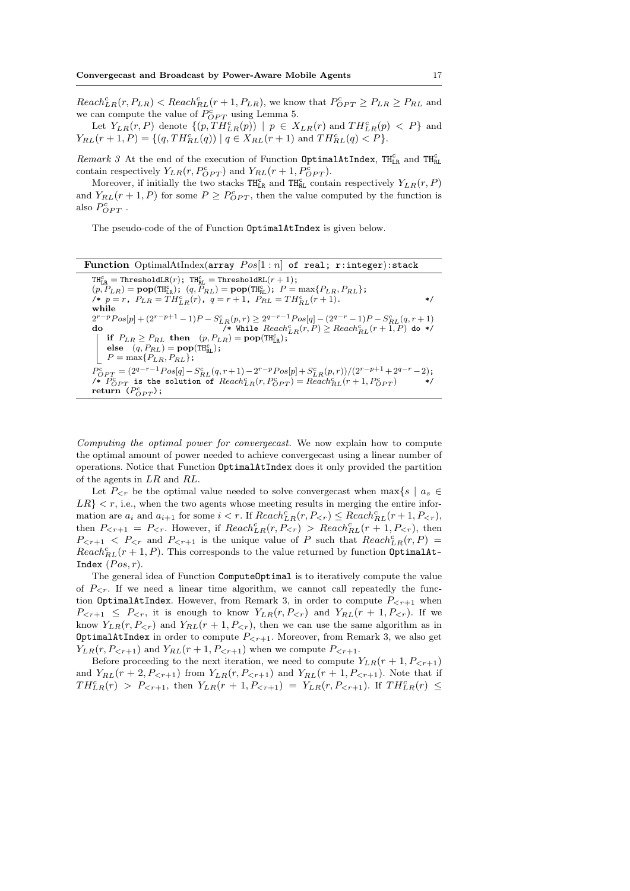$Reach^c_{LR}(r, P_{LR}) < Reach^c_{RL}(r+1, P_{LR})$, we know that $P^c_{OPT} \geq P_{LR} \geq P_{RL}$ and we can compute the value of $P^c_{OPT}$ using Lemma 5.

Let $Y_{LR}(r, P)$ denote $\{(p, TH^c_{LR}(p)) \mid p \in X_{LR}(r) \text{ and } TH^c_{LR}(p) < P\}$ and $Y_{RL}(r+1, P) = \{(q, TH^c_{RL}(q)) \mid q \in X_{RL}(r+1) \text{ and } TH^c_{RL}(q) < P\}$.

*Remark 3* At the end of the execution of Function `OptimalAtIndex`, $\mathtt{TH}^c_{\mathtt{LR}}$ and $\mathtt{TH}^c_{\mathtt{RL}}$ contain respectively $Y_{LR}(r, P^c_{OPT})$ and $Y_{RL}(r+1, P^c_{OPT})$.

Moreover, if initially the two stacks $\mathtt{TH}^c_{\mathtt{LR}}$ and $\mathtt{TH}^c_{\mathtt{RL}}$ contain respectively $Y_{LR}(r, P)$ and $Y_{RL}(r+1, P)$ for some $P \geq P^c_{OPT}$, then the value computed by the function is also $P^c_{OPT}$ .

The pseudo-code of the of Function `OptimalAtIndex` is given below.

---

**Function** OptimalAtIndex(`array` $Pos[1:n]$ `of real; r:integer):stack`

```
TH^c_LR = ThresholdLR(r);  TH^c_RL = ThresholdRL(r+1);
(p, P_LR) = pop(TH^c_LR);  (q, P_RL) = pop(TH^c_RL);  P = max{P_LR, P_RL};
/* p = r,  P_LR = TH^c_LR(r),  q = r+1,  P_RL = TH^c_RL(r+1).                 */
while
2^{r-p}Pos[p] + (2^{r-p+1} - 1)P - S^c_LR(p,r) ≥ 2^{q-r-1}Pos[q] - (2^{q-r} - 1)P - S^c_RL(q, r+1)
do                               /* While Reach^c_LR(r,P) ≥ Reach^c_RL(r+1,P) do */
    if P_LR ≥ P_RL then  (p, P_LR) = pop(TH^c_LR);
    else  (q, P_RL) = pop(TH^c_RL);
    P = max{P_LR, P_RL};
P^c_OPT = (2^{q-r-1}Pos[q] - S^c_RL(q, r+1) - 2^{r-p}Pos[p] + S^c_LR(p, r))/(2^{r-p+1} + 2^{q-r} - 2);
/* P^c_OPT is the solution of Reach^c_LR(r, P^c_OPT) = Reach^c_RL(r+1, P^c_OPT)   */
return (P^c_OPT);
```

---

*Computing the optimal power for convergecast.* We now explain how to compute the optimal amount of power needed to achieve convergecast using a linear number of operations. Notice that Function `OptimalAtIndex` does it only provided the partition of the agents in $LR$ and $RL$.

Let $P_{<r}$ be the optimal value needed to solve convergecast when $\max\{s \mid a_s \in LR\} < r$, i.e., when the two agents whose meeting results in merging the entire information are $a_i$ and $a_{i+1}$ for some $i < r$. If $Reach^c_{LR}(r, P_{<r}) \leq Reach^c_{RL}(r+1, P_{<r})$, then $P_{<r+1} = P_{<r}$. However, if $Reach^c_{LR}(r, P_{<r}) > Reach^c_{RL}(r+1, P_{<r})$, then $P_{<r+1} < P_{<r}$ and $P_{<r+1}$ is the unique value of $P$ such that $Reach^c_{LR}(r, P) = Reach^c_{RL}(r+1, P)$. This corresponds to the value returned by function `OptimalAt-Index` $(Pos, r)$.

The general idea of Function `ComputeOptimal` is to iteratively compute the value of $P_{<r}$. If we need a linear time algorithm, we cannot call repeatedly the function `OptimalAtIndex`. However, from Remark 3, in order to compute $P_{<r+1}$ when $P_{<r+1} \leq P_{<r}$, it is enough to know $Y_{LR}(r, P_{<r})$ and $Y_{RL}(r+1, P_{<r})$. If we know $Y_{LR}(r, P_{<r})$ and $Y_{RL}(r+1, P_{<r})$, then we can use the same algorithm as in `OptimalAtIndex` in order to compute $P_{<r+1}$. Moreover, from Remark 3, we also get $Y_{LR}(r, P_{<r+1})$ and $Y_{RL}(r+1, P_{<r+1})$ when we compute $P_{<r+1}$.

Before proceeding to the next iteration, we need to compute $Y_{LR}(r+1, P_{<r+1})$ and $Y_{RL}(r+2, P_{<r+1})$ from $Y_{LR}(r, P_{<r+1})$ and $Y_{RL}(r+1, P_{<r+1})$. Note that if $TH^c_{LR}(r) > P_{<r+1}$, then $Y_{LR}(r+1, P_{<r+1}) = Y_{LR}(r, P_{<r+1})$. If $TH^c_{LR}(r) \leq$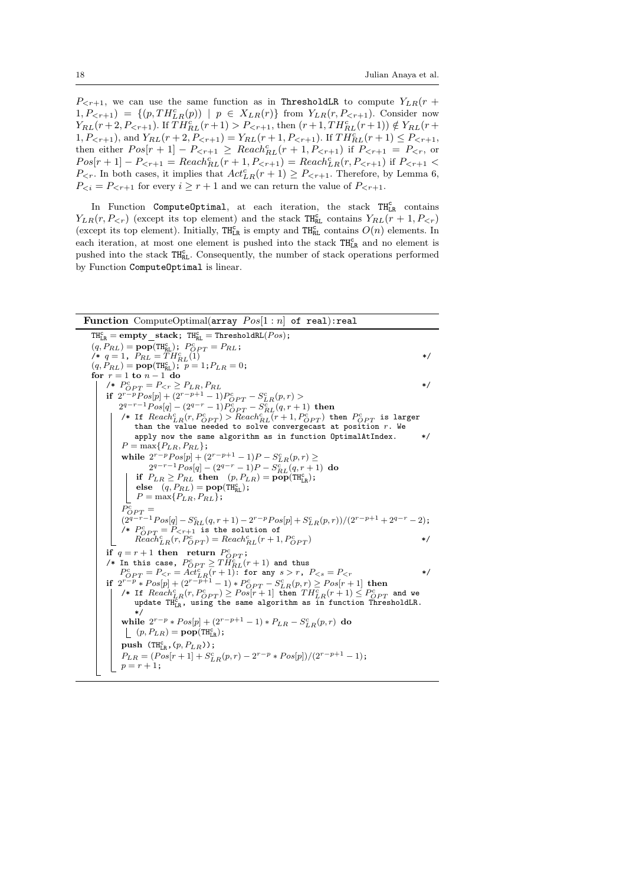$P_{<r+1}$, we can use the same function as in `ThresholdLR` to compute $Y_{LR}(r+1, P_{<r+1}) = \{(p, TH^c_{LR}(p)) \mid p \in X_{LR}(r)\}$ from $Y_{LR}(r, P_{<r+1})$. Consider now $Y_{RL}(r+2, P_{<r+1})$. If $TH^c_{RL}(r+1) > P_{<r+1}$, then $(r+1, TH^c_{RL}(r+1)) \notin Y_{RL}(r+1, P_{<r+1})$, and $Y_{RL}(r+2, P_{<r+1}) = Y_{RL}(r+1, P_{<r+1})$. If $TH^c_{RL}(r+1) \leq P_{<r+1}$, then either $Pos[r+1] - P_{<r+1} \geq Reach^c_{RL}(r+1, P_{<r+1})$ if $P_{<r+1} = P_{<r}$, or $Pos[r+1] - P_{<r+1} = Reach^c_{RL}(r+1, P_{<r+1}) = Reach^c_{LR}(r, P_{<r+1})$ if $P_{<r+1} < P_{<r}$. In both cases, it implies that $Act^c_{LR}(r+1) \geq P_{<r+1}$. Therefore, by Lemma 6, $P_{<i} = P_{<r+1}$ for every $i \geq r+1$ and we can return the value of $P_{<r+1}$.

In Function `ComputeOptimal`, at each iteration, the stack $\texttt{TH}^c_{LR}$ contains $Y_{LR}(r, P_{<r})$ (except its top element) and the stack $\texttt{TH}^c_{RL}$ contains $Y_{RL}(r+1, P_{<r})$ (except its top element). Initially, $\texttt{TH}^c_{LR}$ is empty and $\texttt{TH}^c_{RL}$ contains $O(n)$ elements. In each iteration, at most one element is pushed into the stack $\texttt{TH}^c_{LR}$ and no element is pushed into the stack $\texttt{TH}^c_{RL}$. Consequently, the number of stack operations performed by Function `ComputeOptimal` is linear.

**Function** ComputeOptimal(array $Pos[1:n]$ of real):real

```
TH^c_LR = empty_stack; TH^c_RL = ThresholdRL(Pos);
(q, P_RL) = pop(TH^c_RL); P^c_OPT = P_RL;
/* q = 1, P_RL = TH^c_RL(1)                                                  */
(q, P_RL) = pop(TH^c_RL); p = 1; P_LR = 0;
for r = 1 to n − 1 do
    /* P^c_OPT = P_<r ≥ P_LR, P_RL                                             */
    if 2^(r−p) Pos[p] + (2^(r−p+1) − 1) P^c_OPT − S^c_LR(p, r) >
        2^(q−r−1) Pos[q] − (2^(q−r) − 1) P^c_OPT − S^c_RL(q, r + 1) then
        /* If Reach^c_LR(r, P^c_OPT) > Reach^c_RL(r + 1, P^c_OPT) then P^c_OPT is larger
           than the value needed to solve convergecast at position r. We
           apply now the same algorithm as in function OptimalAtIndex.     */
        P = max{P_LR, P_RL};
        while 2^(r−p) Pos[p] + (2^(r−p+1) − 1) P − S^c_LR(p, r) ≥
                2^(q−r−1) Pos[q] − (2^(q−r) − 1) P − S^c_RL(q, r + 1) do
            if P_LR ≥ P_RL then (p, P_LR) = pop(TH^c_LR);
            else (q, P_RL) = pop(TH^c_RL);
            P = max{P_LR, P_RL};
        P^c_OPT =
        (2^(q−r−1) Pos[q] − S^c_RL(q, r+1) − 2^(r−p) Pos[p] + S^c_LR(p, r))/(2^(r−p+1) + 2^(q−r) − 2);
        /* P^c_OPT = P_<r+1 is the solution of
           Reach^c_LR(r, P^c_OPT) = Reach^c_RL(r + 1, P^c_OPT)                    */
    if q = r + 1 then return P^c_OPT;
    /* In this case, P^c_OPT ≥ TH^c_RL(r + 1) and thus
       P^c_OPT = P_<r = Act^c_LR(r + 1): for any s > r, P_<s = P_<r             */
    if 2^(r−p) * Pos[p] + (2^(r−p+1) − 1) * P^c_OPT − S^c_LR(p, r) ≥ Pos[r + 1] then
        /* If Reach^c_LR(r, P^c_OPT) ≥ Pos[r + 1] then TH^c_LR(r + 1) ≤ P^c_OPT and we
           update TH^c_LR, using the same algorithm as in function ThresholdLR.
           */
        while 2^(r−p) * Pos[p] + (2^(r−p+1) − 1) * P_LR − S^c_LR(p, r) do
            (p, P_LR) = pop(TH^c_LR);
        push (TH^c_LR, (p, P_LR));
        P_LR = (Pos[r + 1] + S^c_LR(p, r) − 2^(r−p) * Pos[p])/(2^(r−p+1) − 1);
        p = r + 1;
```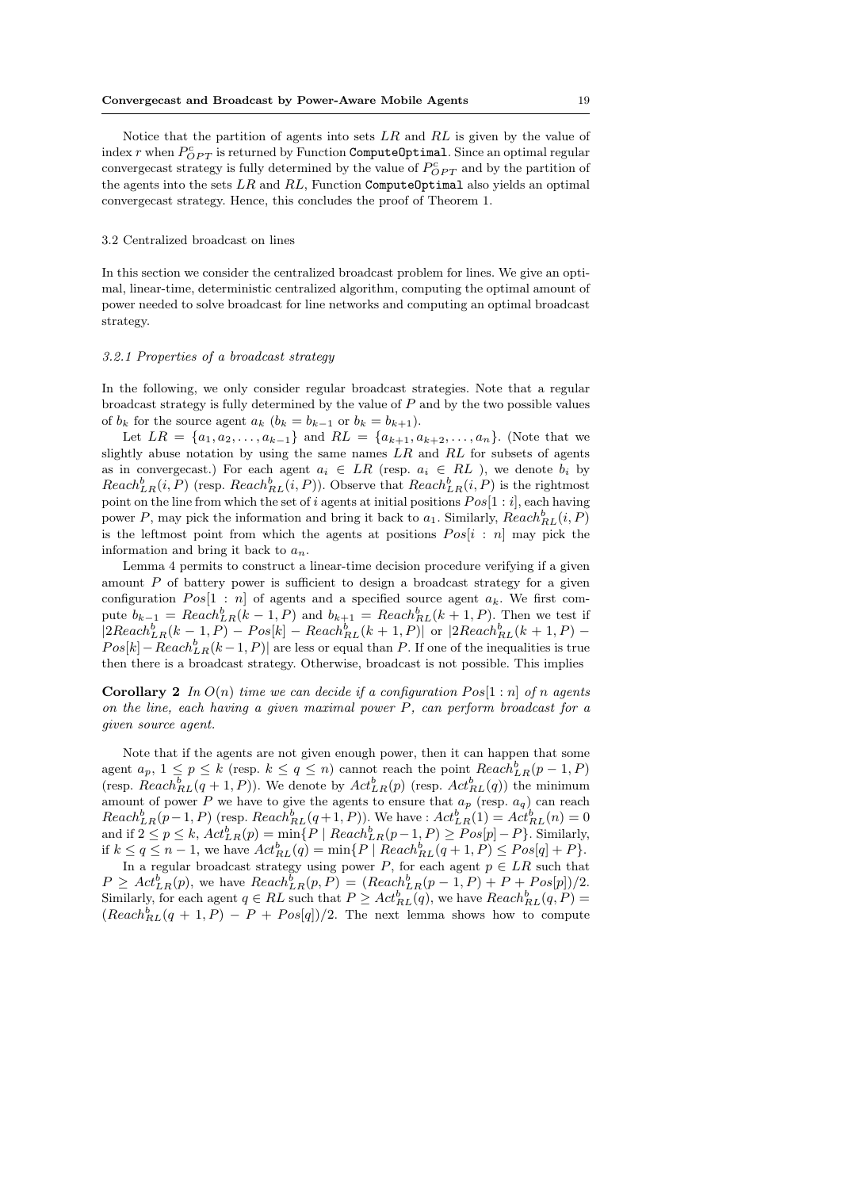Notice that the partition of agents into sets $LR$ and $RL$ is given by the value of index $r$ when $P^c_{OPT}$ is returned by Function `ComputeOptimal`. Since an optimal regular convergecast strategy is fully determined by the value of $P^c_{OPT}$ and by the partition of the agents into the sets $LR$ and $RL$, Function `ComputeOptimal` also yields an optimal convergecast strategy. Hence, this concludes the proof of Theorem 1.

## 3.2 Centralized broadcast on lines

In this section we consider the centralized broadcast problem for lines. We give an optimal, linear-time, deterministic centralized algorithm, computing the optimal amount of power needed to solve broadcast for line networks and computing an optimal broadcast strategy.

### *3.2.1 Properties of a broadcast strategy*

In the following, we only consider regular broadcast strategies. Note that a regular broadcast strategy is fully determined by the value of $P$ and by the two possible values of $b_k$ for the source agent $a_k$ ($b_k = b_{k-1}$ or $b_k = b_{k+1}$).

Let $LR = \{a_1, a_2, \ldots, a_{k-1}\}$ and $RL = \{a_{k+1}, a_{k+2}, \ldots, a_n\}$. (Note that we slightly abuse notation by using the same names $LR$ and $RL$ for subsets of agents as in convergecast.) For each agent $a_i \in LR$ (resp. $a_i \in RL$ ), we denote $b_i$ by $Reach^b_{LR}(i, P)$ (resp. $Reach^b_{RL}(i, P)$). Observe that $Reach^b_{LR}(i, P)$ is the rightmost point on the line from which the set of $i$ agents at initial positions $Pos[1 : i]$, each having power $P$, may pick the information and bring it back to $a_1$. Similarly, $Reach^b_{RL}(i, P)$ is the leftmost point from which the agents at positions $Pos[i : n]$ may pick the information and bring it back to $a_n$.

Lemma 4 permits to construct a linear-time decision procedure verifying if a given amount $P$ of battery power is sufficient to design a broadcast strategy for a given configuration $Pos[1 : n]$ of agents and a specified source agent $a_k$. We first compute $b_{k-1} = Reach^b_{LR}(k-1, P)$ and $b_{k+1} = Reach^b_{RL}(k+1, P)$. Then we test if $|2Reach^b_{LR}(k-1, P) - Pos[k] - Reach^b_{RL}(k+1, P)|$ or $|2Reach^b_{RL}(k+1, P) - Pos[k] - Reach^b_{LR}(k-1, P)|$ are less or equal than $P$. If one of the inequalities is true then there is a broadcast strategy. Otherwise, broadcast is not possible. This implies

**Corollary 2** *In $O(n)$ time we can decide if a configuration $Pos[1 : n]$ of $n$ agents on the line, each having a given maximal power $P$, can perform broadcast for a given source agent.*

Note that if the agents are not given enough power, then it can happen that some agent $a_p$, $1 \le p \le k$ (resp. $k \le q \le n$) cannot reach the point $Reach^b_{LR}(p-1, P)$ (resp. $Reach^b_{RL}(q+1, P)$). We denote by $Act^b_{LR}(p)$ (resp. $Act^b_{RL}(q)$) the minimum amount of power $P$ we have to give the agents to ensure that $a_p$ (resp. $a_q$) can reach $Reach^b_{LR}(p-1, P)$ (resp. $Reach^b_{RL}(q+1, P)$). We have : $Act^b_{LR}(1) = Act^b_{RL}(n) = 0$ and if $2 \le p \le k$, $Act^b_{LR}(p) = \min\{P \mid Reach^b_{LR}(p-1, P) \ge Pos[p] - P\}$. Similarly, if $k \le q \le n-1$, we have $Act^b_{RL}(q) = \min\{P \mid Reach^b_{RL}(q+1, P) \le Pos[q] + P\}$.

In a regular broadcast strategy using power $P$, for each agent $p \in LR$ such that $P \ge Act^b_{LR}(p)$, we have $Reach^b_{LR}(p, P) = (Reach^b_{LR}(p-1, P) + P + Pos[p])/2$. Similarly, for each agent $q \in RL$ such that $P \ge Act^b_{RL}(q)$, we have $Reach^b_{RL}(q, P) = (Reach^b_{RL}(q+1, P) - P + Pos[q])/2$. The next lemma shows how to compute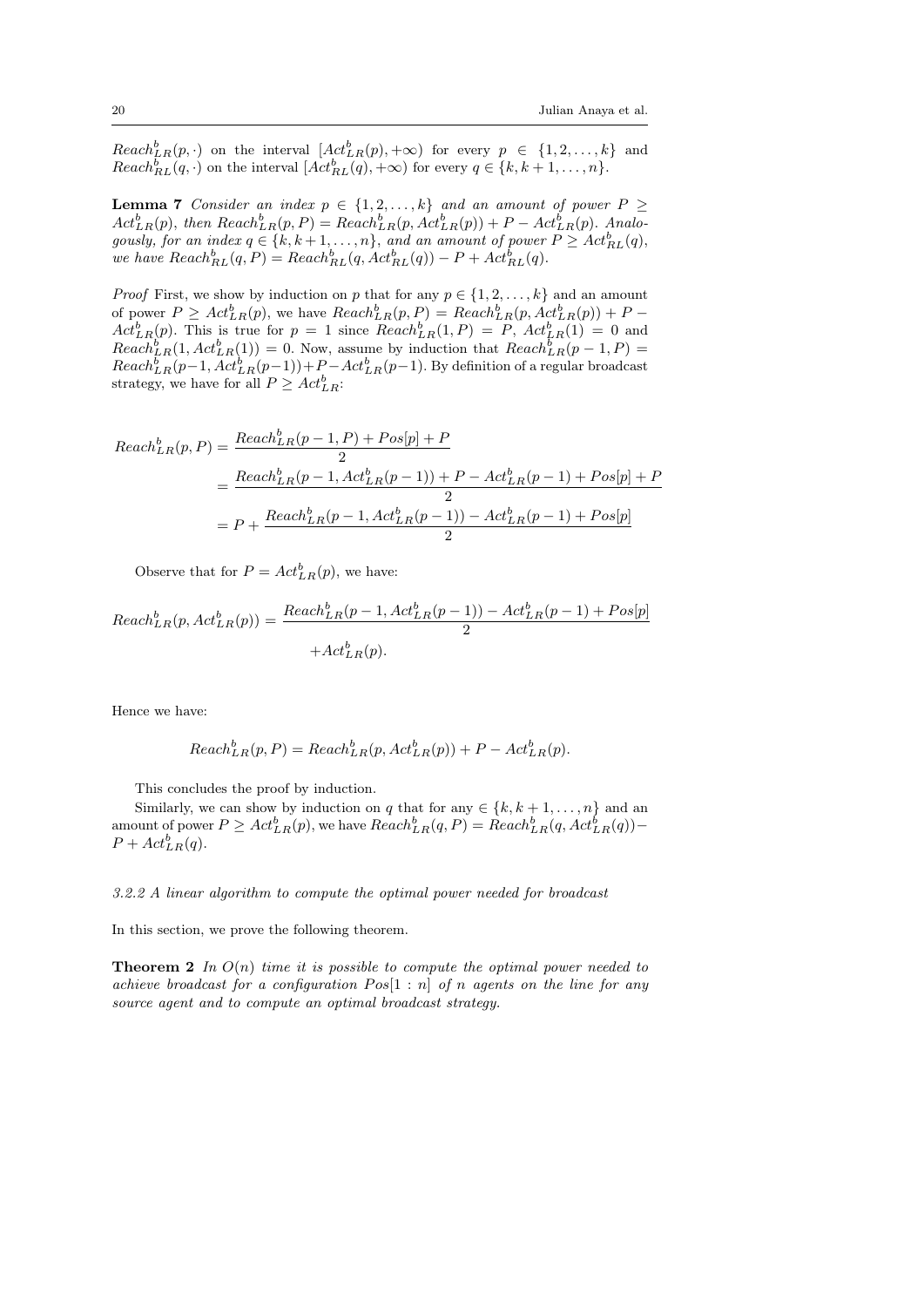$Reach^b_{LR}(p,\cdot)$ on the interval $[Act^b_{LR}(p), +\infty)$ for every $p \in \{1, 2, \dots, k\}$ and $Reach^b_{RL}(q,\cdot)$ on the interval $[Act^b_{RL}(q), +\infty)$ for every $q \in \{k, k+1, \dots, n\}$.

**Lemma 7** *Consider an index $p \in \{1, 2, \dots, k\}$ and an amount of power $P \geq Act^b_{LR}(p)$, then $Reach^b_{LR}(p, P) = Reach^b_{LR}(p, Act^b_{LR}(p)) + P - Act^b_{LR}(p)$. Analogously, for an index $q \in \{k, k+1, \dots, n\}$, and an amount of power $P \geq Act^b_{RL}(q)$, we have $Reach^b_{RL}(q, P) = Reach^b_{RL}(q, Act^b_{RL}(q)) - P + Act^b_{RL}(q)$.*

*Proof* First, we show by induction on $p$ that for any $p \in \{1, 2, \dots, k\}$ and an amount of power $P \geq Act^b_{LR}(p)$, we have $Reach^b_{LR}(p, P) = Reach^b_{LR}(p, Act^b_{LR}(p)) + P - Act^b_{LR}(p)$. This is true for $p = 1$ since $Reach^b_{LR}(1, P) = P$, $Act^b_{LR}(1) = 0$ and $Reach^b_{LR}(1, Act^b_{LR}(1)) = 0$. Now, assume by induction that $Reach^b_{LR}(p-1, P) = Reach^b_{LR}(p-1, Act^b_{LR}(p-1)) + P - Act^b_{LR}(p-1)$. By definition of a regular broadcast strategy, we have for all $P \geq Act^b_{LR}$:

$$
\begin{aligned}
Reach^b_{LR}(p, P) &= \frac{Reach^b_{LR}(p-1, P) + Pos[p] + P}{2} \\
&= \frac{Reach^b_{LR}(p-1, Act^b_{LR}(p-1)) + P - Act^b_{LR}(p-1) + Pos[p] + P}{2} \\
&= P + \frac{Reach^b_{LR}(p-1, Act^b_{LR}(p-1)) - Act^b_{LR}(p-1) + Pos[p]}{2}
\end{aligned}
$$

Observe that for $P = Act^b_{LR}(p)$, we have:

$$
\begin{aligned}
Reach^b_{LR}(p, Act^b_{LR}(p)) = \frac{Reach^b_{LR}(p-1, Act^b_{LR}(p-1)) - Act^b_{LR}(p-1) + Pos[p]}{2} \\
+ Act^b_{LR}(p).
\end{aligned}
$$

Hence we have:

$$
Reach^b_{LR}(p, P) = Reach^b_{LR}(p, Act^b_{LR}(p)) + P - Act^b_{LR}(p).
$$

This concludes the proof by induction.

Similarly, we can show by induction on $q$ that for any $\in \{k, k+1, \dots, n\}$ and an amount of power $P \geq Act^b_{LR}(p)$, we have $Reach^b_{LR}(q, P) = Reach^b_{LR}(q, Act^b_{LR}(q)) - P + Act^b_{LR}(q)$.

*3.2.2 A linear algorithm to compute the optimal power needed for broadcast*

In this section, we prove the following theorem.

**Theorem 2** *In $O(n)$ time it is possible to compute the optimal power needed to achieve broadcast for a configuration $Pos[1:n]$ of $n$ agents on the line for any source agent and to compute an optimal broadcast strategy.*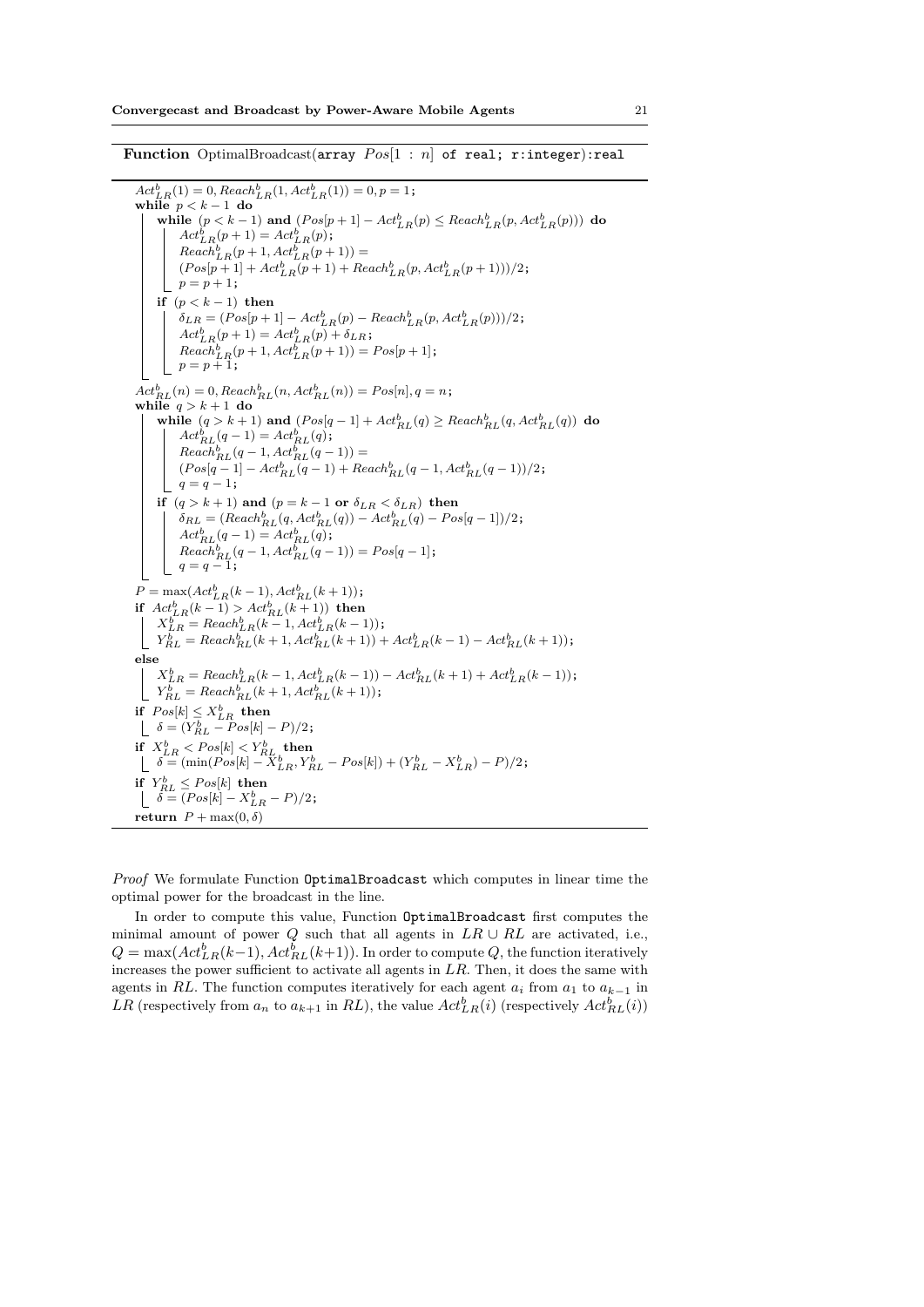**Function** OptimalBroadcast(array $Pos[1:n]$ of real; r:integer):real

```
Act^b_LR(1) = 0, Reach^b_LR(1, Act^b_LR(1)) = 0, p = 1;
while p < k − 1 do
    while (p < k − 1) and (Pos[p+1] − Act^b_LR(p) ≤ Reach^b_LR(p, Act^b_LR(p))) do
        Act^b_LR(p+1) = Act^b_LR(p);
        Reach^b_LR(p+1, Act^b_LR(p+1)) =
        (Pos[p+1] + Act^b_LR(p+1) + Reach^b_LR(p, Act^b_LR(p+1)))/2;
        p = p + 1;
    if (p < k − 1) then
        δ_LR = (Pos[p+1] − Act^b_LR(p) − Reach^b_LR(p, Act^b_LR(p)))/2;
        Act^b_LR(p+1) = Act^b_LR(p) + δ_LR;
        Reach^b_LR(p+1, Act^b_LR(p+1)) = Pos[p+1];
        p = p + 1;
Act^b_RL(n) = 0, Reach^b_RL(n, Act^b_RL(n)) = Pos[n], q = n;
while q > k + 1 do
    while (q > k + 1) and (Pos[q−1] + Act^b_RL(q) ≥ Reach^b_RL(q, Act^b_RL(q)) do
        Act^b_RL(q−1) = Act^b_RL(q);
        Reach^b_RL(q−1, Act^b_RL(q−1)) =
        (Pos[q−1] − Act^b_RL(q−1) + Reach^b_RL(q−1, Act^b_RL(q−1))/2;
        q = q − 1;
    if (q > k + 1) and (p = k − 1 or δ_LR < δ_LR) then
        δ_RL = (Reach^b_RL(q, Act^b_RL(q)) − Act^b_RL(q) − Pos[q−1])/2;
        Act^b_RL(q−1) = Act^b_RL(q);
        Reach^b_RL(q−1, Act^b_RL(q−1)) = Pos[q−1];
        q = q − 1;
P = max(Act^b_LR(k−1), Act^b_RL(k+1));
if Act^b_LR(k−1) > Act^b_RL(k+1) then
    X^b_LR = Reach^b_LR(k−1, Act^b_LR(k−1));
    Y^b_RL = Reach^b_RL(k+1, Act^b_RL(k+1)) + Act^b_LR(k−1) − Act^b_RL(k+1));
else
    X^b_LR = Reach^b_LR(k−1, Act^b_LR(k−1)) − Act^b_RL(k+1) + Act^b_LR(k−1));
    Y^b_RL = Reach^b_RL(k+1, Act^b_RL(k+1));
if Pos[k] ≤ X^b_LR then
    δ = (Y^b_RL − Pos[k] − P)/2;
if X^b_LR < Pos[k] < Y^b_RL then
    δ = (min(Pos[k] − X^b_LR, Y^b_RL − Pos[k]) + (Y^b_RL − X^b_LR) − P)/2;
if Y^b_RL ≤ Pos[k] then
    δ = (Pos[k] − X^b_LR − P)/2;
return P + max(0, δ)
```

*Proof* We formulate Function `OptimalBroadcast` which computes in linear time the optimal power for the broadcast in the line.

In order to compute this value, Function `OptimalBroadcast` first computes the minimal amount of power $Q$ such that all agents in $LR \cup RL$ are activated, i.e., $Q = \max(Act^b_{LR}(k-1), Act^b_{RL}(k+1))$. In order to compute $Q$, the function iteratively increases the power sufficient to activate all agents in $LR$. Then, it does the same with agents in $RL$. The function computes iteratively for each agent $a_i$ from $a_1$ to $a_{k-1}$ in $LR$ (respectively from $a_n$ to $a_{k+1}$ in $RL$), the value $Act^b_{LR}(i)$ (respectively $Act^b_{RL}(i)$)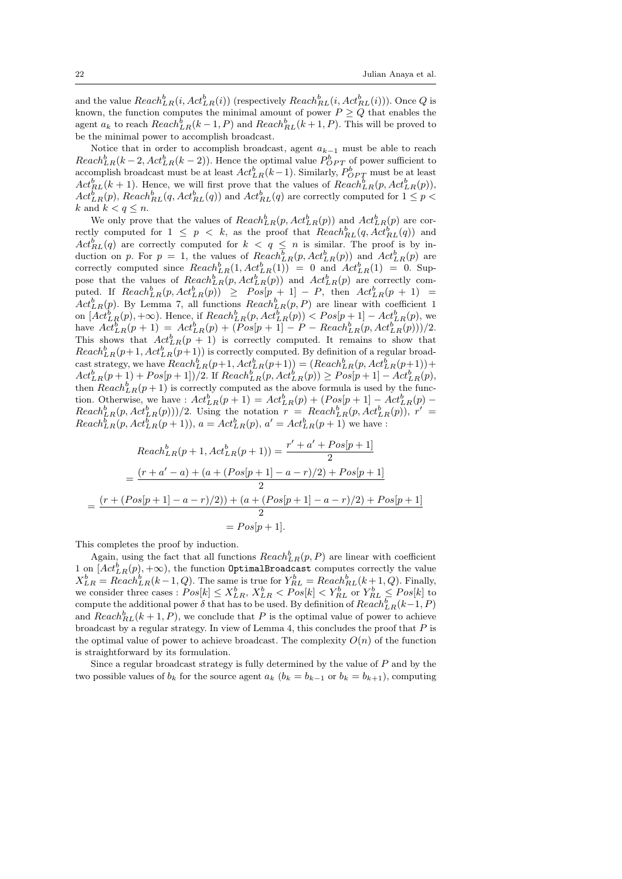and the value $Reach^b_{LR}(i, Act^b_{LR}(i))$ (respectively $Reach^b_{RL}(i, Act^b_{RL}(i))$). Once $Q$ is known, the function computes the minimal amount of power $P \geq Q$ that enables the agent $a_k$ to reach $Reach^b_{LR}(k-1, P)$ and $Reach^b_{RL}(k+1, P)$. This will be proved to be the minimal power to accomplish broadcast.

Notice that in order to accomplish broadcast, agent $a_{k-1}$ must be able to reach $Reach^b_{LR}(k-2, Act^b_{LR}(k-2))$. Hence the optimal value $P^b_{OPT}$ of power sufficient to accomplish broadcast must be at least $Act^b_{LR}(k-1)$. Similarly, $P^b_{OPT}$ must be at least $Act^b_{RL}(k+1)$. Hence, we will first prove that the values of $Reach^b_{LR}(p, Act^b_{LR}(p))$, $Act^b_{LR}(p)$, $Reach^b_{RL}(q, Act^b_{RL}(q))$ and $Act^b_{LR}(q)$ are correctly computed for $1 \leq p < k$ and $k < q \leq n$.

We only prove that the values of $Reach^b_{LR}(p, Act^b_{LR}(p))$ and $Act^b_{LR}(p)$ are correctly computed for $1 \leq p < k$, as the proof that $Reach^b_{RL}(q, Act^b_{RL}(q))$ and $Act^b_{RL}(q)$ are correctly computed for $k < q \leq n$ is similar. The proof is by induction on $p$. For $p = 1$, the values of $Reach^b_{LR}(p, Act^b_{LR}(p))$ and $Act^b_{LR}(p)$ are correctly computed since $Reach^b_{LR}(1, Act^b_{LR}(1)) = 0$ and $Act^b_{LR}(1) = 0$. Suppose that the values of $Reach^b_{LR}(p, Act^b_{LR}(p))$ and $Act^b_{LR}(p)$ are correctly computed. If $Reach^b_{LR}(p, Act^b_{LR}(p)) \geq Pos[p+1] - P$, then $Act^b_{LR}(p+1) = Act^b_{LR}(p)$. By Lemma 7, all functions $Reach^b_{LR}(p, P)$ are linear with coefficient 1 on $[Act^b_{LR}(p), +\infty)$. Hence, if $Reach^b_{LR}(p, Act^b_{LR}(p)) < Pos[p+1] - Act^b_{LR}(p)$, we have $Act^b_{LR}(p+1) = Act^b_{LR}(p) + (Pos[p+1] - P - Reach^b_{LR}(p, Act^b_{LR}(p)))/2$. This shows that $Act^b_{LR}(p+1)$ is correctly computed. It remains to show that $Reach^b_{LR}(p+1, Act^b_{LR}(p+1))$ is correctly computed. By definition of a regular broadcast strategy, we have $Reach^b_{LR}(p+1, Act^b_{LR}(p+1)) = (Reach^b_{LR}(p, Act^b_{LR}(p+1)) + Act^b_{LR}(p+1) + Pos[p+1])/2$. If $Reach^b_{LR}(p, Act^b_{LR}(p)) \geq Pos[p+1] - Act^b_{LR}(p)$, then $Reach^b_{LR}(p+1)$ is correctly computed as the above formula is used by the function. Otherwise, we have : $Act^b_{LR}(p+1) = Act^b_{LR}(p) + (Pos[p+1] - Act^b_{LR}(p) - Reach^b_{LR}(p, Act^b_{LR}(p)))/2$. Using the notation $r = Reach^b_{LR}(p, Act^b_{LR}(p))$, $r' = Reach^b_{LR}(p, Act^b_{LR}(p+1))$, $a = Act^b_{LR}(p)$, $a' = Act^b_{LR}(p+1)$ we have :

$$Reach^b_{LR}(p+1, Act^b_{LR}(p+1)) = \frac{r' + a' + Pos[p+1]}{2}$$

$$= \frac{(r + a' - a) + (a + (Pos[p+1] - a - r)/2) + Pos[p+1]}{2}$$

$$= \frac{(r + (Pos[p+1] - a - r)/2)) + (a + (Pos[p+1] - a - r)/2) + Pos[p+1]}{2}$$

$$= Pos[p+1].$$

This completes the proof by induction.

Again, using the fact that all functions $Reach^b_{LR}(p, P)$ are linear with coefficient 1 on $[Act^b_{LR}(p), +\infty)$, the function `OptimalBroadcast` computes correctly the value $X^b_{LR} = Reach^b_{LR}(k-1, Q)$. The same is true for $Y^b_{RL} = Reach^b_{RL}(k+1, Q)$. Finally, we consider three cases : $Pos[k] \leq X^b_{LR}$, $X^b_{LR} < Pos[k] < Y^b_{RL}$ or $Y^b_{RL} \leq Pos[k]$ to compute the additional power $\delta$ that has to be used. By definition of $Reach^b_{LR}(k-1, P)$ and $Reach^b_{RL}(k+1, P)$, we conclude that $P$ is the optimal value of power to achieve broadcast by a regular strategy. In view of Lemma 4, this concludes the proof that $P$ is the optimal value of power to achieve broadcast. The complexity $O(n)$ of the function is straightforward by its formulation.

Since a regular broadcast strategy is fully determined by the value of $P$ and by the two possible values of $b_k$ for the source agent $a_k$ ($b_k = b_{k-1}$ or $b_k = b_{k+1}$), computing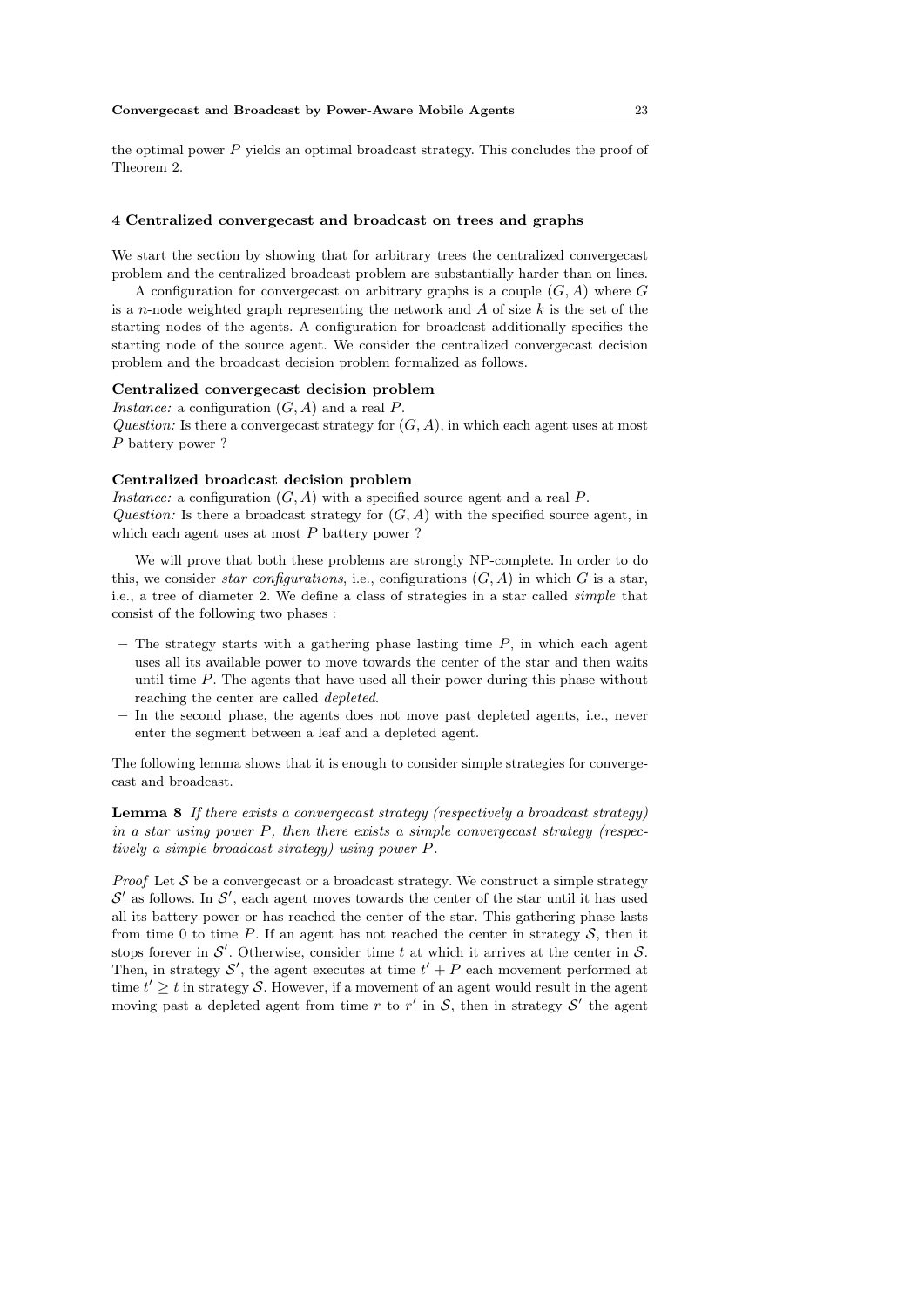the optimal power $P$ yields an optimal broadcast strategy. This concludes the proof of Theorem 2.

## 4 Centralized convergecast and broadcast on trees and graphs

We start the section by showing that for arbitrary trees the centralized convergecast problem and the centralized broadcast problem are substantially harder than on lines.

A configuration for convergecast on arbitrary graphs is a couple $(G, A)$ where $G$ is a $n$-node weighted graph representing the network and $A$ of size $k$ is the set of the starting nodes of the agents. A configuration for broadcast additionally specifies the starting node of the source agent. We consider the centralized convergecast decision problem and the broadcast decision problem formalized as follows.

**Centralized convergecast decision problem**

*Instance:* a configuration $(G, A)$ and a real $P$.

*Question:* Is there a convergecast strategy for $(G, A)$, in which each agent uses at most $P$ battery power ?

**Centralized broadcast decision problem**

*Instance:* a configuration $(G, A)$ with a specified source agent and a real $P$.

*Question:* Is there a broadcast strategy for $(G, A)$ with the specified source agent, in which each agent uses at most $P$ battery power ?

We will prove that both these problems are strongly NP-complete. In order to do this, we consider *star configurations*, i.e., configurations $(G, A)$ in which $G$ is a star, i.e., a tree of diameter 2. We define a class of strategies in a star called *simple* that consist of the following two phases :

- The strategy starts with a gathering phase lasting time $P$, in which each agent uses all its available power to move towards the center of the star and then waits until time $P$. The agents that have used all their power during this phase without reaching the center are called *depleted*.
- In the second phase, the agents does not move past depleted agents, i.e., never enter the segment between a leaf and a depleted agent.

The following lemma shows that it is enough to consider simple strategies for convergecast and broadcast.

**Lemma 8** *If there exists a convergecast strategy (respectively a broadcast strategy) in a star using power $P$, then there exists a simple convergecast strategy (respectively a simple broadcast strategy) using power $P$.*

*Proof* Let $\mathcal{S}$ be a convergecast or a broadcast strategy. We construct a simple strategy $\mathcal{S}'$ as follows. In $\mathcal{S}'$, each agent moves towards the center of the star until it has used all its battery power or has reached the center of the star. This gathering phase lasts from time 0 to time $P$. If an agent has not reached the center in strategy $\mathcal{S}$, then it stops forever in $\mathcal{S}'$. Otherwise, consider time $t$ at which it arrives at the center in $\mathcal{S}$. Then, in strategy $\mathcal{S}'$, the agent executes at time $t' + P$ each movement performed at time $t' \geq t$ in strategy $\mathcal{S}$. However, if a movement of an agent would result in the agent moving past a depleted agent from time $r$ to $r'$ in $\mathcal{S}$, then in strategy $\mathcal{S}'$ the agent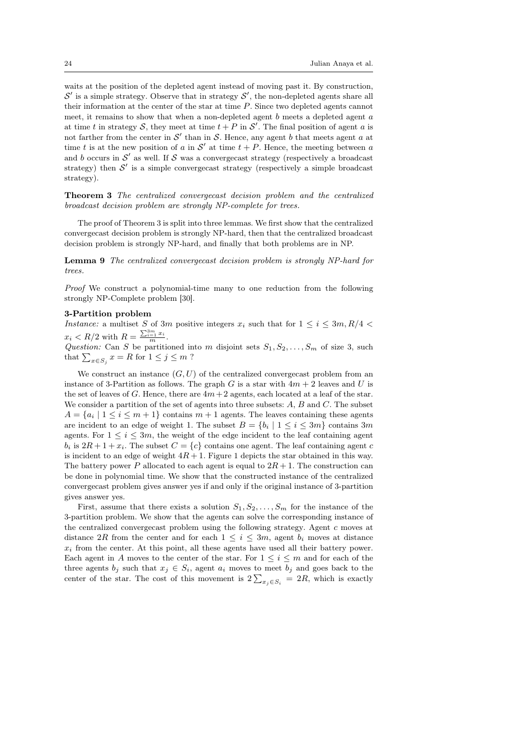waits at the position of the depleted agent instead of moving past it. By construction, $\mathcal{S}'$ is a simple strategy. Observe that in strategy $\mathcal{S}'$, the non-depleted agents share all their information at the center of the star at time $P$. Since two depleted agents cannot meet, it remains to show that when a non-depleted agent $b$ meets a depleted agent $a$ at time $t$ in strategy $\mathcal{S}$, they meet at time $t + P$ in $\mathcal{S}'$. The final position of agent $a$ is not farther from the center in $\mathcal{S}'$ than in $\mathcal{S}$. Hence, any agent $b$ that meets agent $a$ at time $t$ is at the new position of $a$ in $\mathcal{S}'$ at time $t + P$. Hence, the meeting between $a$ and $b$ occurs in $\mathcal{S}'$ as well. If $\mathcal{S}$ was a convergecast strategy (respectively a broadcast strategy) then $\mathcal{S}'$ is a simple convergecast strategy (respectively a simple broadcast strategy).

**Theorem 3** *The centralized convergecast decision problem and the centralized broadcast decision problem are strongly NP-complete for trees.*

The proof of Theorem 3 is split into three lemmas. We first show that the centralized convergecast decision problem is strongly NP-hard, then that the centralized broadcast decision problem is strongly NP-hard, and finally that both problems are in NP.

**Lemma 9** *The centralized convergecast decision problem is strongly NP-hard for trees.*

*Proof* We construct a polynomial-time many to one reduction from the following strongly NP-Complete problem [30].

**3-Partition problem**
*Instance:* a multiset $S$ of $3m$ positive integers $x_i$ such that for $1 \leq i \leq 3m, R/4 < x_i < R/2$ with $R = \frac{\sum_{i=1}^{3m} x_i}{m}$.
*Question:* Can $S$ be partitioned into $m$ disjoint sets $S_1, S_2, \dots, S_m$ of size 3, such that $\sum_{x \in S_j} x = R$ for $1 \leq j \leq m$ ?

We construct an instance $(G, U)$ of the centralized convergecast problem from an instance of 3-Partition as follows. The graph $G$ is a star with $4m + 2$ leaves and $U$ is the set of leaves of $G$. Hence, there are $4m + 2$ agents, each located at a leaf of the star. We consider a partition of the set of agents into three subsets: $A$, $B$ and $C$. The subset $A = \{a_i \mid 1 \leq i \leq m+1\}$ contains $m + 1$ agents. The leaves containing these agents are incident to an edge of weight 1. The subset $B = \{b_i \mid 1 \leq i \leq 3m\}$ contains $3m$ agents. For $1 \leq i \leq 3m$, the weight of the edge incident to the leaf containing agent $b_i$ is $2R + 1 + x_i$. The subset $C = \{c\}$ contains one agent. The leaf containing agent $c$ is incident to an edge of weight $4R + 1$. Figure 1 depicts the star obtained in this way. The battery power $P$ allocated to each agent is equal to $2R + 1$. The construction can be done in polynomial time. We show that the constructed instance of the centralized convergecast problem gives answer yes if and only if the original instance of 3-partition gives answer yes.

First, assume that there exists a solution $S_1, S_2, \dots, S_m$ for the instance of the 3-partition problem. We show that the agents can solve the corresponding instance of the centralized convergecast problem using the following strategy. Agent $c$ moves at distance $2R$ from the center and for each $1 \leq i \leq 3m$, agent $b_i$ moves at distance $x_i$ from the center. At this point, all these agents have used all their battery power. Each agent in $A$ moves to the center of the star. For $1 \leq i \leq m$ and for each of the three agents $b_j$ such that $x_j \in S_i$, agent $a_i$ moves to meet $b_j$ and goes back to the center of the star. The cost of this movement is $2 \sum_{x_j \in S_i} = 2R$, which is exactly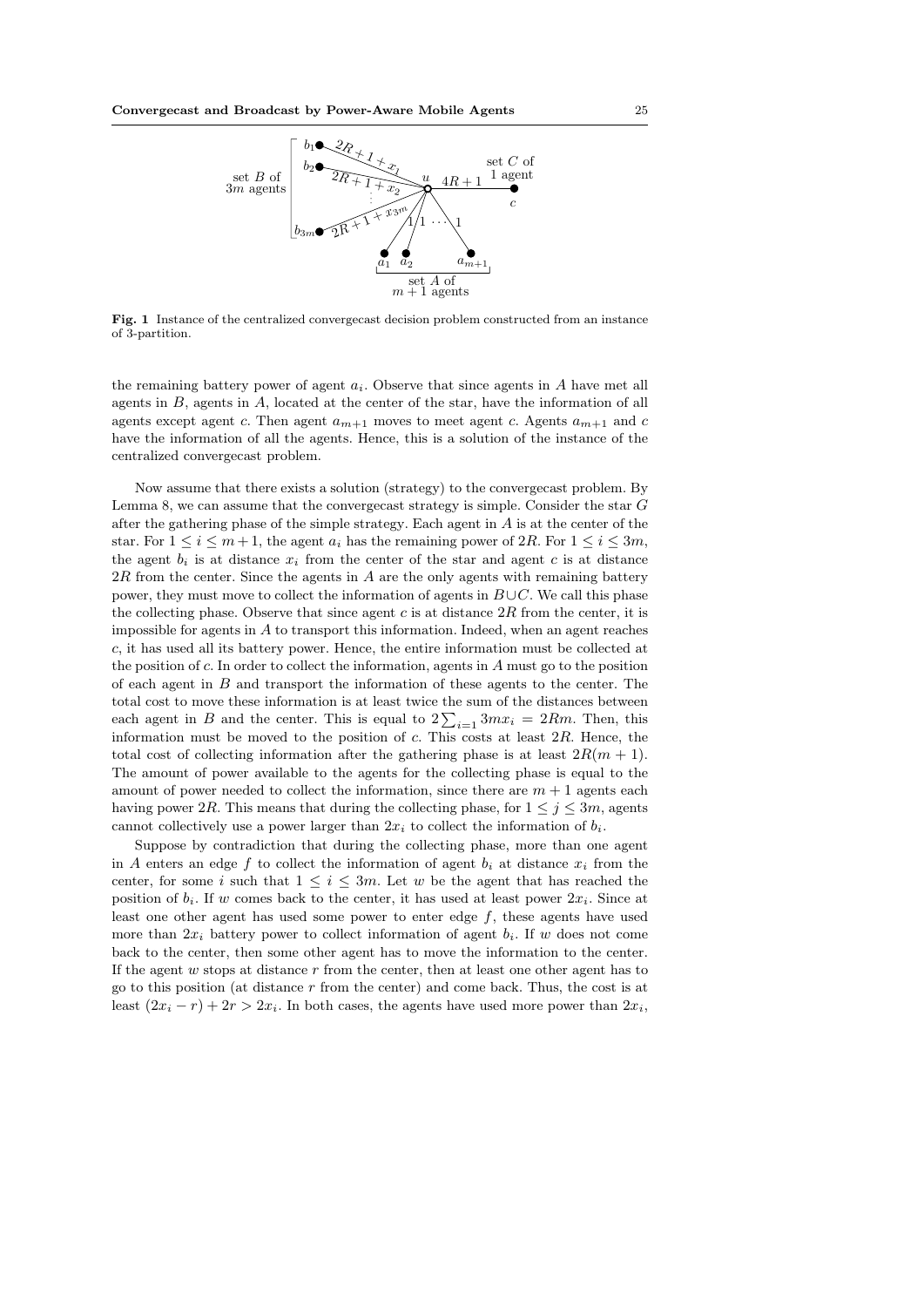Fig. 1 Instance of the centralized convergecast decision problem constructed from an instance of 3-partition.

the remaining battery power of agent $a_i$. Observe that since agents in $A$ have met all agents in $B$, agents in $A$, located at the center of the star, have the information of all agents except agent $c$. Then agent $a_{m+1}$ moves to meet agent $c$. Agents $a_{m+1}$ and $c$ have the information of all the agents. Hence, this is a solution of the instance of the centralized convergecast problem.

Now assume that there exists a solution (strategy) to the convergecast problem. By Lemma 8, we can assume that the convergecast strategy is simple. Consider the star $G$ after the gathering phase of the simple strategy. Each agent in $A$ is at the center of the star. For $1 \le i \le m+1$, the agent $a_i$ has the remaining power of $2R$. For $1 \le i \le 3m$, the agent $b_i$ is at distance $x_i$ from the center of the star and agent $c$ is at distance $2R$ from the center. Since the agents in $A$ are the only agents with remaining battery power, they must move to collect the information of agents in $B \cup C$. We call this phase the collecting phase. Observe that since agent $c$ is at distance $2R$ from the center, it is impossible for agents in $A$ to transport this information. Indeed, when an agent reaches $c$, it has used all its battery power. Hence, the entire information must be collected at the position of $c$. In order to collect the information, agents in $A$ must go to the position of each agent in $B$ and transport the information of these agents to the center. The total cost to move these information is at least twice the sum of the distances between each agent in $B$ and the center. This is equal to $2\sum_{i=1} 3m x_i = 2Rm$. Then, this information must be moved to the position of $c$. This costs at least $2R$. Hence, the total cost of collecting information after the gathering phase is at least $2R(m+1)$. The amount of power available to the agents for the collecting phase is equal to the amount of power needed to collect the information, since there are $m+1$ agents each having power $2R$. This means that during the collecting phase, for $1 \le j \le 3m$, agents cannot collectively use a power larger than $2x_i$ to collect the information of $b_i$.

Suppose by contradiction that during the collecting phase, more than one agent in $A$ enters an edge $f$ to collect the information of agent $b_i$ at distance $x_i$ from the center, for some $i$ such that $1 \le i \le 3m$. Let $w$ be the agent that has reached the position of $b_i$. If $w$ comes back to the center, it has used at least power $2x_i$. Since at least one other agent has used some power to enter edge $f$, these agents have used more than $2x_i$ battery power to collect information of agent $b_i$. If $w$ does not come back to the center, then some other agent has to move the information to the center. If the agent $w$ stops at distance $r$ from the center, then at least one other agent has to go to this position (at distance $r$ from the center) and come back. Thus, the cost is at least $(2x_i - r) + 2r > 2x_i$. In both cases, the agents have used more power than $2x_i$,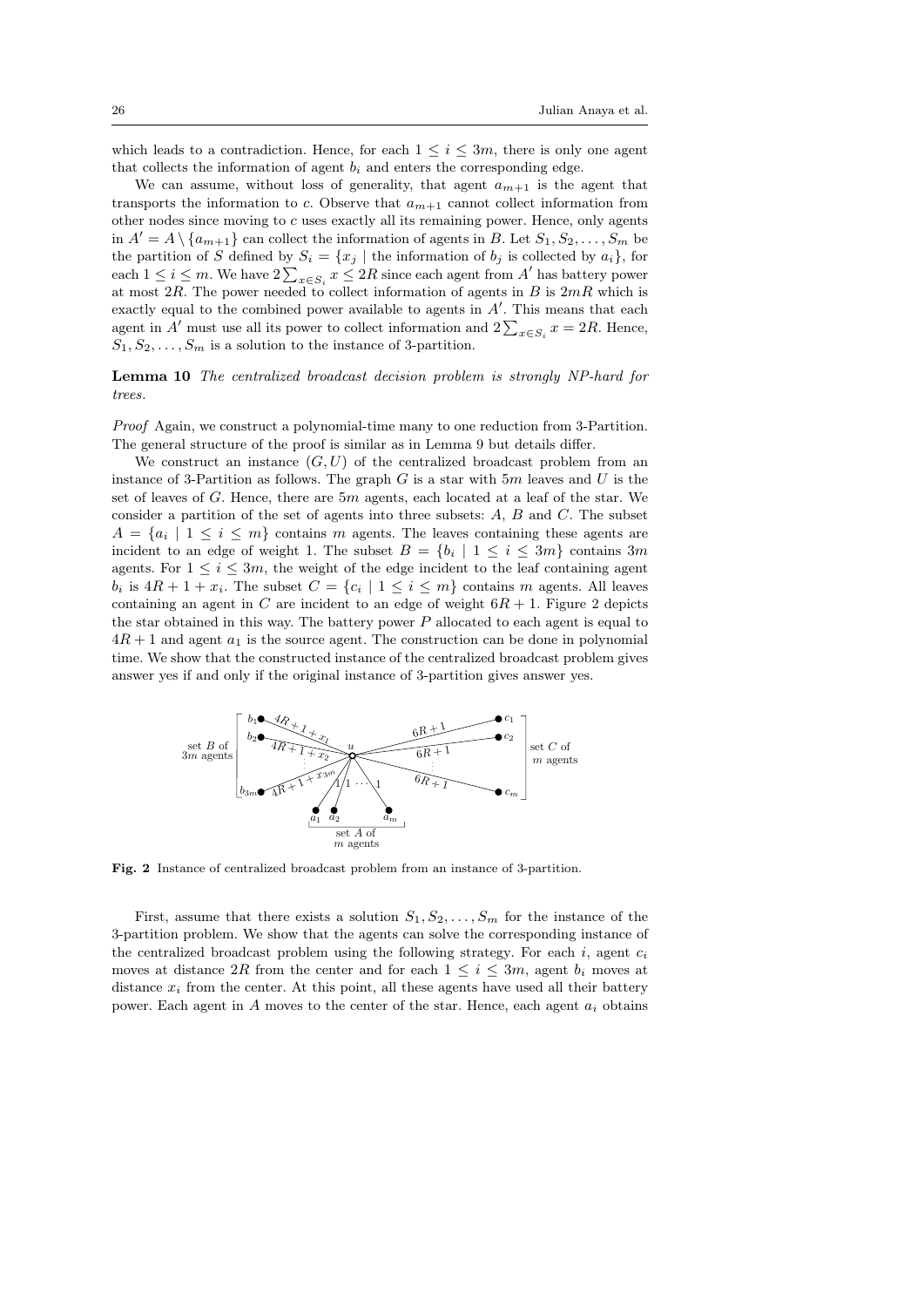which leads to a contradiction. Hence, for each $1 \leq i \leq 3m$, there is only one agent that collects the information of agent $b_i$ and enters the corresponding edge.

We can assume, without loss of generality, that agent $a_{m+1}$ is the agent that transports the information to $c$. Observe that $a_{m+1}$ cannot collect information from other nodes since moving to $c$ uses exactly all its remaining power. Hence, only agents in $A' = A \setminus \{a_{m+1}\}$ can collect the information of agents in $B$. Let $S_1, S_2, \ldots, S_m$ be the partition of $S$ defined by $S_i = \{x_j \mid \text{the information of } b_j \text{ is collected by } a_i\}$, for each $1 \leq i \leq m$. We have $2\sum_{x \in S_i} x \leq 2R$ since each agent from $A'$ has battery power at most $2R$. The power needed to collect information of agents in $B$ is $2mR$ which is exactly equal to the combined power available to agents in $A'$. This means that each agent in $A'$ must use all its power to collect information and $2\sum_{x \in S_i} x = 2R$. Hence, $S_1, S_2, \ldots, S_m$ is a solution to the instance of 3-partition.

**Lemma 10** *The centralized broadcast decision problem is strongly NP-hard for trees.*

*Proof* Again, we construct a polynomial-time many to one reduction from 3-Partition. The general structure of the proof is similar as in Lemma 9 but details differ.

We construct an instance $(G, U)$ of the centralized broadcast problem from an instance of 3-Partition as follows. The graph $G$ is a star with $5m$ leaves and $U$ is the set of leaves of $G$. Hence, there are $5m$ agents, each located at a leaf of the star. We consider a partition of the set of agents into three subsets: $A$, $B$ and $C$. The subset $A = \{a_i \mid 1 \leq i \leq m\}$ contains $m$ agents. The leaves containing these agents are incident to an edge of weight 1. The subset $B = \{b_i \mid 1 \leq i \leq 3m\}$ contains $3m$ agents. For $1 \leq i \leq 3m$, the weight of the edge incident to the leaf containing agent $b_i$ is $4R + 1 + x_i$. The subset $C = \{c_i \mid 1 \leq i \leq m\}$ contains $m$ agents. All leaves containing an agent in $C$ are incident to an edge of weight $6R + 1$. Figure 2 depicts the star obtained in this way. The battery power $P$ allocated to each agent is equal to $4R + 1$ and agent $a_1$ is the source agent. The construction can be done in polynomial time. We show that the constructed instance of the centralized broadcast problem gives answer yes if and only if the original instance of 3-partition gives answer yes.

**Fig. 2** Instance of centralized broadcast problem from an instance of 3-partition.

First, assume that there exists a solution $S_1, S_2, \ldots, S_m$ for the instance of the 3-partition problem. We show that the agents can solve the corresponding instance of the centralized broadcast problem using the following strategy. For each $i$, agent $c_i$ moves at distance $2R$ from the center and for each $1 \leq i \leq 3m$, agent $b_i$ moves at distance $x_i$ from the center. At this point, all these agents have used all their battery power. Each agent in $A$ moves to the center of the star. Hence, each agent $a_i$ obtains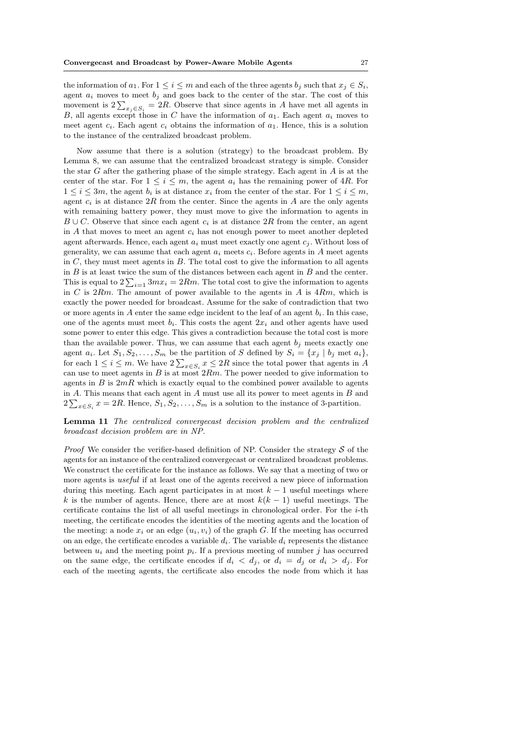the information of $a_1$. For $1 \le i \le m$ and each of the three agents $b_j$ such that $x_j \in S_i$, agent $a_i$ moves to meet $b_j$ and goes back to the center of the star. The cost of this movement is $2\sum_{x_j \in S_i} = 2R$. Observe that since agents in $A$ have met all agents in $B$, all agents except those in $C$ have the information of $a_1$. Each agent $a_i$ moves to meet agent $c_i$. Each agent $c_i$ obtains the information of $a_1$. Hence, this is a solution to the instance of the centralized broadcast problem.

Now assume that there is a solution (strategy) to the broadcast problem. By Lemma 8, we can assume that the centralized broadcast strategy is simple. Consider the star $G$ after the gathering phase of the simple strategy. Each agent in $A$ is at the center of the star. For $1 \le i \le m$, the agent $a_i$ has the remaining power of $4R$. For $1 \le i \le 3m$, the agent $b_i$ is at distance $x_i$ from the center of the star. For $1 \le i \le m$, agent $c_i$ is at distance $2R$ from the center. Since the agents in $A$ are the only agents with remaining battery power, they must move to give the information to agents in $B \cup C$. Observe that since each agent $c_i$ is at distance $2R$ from the center, an agent in $A$ that moves to meet an agent $c_i$ has not enough power to meet another depleted agent afterwards. Hence, each agent $a_i$ must meet exactly one agent $c_j$. Without loss of generality, we can assume that each agent $a_i$ meets $c_i$. Before agents in $A$ meet agents in $C$, they must meet agents in $B$. The total cost to give the information to all agents in $B$ is at least twice the sum of the distances between each agent in $B$ and the center. This is equal to $2\sum_{i=1} 3mx_i = 2Rm$. The total cost to give the information to agents in $C$ is $2Rm$. The amount of power available to the agents in $A$ is $4Rm$, which is exactly the power needed for broadcast. Assume for the sake of contradiction that two or more agents in $A$ enter the same edge incident to the leaf of an agent $b_i$. In this case, one of the agents must meet $b_i$. This costs the agent $2x_i$ and other agents have used some power to enter this edge. This gives a contradiction because the total cost is more than the available power. Thus, we can assume that each agent $b_j$ meets exactly one agent $a_i$. Let $S_1, S_2, \ldots, S_m$ be the partition of $S$ defined by $S_i = \{x_j \mid b_j \text{ met } a_i\}$, for each $1 \le i \le m$. We have $2\sum_{x \in S_i} x \le 2R$ since the total power that agents in $A$ can use to meet agents in $B$ is at most $2Rm$. The power needed to give information to agents in $B$ is $2mR$ which is exactly equal to the combined power available to agents in $A$. This means that each agent in $A$ must use all its power to meet agents in $B$ and $2\sum_{x \in S_i} x = 2R$. Hence, $S_1, S_2, \ldots, S_m$ is a solution to the instance of 3-partition.

**Lemma 11** *The centralized convergecast decision problem and the centralized broadcast decision problem are in NP.*

*Proof* We consider the verifier-based definition of NP. Consider the strategy $\mathcal{S}$ of the agents for an instance of the centralized convergecast or centralized broadcast problems. We construct the certificate for the instance as follows. We say that a meeting of two or more agents is *useful* if at least one of the agents received a new piece of information during this meeting. Each agent participates in at most $k-1$ useful meetings where $k$ is the number of agents. Hence, there are at most $k(k-1)$ useful meetings. The certificate contains the list of all useful meetings in chronological order. For the $i$-th meeting, the certificate encodes the identities of the meeting agents and the location of the meeting: a node $x_i$ or an edge $(u_i, v_i)$ of the graph $G$. If the meeting has occurred on an edge, the certificate encodes a variable $d_i$. The variable $d_i$ represents the distance between $u_i$ and the meeting point $p_i$. If a previous meeting of number $j$ has occurred on the same edge, the certificate encodes if $d_i < d_j$, or $d_i = d_j$ or $d_i > d_j$. For each of the meeting agents, the certificate also encodes the node from which it has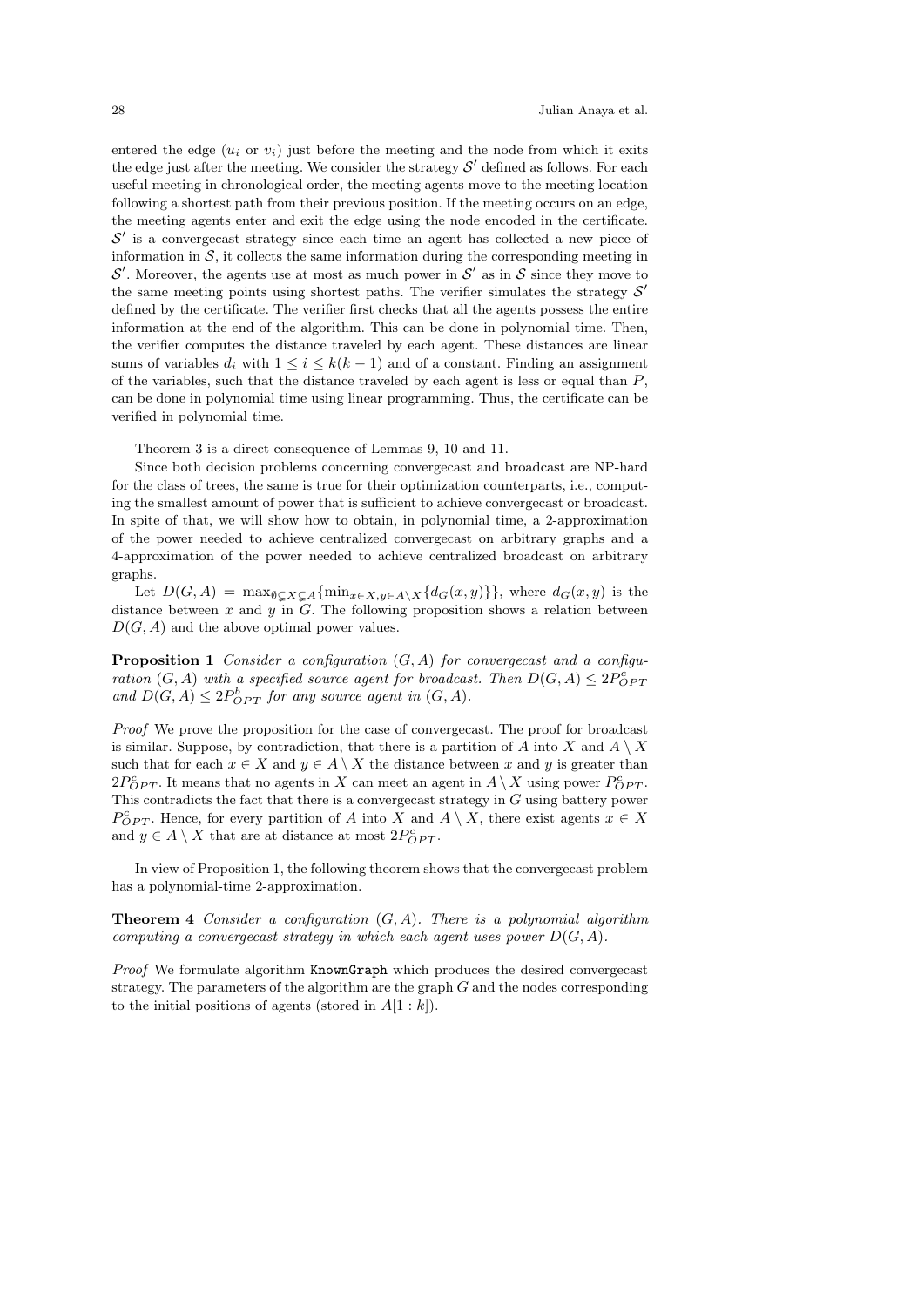entered the edge ($u_i$ or $v_i$) just before the meeting and the node from which it exits the edge just after the meeting. We consider the strategy $\mathcal{S}'$ defined as follows. For each useful meeting in chronological order, the meeting agents move to the meeting location following a shortest path from their previous position. If the meeting occurs on an edge, the meeting agents enter and exit the edge using the node encoded in the certificate. $\mathcal{S}'$ is a convergecast strategy since each time an agent has collected a new piece of information in $\mathcal{S}$, it collects the same information during the corresponding meeting in $\mathcal{S}'$. Moreover, the agents use at most as much power in $\mathcal{S}'$ as in $\mathcal{S}$ since they move to the same meeting points using shortest paths. The verifier simulates the strategy $\mathcal{S}'$ defined by the certificate. The verifier first checks that all the agents possess the entire information at the end of the algorithm. This can be done in polynomial time. Then, the verifier computes the distance traveled by each agent. These distances are linear sums of variables $d_i$ with $1 \le i \le k(k-1)$ and of a constant. Finding an assignment of the variables, such that the distance traveled by each agent is less or equal than $P$, can be done in polynomial time using linear programming. Thus, the certificate can be verified in polynomial time.

Theorem 3 is a direct consequence of Lemmas 9, 10 and 11.

Since both decision problems concerning convergecast and broadcast are NP-hard for the class of trees, the same is true for their optimization counterparts, i.e., computing the smallest amount of power that is sufficient to achieve convergecast or broadcast. In spite of that, we will show how to obtain, in polynomial time, a 2-approximation of the power needed to achieve centralized convergecast on arbitrary graphs and a 4-approximation of the power needed to achieve centralized broadcast on arbitrary graphs.

Let $D(G, A) = \max_{\emptyset \subsetneq X \subsetneq A}\{\min_{x \in X, y \in A \setminus X}\{d_G(x, y)\}\}$, where $d_G(x, y)$ is the distance between $x$ and $y$ in $G$. The following proposition shows a relation between $D(G, A)$ and the above optimal power values.

**Proposition 1** *Consider a configuration $(G, A)$ for convergecast and a configuration $(G, A)$ with a specified source agent for broadcast. Then $D(G, A) \le 2P^c_{OPT}$ and $D(G, A) \le 2P^b_{OPT}$ for any source agent in $(G, A)$.*

*Proof* We prove the proposition for the case of convergecast. The proof for broadcast is similar. Suppose, by contradiction, that there is a partition of $A$ into $X$ and $A \setminus X$ such that for each $x \in X$ and $y \in A \setminus X$ the distance between $x$ and $y$ is greater than $2P^c_{OPT}$. It means that no agents in $X$ can meet an agent in $A \setminus X$ using power $P^c_{OPT}$. This contradicts the fact that there is a convergecast strategy in $G$ using battery power $P^c_{OPT}$. Hence, for every partition of $A$ into $X$ and $A \setminus X$, there exist agents $x \in X$ and $y \in A \setminus X$ that are at distance at most $2P^c_{OPT}$.

In view of Proposition 1, the following theorem shows that the convergecast problem has a polynomial-time 2-approximation.

**Theorem 4** *Consider a configuration $(G, A)$. There is a polynomial algorithm computing a convergecast strategy in which each agent uses power $D(G, A)$.*

*Proof* We formulate algorithm `KnownGraph` which produces the desired convergecast strategy. The parameters of the algorithm are the graph $G$ and the nodes corresponding to the initial positions of agents (stored in $A[1 : k]$).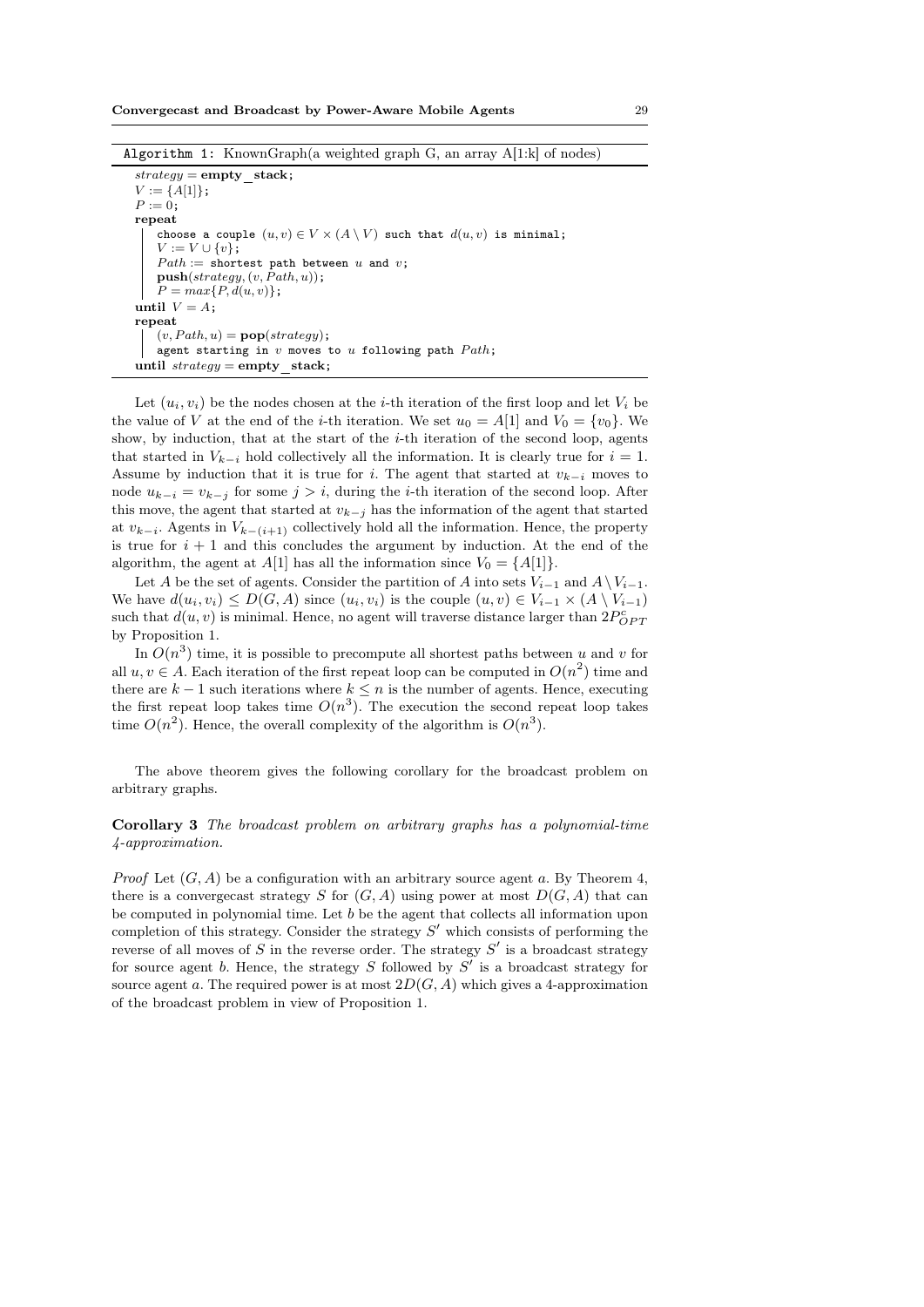**Algorithm 1:** KnownGraph(a weighted graph G, an array A[1:k] of nodes)

```
strategy = empty_stack;
V := {A[1]};
P := 0;
repeat
    choose a couple (u,v) ∈ V × (A \ V) such that d(u,v) is minimal;
    V := V ∪ {v};
    Path := shortest path between u and v;
    push(strategy, (v, Path, u));
    P = max{P, d(u,v)};
until V = A;
repeat
    (v, Path, u) = pop(strategy);
    agent starting in v moves to u following path Path;
until strategy = empty_stack;
```

Let $(u_i, v_i)$ be the nodes chosen at the $i$-th iteration of the first loop and let $V_i$ be the value of $V$ at the end of the $i$-th iteration. We set $u_0 = A[1]$ and $V_0 = \{v_0\}$. We show, by induction, that at the start of the $i$-th iteration of the second loop, agents that started in $V_{k-i}$ hold collectively all the information. It is clearly true for $i = 1$. Assume by induction that it is true for $i$. The agent that started at $v_{k-i}$ moves to node $u_{k-i} = v_{k-j}$ for some $j > i$, during the $i$-th iteration of the second loop. After this move, the agent that started at $v_{k-j}$ has the information of the agent that started at $v_{k-i}$. Agents in $V_{k-(i+1)}$ collectively hold all the information. Hence, the property is true for $i + 1$ and this concludes the argument by induction. At the end of the algorithm, the agent at $A[1]$ has all the information since $V_0 = \{A[1]\}$.

Let $A$ be the set of agents. Consider the partition of $A$ into sets $V_{i-1}$ and $A \setminus V_{i-1}$. We have $d(u_i, v_i) \leq D(G, A)$ since $(u_i, v_i)$ is the couple $(u, v) \in V_{i-1} \times (A \setminus V_{i-1})$ such that $d(u, v)$ is minimal. Hence, no agent will traverse distance larger than $2P^c_{OPT}$ by Proposition 1.

In $O(n^3)$ time, it is possible to precompute all shortest paths between $u$ and $v$ for all $u, v \in A$. Each iteration of the first repeat loop can be computed in $O(n^2)$ time and there are $k - 1$ such iterations where $k \leq n$ is the number of agents. Hence, executing the first repeat loop takes time $O(n^3)$. The execution the second repeat loop takes time $O(n^2)$. Hence, the overall complexity of the algorithm is $O(n^3)$.

The above theorem gives the following corollary for the broadcast problem on arbitrary graphs.

**Corollary 3** *The broadcast problem on arbitrary graphs has a polynomial-time 4-approximation.*

*Proof* Let $(G, A)$ be a configuration with an arbitrary source agent $a$. By Theorem 4, there is a convergecast strategy $S$ for $(G, A)$ using power at most $D(G, A)$ that can be computed in polynomial time. Let $b$ be the agent that collects all information upon completion of this strategy. Consider the strategy $S'$ which consists of performing the reverse of all moves of $S$ in the reverse order. The strategy $S'$ is a broadcast strategy for source agent $b$. Hence, the strategy $S$ followed by $S'$ is a broadcast strategy for source agent $a$. The required power is at most $2D(G, A)$ which gives a 4-approximation of the broadcast problem in view of Proposition 1.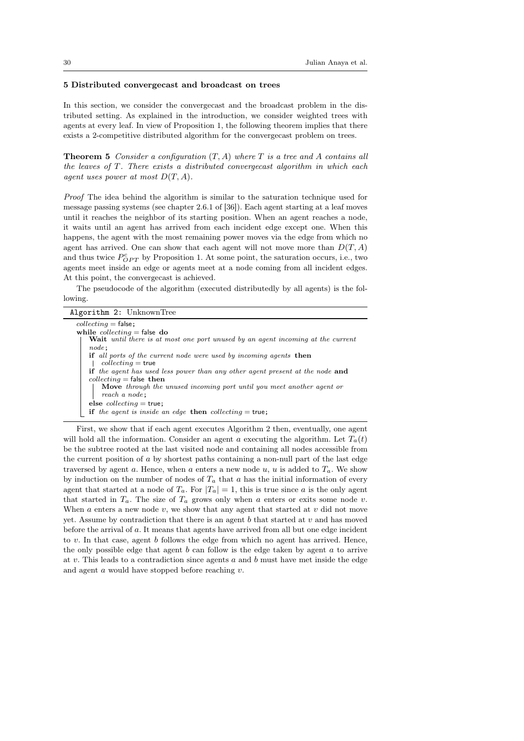## 5 Distributed convergecast and broadcast on trees

In this section, we consider the convergecast and the broadcast problem in the distributed setting. As explained in the introduction, we consider weighted trees with agents at every leaf. In view of Proposition 1, the following theorem implies that there exists a 2-competitive distributed algorithm for the convergecast problem on trees.

**Theorem 5** *Consider a configuration $(T, A)$ where $T$ is a tree and $A$ contains all the leaves of $T$. There exists a distributed convergecast algorithm in which each agent uses power at most $D(T, A)$.*

*Proof* The idea behind the algorithm is similar to the saturation technique used for message passing systems (see chapter 2.6.1 of [36]). Each agent starting at a leaf moves until it reaches the neighbor of its starting position. When an agent reaches a node, it waits until an agent has arrived from each incident edge except one. When this happens, the agent with the most remaining power moves via the edge from which no agent has arrived. One can show that each agent will not move more than $D(T, A)$ and thus twice $P^c_{OPT}$ by Proposition 1. At some point, the saturation occurs, i.e., two agents meet inside an edge or agents meet at a node coming from all incident edges. At this point, the convergecast is achieved.

The pseudocode of the algorithm (executed distributedly by all agents) is the following.

```
Algorithm 2: UnknownTree
collecting = false;
while collecting = false do
    Wait until there is at most one port unused by an agent incoming at the current
    node;
    if all ports of the current node were used by incoming agents then
        collecting = true
    if the agent has used less power than any other agent present at the node and
    collecting = false then
        Move through the unused incoming port until you meet another agent or
        reach a node;
    else collecting = true;
    if the agent is inside an edge then collecting = true;
```

First, we show that if each agent executes Algorithm 2 then, eventually, one agent will hold all the information. Consider an agent $a$ executing the algorithm. Let $T_a(t)$ be the subtree rooted at the last visited node and containing all nodes accessible from the current position of $a$ by shortest paths containing a non-null part of the last edge traversed by agent $a$. Hence, when $a$ enters a new node $u$, $u$ is added to $T_a$. We show by induction on the number of nodes of $T_a$ that $a$ has the initial information of every agent that started at a node of $T_a$. For $|T_a| = 1$, this is true since $a$ is the only agent that started in $T_a$. The size of $T_a$ grows only when $a$ enters or exits some node $v$. When $a$ enters a new node $v$, we show that any agent that started at $v$ did not move yet. Assume by contradiction that there is an agent $b$ that started at $v$ and has moved before the arrival of $a$. It means that agents have arrived from all but one edge incident to $v$. In that case, agent $b$ follows the edge from which no agent has arrived. Hence, the only possible edge that agent $b$ can follow is the edge taken by agent $a$ to arrive at $v$. This leads to a contradiction since agents $a$ and $b$ must have met inside the edge and agent $a$ would have stopped before reaching $v$.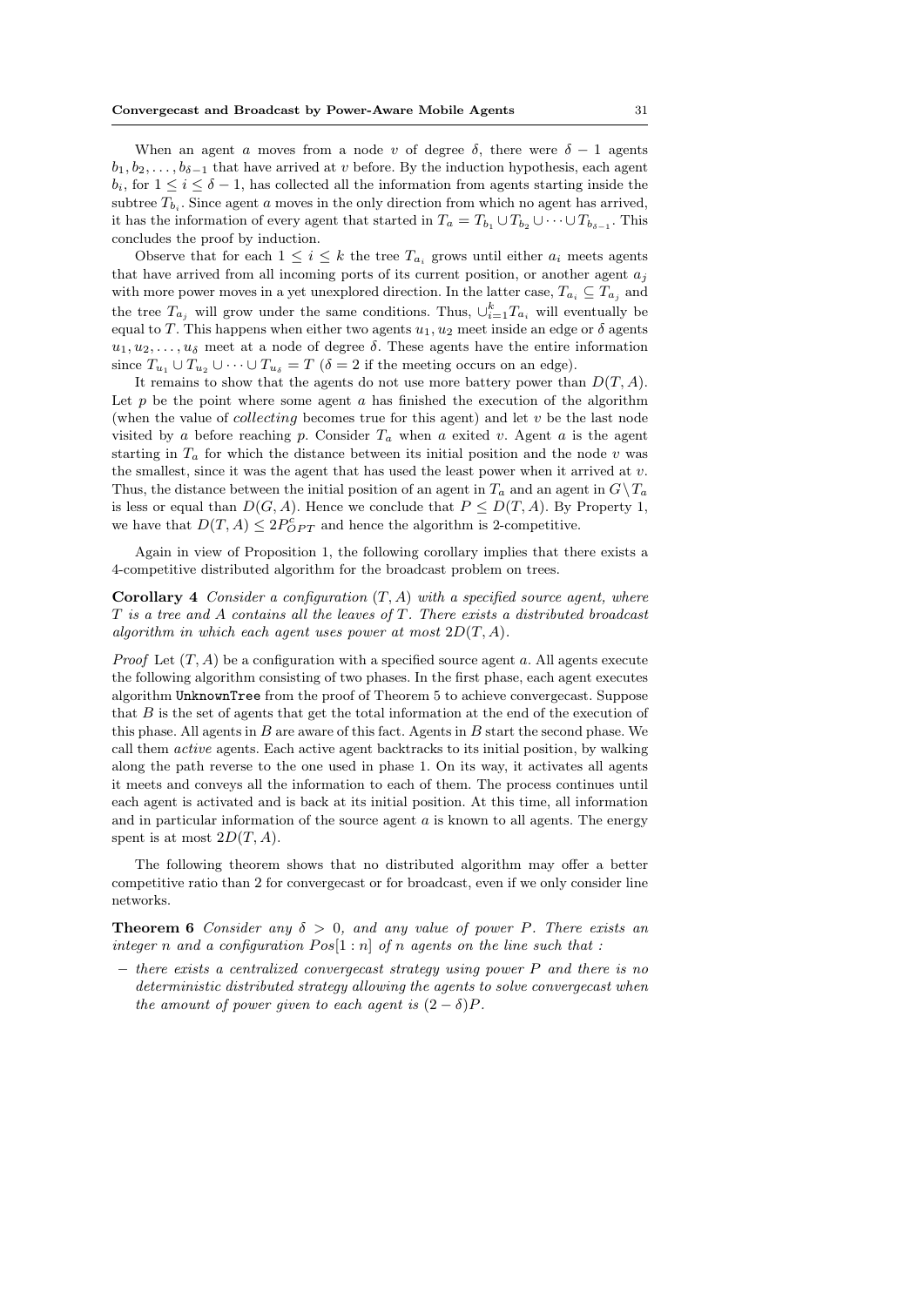When an agent $a$ moves from a node $v$ of degree $\delta$, there were $\delta - 1$ agents $b_1, b_2, \ldots, b_{\delta-1}$ that have arrived at $v$ before. By the induction hypothesis, each agent $b_i$, for $1 \leq i \leq \delta - 1$, has collected all the information from agents starting inside the subtree $T_{b_i}$. Since agent $a$ moves in the only direction from which no agent has arrived, it has the information of every agent that started in $T_a = T_{b_1} \cup T_{b_2} \cup \cdots \cup T_{b_{\delta-1}}$. This concludes the proof by induction.

Observe that for each $1 \leq i \leq k$ the tree $T_{a_i}$ grows until either $a_i$ meets agents that have arrived from all incoming ports of its current position, or another agent $a_j$ with more power moves in a yet unexplored direction. In the latter case, $T_{a_i} \subseteq T_{a_j}$ and the tree $T_{a_j}$ will grow under the same conditions. Thus, $\cup_{i=1}^{k} T_{a_i}$ will eventually be equal to $T$. This happens when either two agents $u_1, u_2$ meet inside an edge or $\delta$ agents $u_1, u_2, \ldots, u_\delta$ meet at a node of degree $\delta$. These agents have the entire information since $T_{u_1} \cup T_{u_2} \cup \cdots \cup T_{u_\delta} = T$ ($\delta = 2$ if the meeting occurs on an edge).

It remains to show that the agents do not use more battery power than $D(T, A)$. Let $p$ be the point where some agent $a$ has finished the execution of the algorithm (when the value of *collecting* becomes true for this agent) and let $v$ be the last node visited by $a$ before reaching $p$. Consider $T_a$ when $a$ exited $v$. Agent $a$ is the agent starting in $T_a$ for which the distance between its initial position and the node $v$ was the smallest, since it was the agent that has used the least power when it arrived at $v$. Thus, the distance between the initial position of an agent in $T_a$ and an agent in $G \setminus T_a$ is less or equal than $D(G, A)$. Hence we conclude that $P \leq D(T, A)$. By Property 1, we have that $D(T, A) \leq 2P^c_{OPT}$ and hence the algorithm is 2-competitive.

Again in view of Proposition 1, the following corollary implies that there exists a 4-competitive distributed algorithm for the broadcast problem on trees.

**Corollary 4** *Consider a configuration $(T, A)$ with a specified source agent, where $T$ is a tree and $A$ contains all the leaves of $T$. There exists a distributed broadcast algorithm in which each agent uses power at most $2D(T, A)$.*

*Proof* Let $(T, A)$ be a configuration with a specified source agent $a$. All agents execute the following algorithm consisting of two phases. In the first phase, each agent executes algorithm `UnknownTree` from the proof of Theorem 5 to achieve convergecast. Suppose that $B$ is the set of agents that get the total information at the end of the execution of this phase. All agents in $B$ are aware of this fact. Agents in $B$ start the second phase. We call them *active* agents. Each active agent backtracks to its initial position, by walking along the path reverse to the one used in phase 1. On its way, it activates all agents it meets and conveys all the information to each of them. The process continues until each agent is activated and is back at its initial position. At this time, all information and in particular information of the source agent $a$ is known to all agents. The energy spent is at most $2D(T, A)$.

The following theorem shows that no distributed algorithm may offer a better competitive ratio than 2 for convergecast or for broadcast, even if we only consider line networks.

**Theorem 6** *Consider any $\delta > 0$, and any value of power $P$. There exists an integer $n$ and a configuration $Pos[1 : n]$ of $n$ agents on the line such that :*

- *there exists a centralized convergecast strategy using power $P$ and there is no deterministic distributed strategy allowing the agents to solve convergecast when the amount of power given to each agent is $(2 - \delta)P$.*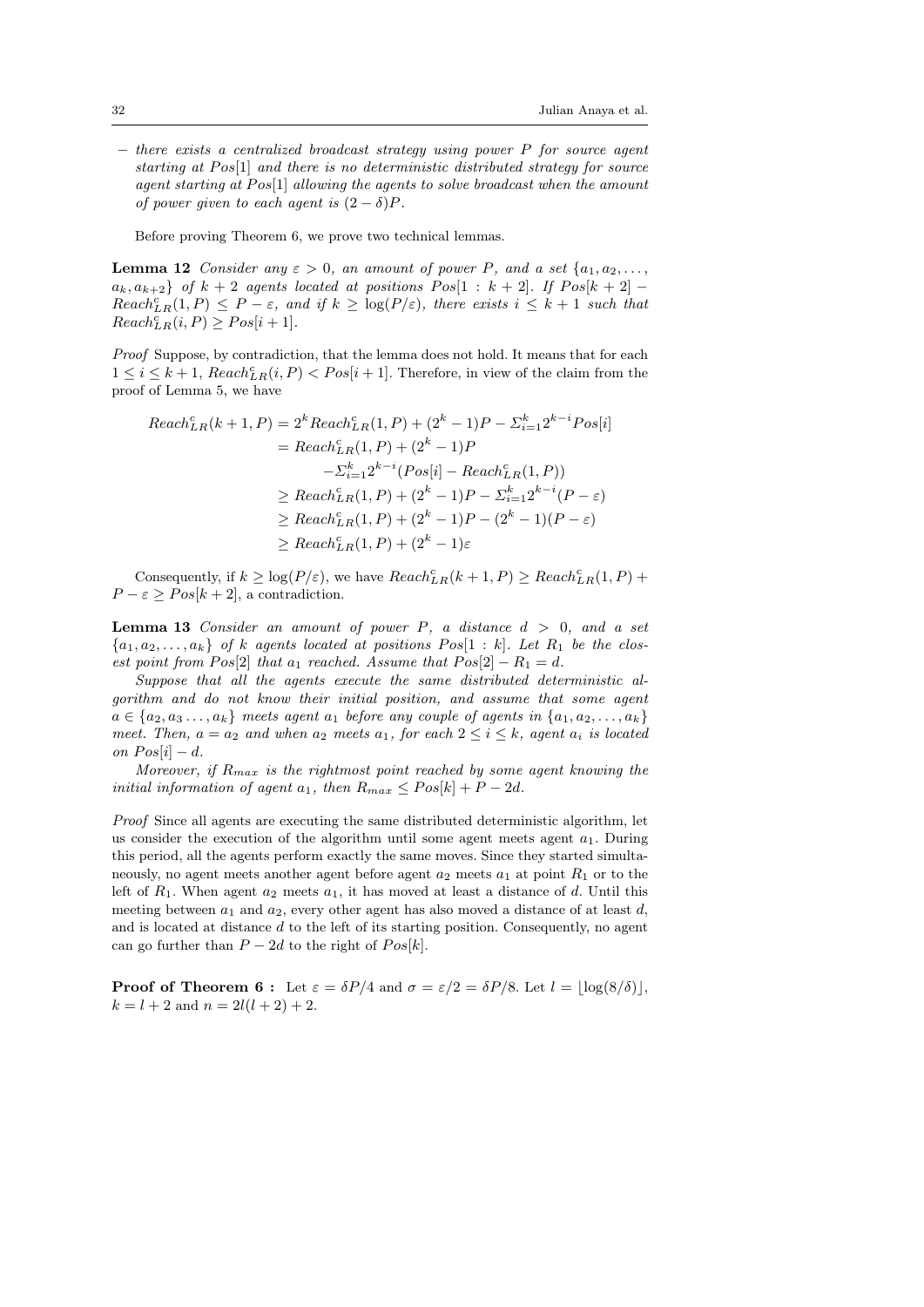– *there exists a centralized broadcast strategy using power $P$ for source agent starting at $Pos[1]$ and there is no deterministic distributed strategy for source agent starting at $Pos[1]$ allowing the agents to solve broadcast when the amount of power given to each agent is $(2-\delta)P$.*

Before proving Theorem 6, we prove two technical lemmas.

**Lemma 12** *Consider any $\varepsilon > 0$, an amount of power $P$, and a set $\{a_1, a_2, \ldots, a_k, a_{k+2}\}$ of $k+2$ agents located at positions $Pos[1:k+2]$. If $Pos[k+2] - Reach^c_{LR}(1,P) \leq P - \varepsilon$, and if $k \geq \log(P/\varepsilon)$, there exists $i \leq k+1$ such that $Reach^c_{LR}(i,P) \geq Pos[i+1]$.*

*Proof* Suppose, by contradiction, that the lemma does not hold. It means that for each $1 \leq i \leq k+1$, $Reach^c_{LR}(i,P) < Pos[i+1]$. Therefore, in view of the claim from the proof of Lemma 5, we have

$$\begin{aligned}
Reach^c_{LR}(k+1,P) &= 2^k Reach^c_{LR}(1,P) + (2^k-1)P - \Sigma_{i=1}^{k} 2^{k-i} Pos[i] \\
&= Reach^c_{LR}(1,P) + (2^k-1)P \\
&\quad - \Sigma_{i=1}^{k} 2^{k-i}(Pos[i] - Reach^c_{LR}(1,P)) \\
&\geq Reach^c_{LR}(1,P) + (2^k-1)P - \Sigma_{i=1}^{k} 2^{k-i}(P-\varepsilon) \\
&\geq Reach^c_{LR}(1,P) + (2^k-1)P - (2^k-1)(P-\varepsilon) \\
&\geq Reach^c_{LR}(1,P) + (2^k-1)\varepsilon
\end{aligned}$$

Consequently, if $k \geq \log(P/\varepsilon)$, we have $Reach^c_{LR}(k+1,P) \geq Reach^c_{LR}(1,P) + P - \varepsilon \geq Pos[k+2]$, a contradiction.

**Lemma 13** *Consider an amount of power $P$, a distance $d > 0$, and a set $\{a_1, a_2, \ldots, a_k\}$ of $k$ agents located at positions $Pos[1:k]$. Let $R_1$ be the closest point from $Pos[2]$ that $a_1$ reached. Assume that $Pos[2] - R_1 = d$.*

*Suppose that all the agents execute the same distributed deterministic algorithm and do not know their initial position, and assume that some agent $a \in \{a_2, a_3 \ldots, a_k\}$ meets agent $a_1$ before any couple of agents in $\{a_1, a_2, \ldots, a_k\}$ meet. Then, $a = a_2$ and when $a_2$ meets $a_1$, for each $2 \leq i \leq k$, agent $a_i$ is located on $Pos[i] - d$.*

*Moreover, if $R_{max}$ is the rightmost point reached by some agent knowing the initial information of agent $a_1$, then $R_{max} \leq Pos[k] + P - 2d$.*

*Proof* Since all agents are executing the same distributed deterministic algorithm, let us consider the execution of the algorithm until some agent meets agent $a_1$. During this period, all the agents perform exactly the same moves. Since they started simultaneously, no agent meets another agent before $a_2$ meets $a_1$ at point $R_1$ or to the left of $R_1$. When agent $a_2$ meets $a_1$, it has moved at least a distance of $d$. Until this meeting between $a_1$ and $a_2$, every other agent has also moved a distance of at least $d$, and is located at distance $d$ to the left of its starting position. Consequently, no agent can go further than $P - 2d$ to the right of $Pos[k]$.

**Proof of Theorem 6 :** Let $\varepsilon = \delta P/4$ and $\sigma = \varepsilon/2 = \delta P/8$. Let $l = \lfloor \log(8/\delta) \rfloor$, $k = l+2$ and $n = 2l(l+2)+2$.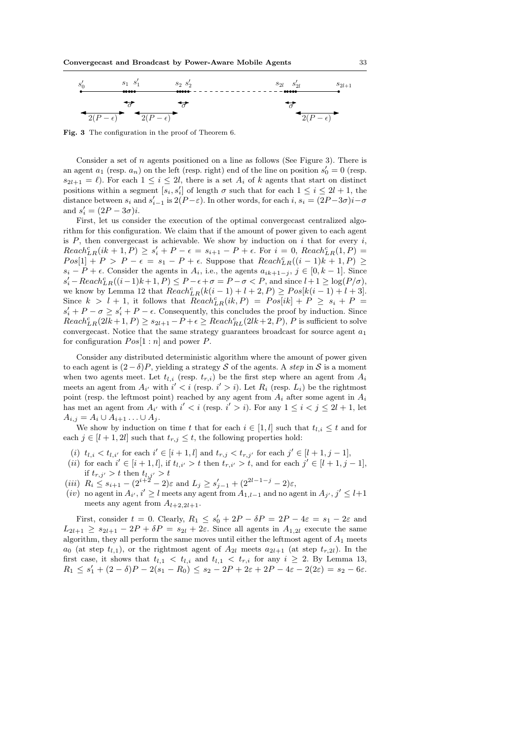**Fig. 3** The configuration in the proof of Theorem 6.

Consider a set of $n$ agents positioned on a line as follows (See Figure 3). There is an agent $a_1$ (resp. $a_n$) on the left (resp. right) end of the line on position $s'_0 = 0$ (resp. $s_{2l+1} = \ell$). For each $1 \leq i \leq 2l$, there is a set $A_i$ of $k$ agents that start on distinct positions within a segment $[s_i, s'_i]$ of length $\sigma$ such that for each $1 \leq i \leq 2l+1$, the distance between $s_i$ and $s'_{i-1}$ is $2(P-\varepsilon)$. In other words, for each $i$, $s_i = (2P-3\sigma)i - \sigma$ and $s'_i = (2P-3\sigma)i$.

First, let us consider the execution of the optimal convergecast centralized algorithm for this configuration. We claim that if the amount of power given to each agent is $P$, then convergecast is achievable. We show by induction on $i$ that for every $i$, $Reach^c_{LR}(ik+1, P) \geq s'_i + P - \epsilon = s_{i+1} - P + \epsilon$. For $i = 0$, $Reach^c_{LR}(1, P) = Pos[1] + P > P - \epsilon = s_1 - P + \epsilon$. Suppose that $Reach^c_{LR}((i-1)k+1, P) \geq s_i - P + \epsilon$. Consider the agents in $A_i$, i.e., the agents $a_{ik+1-j}$, $j \in [0, k-1]$. Since $s'_i - Reach^c_{LR}((i-1)k+1, P) \leq P - \epsilon + \sigma = P - \sigma < P$, and since $l+1 \geq \log(P/\sigma)$, we know by Lemma 12 that $Reach^c_{LR}(k(i-1)+l+2, P) \geq Pos[k(i-1)+l+3]$. Since $k > l+1$, it follows that $Reach^c_{LR}(ik, P) = Pos[ik] + P \geq s_i + P = s'_i + P - \sigma \geq s'_i + P - \epsilon$. Consequently, this concludes the proof by induction. Since $Reach^c_{LR}(2lk+1, P) \geq s_{2l+1} - P + \epsilon \geq Reach^c_{RL}(2lk+2, P)$, $P$ is sufficient to solve convergecast. Notice that the same strategy guarantees broadcast for source agent $a_1$ for configuration $Pos[1:n]$ and power $P$.

Consider any distributed deterministic algorithm where the amount of power given to each agent is $(2-\delta)P$, yielding a strategy $\mathcal{S}$ of the agents. A *step* in $\mathcal{S}$ is a moment when two agents meet. Let $t_{l,i}$ (resp. $t_{r,i}$) be the first step where an agent from $A_i$ meets an agent from $A_{i'}$ with $i' < i$ (resp. $i' > i$). Let $R_i$ (resp. $L_i$) be the rightmost point (resp. the leftmost point) reached by any agent from $A_i$ after some agent in $A_i$ has met an agent from $A_{i'}$ with $i' < i$ (resp. $i' > i$). For any $1 \leq i < j \leq 2l+1$, let $A_{i,j} = A_i \cup A_{i+1} \ldots \cup A_j$.

We show by induction on time $t$ that for each $i \in [1, l]$ such that $t_{l,i} \leq t$ and for each $j \in [l+1, 2l]$ such that $t_{r,j} \leq t$, the following properties hold:

- $(i)$ $t_{l,i} < t_{l,i'}$ for each $i' \in [i+1, l]$ and $t_{r,j} < t_{r,j'}$ for each $j' \in [l+1, j-1]$,
- $(ii)$ for each $i' \in [i+1, l]$, if $t_{l,i'} > t$ then $t_{r,i'} > t$, and for each $j' \in [l+1, j-1]$, if $t_{r,j'} > t$ then $t_{l,j'} > t$
- $(iii)$ $R_i \leq s_{i+1} - (2^{i+2} - 2)\varepsilon$ and $L_j \geq s'_{j-1} + (2^{2l-1-j} - 2)\varepsilon$,
- $(iv)$ no agent in $A_{i'}$, $i' \geq l$ meets any agent from $A_{1,l-1}$ and no agent in $A_{j'}$, $j' \leq l+1$ meets any agent from $A_{l+2,2l+1}$.

First, consider $t = 0$. Clearly, $R_1 \leq s'_0 + 2P - \delta P = 2P - 4\varepsilon = s_1 - 2\varepsilon$ and $L_{2l+1} \geq s_{2l+1} - 2P + \delta P = s_{2l} + 2\varepsilon$. Since all agents in $A_{1,2l}$ execute the same algorithm, they all perform the same moves until either the leftmost agent of $A_1$ meets $a_0$ (at step $t_{l,1}$), or the rightmost agent of $A_{2l}$ meets $a_{2l+1}$ (at step $t_{r,2l}$). In the first case, it shows that $t_{l,1} < t_{l,i}$ and $t_{l,1} < t_{r,i}$ for any $i \geq 2$. By Lemma 13, $R_1 \leq s'_1 + (2-\delta)P - 2(s_1 - R_0) \leq s_2 - 2P + 2\varepsilon + 2P - 4\varepsilon - 2(2\varepsilon) = s_2 - 6\varepsilon$.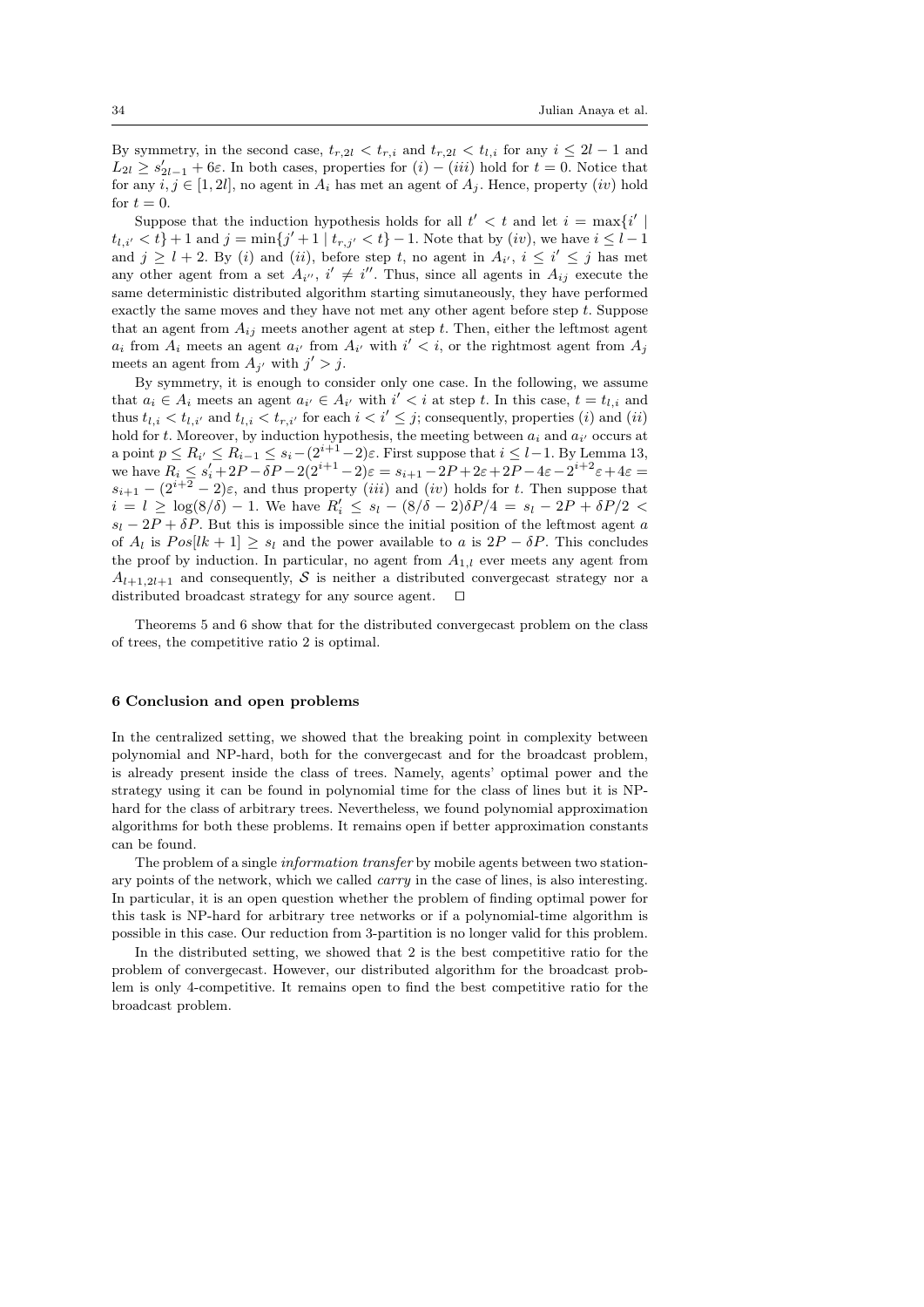By symmetry, in the second case, $t_{r,2l} < t_{r,i}$ and $t_{r,2l} < t_{l,i}$ for any $i \leq 2l - 1$ and $L_{2l} \geq s'_{2l-1} + 6\varepsilon$. In both cases, properties for $(i) - (iii)$ hold for $t = 0$. Notice that for any $i, j \in [1, 2l]$, no agent in $A_i$ has met an agent of $A_j$. Hence, property $(iv)$ hold for $t = 0$.

Suppose that the induction hypothesis holds for all $t' < t$ and let $i = \max\{i' \mid t_{l,i'} < t\} + 1$ and $j = \min\{j' + 1 \mid t_{r,j'} < t\} - 1$. Note that by $(iv)$, we have $i \leq l - 1$ and $j \geq l + 2$. By $(i)$ and $(ii)$, before step $t$, no agent in $A_{i'}$, $i \leq i' \leq j$ has met any other agent from a set $A_{i''}$, $i' \neq i''$. Thus, since all agents in $A_{ij}$ execute the same deterministic distributed algorithm starting simutaneously, they have performed exactly the same moves and they have not met any other agent before step $t$. Suppose that an agent from $A_{ij}$ meets another agent at step $t$. Then, either the leftmost agent $a_i$ from $A_i$ meets an agent $a_{i'}$ from $A_{i'}$ with $i' < i$, or the rightmost agent from $A_j$ meets an agent from $A_{j'}$ with $j' > j$.

By symmetry, it is enough to consider only one case. In the following, we assume that $a_i \in A_i$ meets an agent $a_{i'} \in A_{i'}$ with $i' < i$ at step $t$. In this case, $t = t_{l,i}$ and thus $t_{l,i} < t_{l,i'}$ and $t_{l,i} < t_{r,i'}$ for each $i < i' \leq j$; consequently, properties $(i)$ and $(ii)$ hold for $t$. Moreover, by induction hypothesis, the meeting between $a_i$ and $a_{i'}$ occurs at a point $p \leq R_{i'} \leq R_{i-1} \leq s_i - (2^{i+1} - 2)\varepsilon$. First suppose that $i \leq l-1$. By Lemma 13, we have $R_i \leq s'_i + 2P - \delta P - 2(2^{i+1} - 2)\varepsilon = s_{i+1} - 2P + 2\varepsilon + 2P - 4\varepsilon - 2^{i+2}\varepsilon + 4\varepsilon = s_{i+1} - (2^{i+2} - 2)\varepsilon$, and thus property $(iii)$ and $(iv)$ holds for $t$. Then suppose that $i = l \geq \log(8/\delta) - 1$. We have $R'_i \leq s_l - (8/\delta - 2)\delta P/4 = s_l - 2P + \delta P/2 < s_l - 2P + \delta P$. But this is impossible since the initial position of the leftmost agent $a$ of $A_l$ is $Pos[lk + 1] \geq s_l$ and the power available to $a$ is $2P - \delta P$. This concludes the proof by induction. In particular, no agent from $A_{1,l}$ ever meets any agent from $A_{l+1,2l+1}$ and consequently, $\mathcal{S}$ is neither a distributed convergecast strategy nor a distributed broadcast strategy for any source agent. $\square$

Theorems 5 and 6 show that for the distributed convergecast problem on the class of trees, the competitive ratio 2 is optimal.

## 6 Conclusion and open problems

In the centralized setting, we showed that the breaking point in complexity between polynomial and NP-hard, both for the convergecast and for the broadcast problem, is already present inside the class of trees. Namely, agents' optimal power and the strategy using it can be found in polynomial time for the class of lines but it is NP-hard for the class of arbitrary trees. Nevertheless, we found polynomial approximation algorithms for both these problems. It remains open if better approximation constants can be found.

The problem of a single *information transfer* by mobile agents between two stationary points of the network, which we called *carry* in the case of lines, is also interesting. In particular, it is an open question whether the problem of finding optimal power for this task is NP-hard for arbitrary tree networks or if a polynomial-time algorithm is possible in this case. Our reduction from 3-partition is no longer valid for this problem.

In the distributed setting, we showed that 2 is the best competitive ratio for the problem of convergecast. However, our distributed algorithm for the broadcast problem is only 4-competitive. It remains open to find the best competitive ratio for the broadcast problem.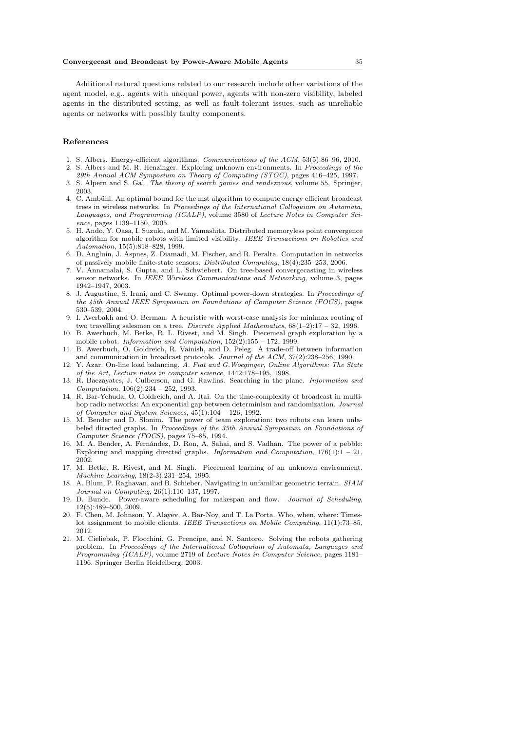Additional natural questions related to our research include other variations of the agent model, e.g., agents with unequal power, agents with non-zero visibility, labeled agents in the distributed setting, as well as fault-tolerant issues, such as unreliable agents or networks with possibly faulty components.

## References

1. S. Albers. Energy-efficient algorithms. *Communications of the ACM*, 53(5):86–96, 2010.
2. S. Albers and M. R. Henzinger. Exploring unknown environments. In *Proceedings of the 29th Annual ACM Symposium on Theory of Computing (STOC)*, pages 416–425, 1997.
3. S. Alpern and S. Gal. *The theory of search games and rendezvous*, volume 55, Springer, 2003.
4. C. Ambühl. An optimal bound for the mst algorithm to compute energy efficient broadcast trees in wireless networks. In *Proceedings of the International Colloquium on Automata, Languages, and Programming (ICALP)*, volume 3580 of *Lecture Notes in Computer Science*, pages 1139–1150, 2005.
5. H. Ando, Y. Oasa, I. Suzuki, and M. Yamashita. Distributed memoryless point convergence algorithm for mobile robots with limited visibility. *IEEE Transactions on Robotics and Automation*, 15(5):818–828, 1999.
6. D. Angluin, J. Aspnes, Z. Diamadi, M. Fischer, and R. Peralta. Computation in networks of passively mobile finite-state sensors. *Distributed Computing*, 18(4):235–253, 2006.
7. V. Annamalai, S. Gupta, and L. Schwiebert. On tree-based convergecasting in wireless sensor networks. In *IEEE Wireless Communications and Networking*, volume 3, pages 1942–1947, 2003.
8. J. Augustine, S. Irani, and C. Swamy. Optimal power-down strategies. In *Proceedings of the 45th Annual IEEE Symposium on Foundations of Computer Science (FOCS)*, pages 530–539, 2004.
9. I. Averbakh and O. Berman. A heuristic with worst-case analysis for minimax routing of two travelling salesmen on a tree. *Discrete Applied Mathematics*, 68(1–2):17 – 32, 1996.
10. B. Awerbuch, M. Betke, R. L. Rivest, and M. Singh. Piecemeal graph exploration by a mobile robot. *Information and Computation*, 152(2):155 – 172, 1999.
11. B. Awerbuch, O. Goldreich, R. Vainish, and D. Peleg. A trade-off between information and communication in broadcast protocols. *Journal of the ACM*, 37(2):238–256, 1990.
12. Y. Azar. On-line load balancing. *A. Fiat and G.Woeginger, Online Algorithms: The State of the Art, Lecture notes in computer science*, 1442:178–195, 1998.
13. R. Baezayates, J. Culberson, and G. Rawlins. Searching in the plane. *Information and Computation*, 106(2):234 – 252, 1993.
14. R. Bar-Yehuda, O. Goldreich, and A. Itai. On the time-complexity of broadcast in multi-hop radio networks: An exponential gap between determinism and randomization. *Journal of Computer and System Sciences*, 45(1):104 – 126, 1992.
15. M. Bender and D. Slonim. The power of team exploration: two robots can learn unlabeled directed graphs. In *Proceedings of the 35th Annual Symposium on Foundations of Computer Science (FOCS)*, pages 75–85, 1994.
16. M. A. Bender, A. Fernández, D. Ron, A. Sahai, and S. Vadhan. The power of a pebble: Exploring and mapping directed graphs. *Information and Computation*, 176(1):1 – 21, 2002.
17. M. Betke, R. Rivest, and M. Singh. Piecemeal learning of an unknown environment. *Machine Learning*, 18(2-3):231–254, 1995.
18. A. Blum, P. Raghavan, and B. Schieber. Navigating in unfamiliar geometric terrain. *SIAM Journal on Computing*, 26(1):110–137, 1997.
19. D. Bunde. Power-aware scheduling for makespan and flow. *Journal of Scheduling*, 12(5):489–500, 2009.
20. F. Chen, M. Johnson, Y. Alayev, A. Bar-Noy, and T. La Porta. Who, when, where: Timeslot assignment to mobile clients. *IEEE Transactions on Mobile Computing*, 11(1):73–85, 2012.
21. M. Cieliebak, P. Flocchini, G. Prencipe, and N. Santoro. Solving the robots gathering problem. In *Proceedings of the International Colloquium of Automata, Languages and Programming (ICALP)*, volume 2719 of *Lecture Notes in Computer Science*, pages 1181–1196. Springer Berlin Heidelberg, 2003.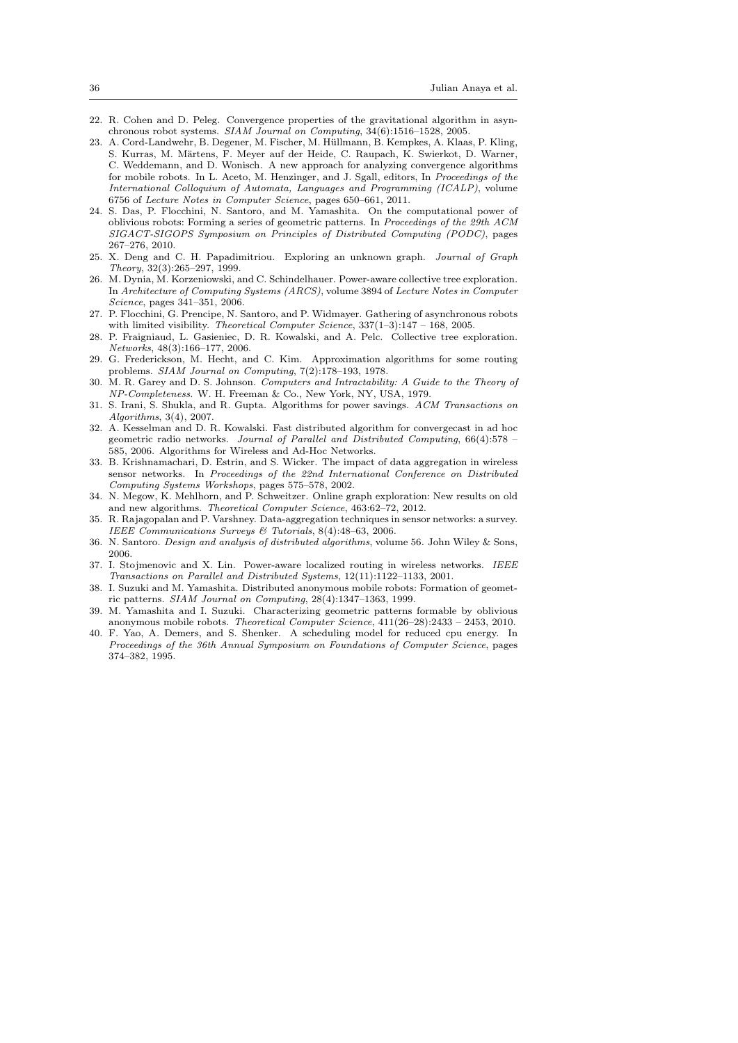22. R. Cohen and D. Peleg. Convergence properties of the gravitational algorithm in asynchronous robot systems. *SIAM Journal on Computing*, 34(6):1516–1528, 2005.
23. A. Cord-Landwehr, B. Degener, M. Fischer, M. Hüllmann, B. Kempkes, A. Klaas, P. Kling, S. Kurras, M. Märtens, F. Meyer auf der Heide, C. Raupach, K. Swierkot, D. Warner, C. Weddemann, and D. Wonisch. A new approach for analyzing convergence algorithms for mobile robots. In L. Aceto, M. Henzinger, and J. Sgall, editors, In *Proceedings of the International Colloquium of Automata, Languages and Programming (ICALP)*, volume 6756 of *Lecture Notes in Computer Science*, pages 650–661, 2011.
24. S. Das, P. Flocchini, N. Santoro, and M. Yamashita. On the computational power of oblivious robots: Forming a series of geometric patterns. In *Proceedings of the 29th ACM SIGACT-SIGOPS Symposium on Principles of Distributed Computing (PODC)*, pages 267–276, 2010.
25. X. Deng and C. H. Papadimitriou. Exploring an unknown graph. *Journal of Graph Theory*, 32(3):265–297, 1999.
26. M. Dynia, M. Korzeniowski, and C. Schindelhauer. Power-aware collective tree exploration. In *Architecture of Computing Systems (ARCS)*, volume 3894 of *Lecture Notes in Computer Science*, pages 341–351, 2006.
27. P. Flocchini, G. Prencipe, N. Santoro, and P. Widmayer. Gathering of asynchronous robots with limited visibility. *Theoretical Computer Science*, 337(1–3):147 – 168, 2005.
28. P. Fraigniaud, L. Gasieniec, D. R. Kowalski, and A. Pelc. Collective tree exploration. *Networks*, 48(3):166–177, 2006.
29. G. Frederickson, M. Hecht, and C. Kim. Approximation algorithms for some routing problems. *SIAM Journal on Computing*, 7(2):178–193, 1978.
30. M. R. Garey and D. S. Johnson. *Computers and Intractability: A Guide to the Theory of NP-Completeness.* W. H. Freeman & Co., New York, NY, USA, 1979.
31. S. Irani, S. Shukla, and R. Gupta. Algorithms for power savings. *ACM Transactions on Algorithms*, 3(4), 2007.
32. A. Kesselman and D. R. Kowalski. Fast distributed algorithm for convergecast in ad hoc geometric radio networks. *Journal of Parallel and Distributed Computing*, 66(4):578 – 585, 2006. Algorithms for Wireless and Ad-Hoc Networks.
33. B. Krishnamachari, D. Estrin, and S. Wicker. The impact of data aggregation in wireless sensor networks. In *Proceedings of the 22nd International Conference on Distributed Computing Systems Workshops*, pages 575–578, 2002.
34. N. Megow, K. Mehlhorn, and P. Schweitzer. Online graph exploration: New results on old and new algorithms. *Theoretical Computer Science*, 463:62–72, 2012.
35. R. Rajagopalan and P. Varshney. Data-aggregation techniques in sensor networks: a survey. *IEEE Communications Surveys & Tutorials*, 8(4):48–63, 2006.
36. N. Santoro. *Design and analysis of distributed algorithms*, volume 56. John Wiley & Sons, 2006.
37. I. Stojmenovic and X. Lin. Power-aware localized routing in wireless networks. *IEEE Transactions on Parallel and Distributed Systems*, 12(11):1122–1133, 2001.
38. I. Suzuki and M. Yamashita. Distributed anonymous mobile robots: Formation of geometric patterns. *SIAM Journal on Computing*, 28(4):1347–1363, 1999.
39. M. Yamashita and I. Suzuki. Characterizing geometric patterns formable by oblivious anonymous mobile robots. *Theoretical Computer Science*, 411(26–28):2433 – 2453, 2010.
40. F. Yao, A. Demers, and S. Shenker. A scheduling model for reduced cpu energy. In *Proceedings of the 36th Annual Symposium on Foundations of Computer Science*, pages 374–382, 1995.